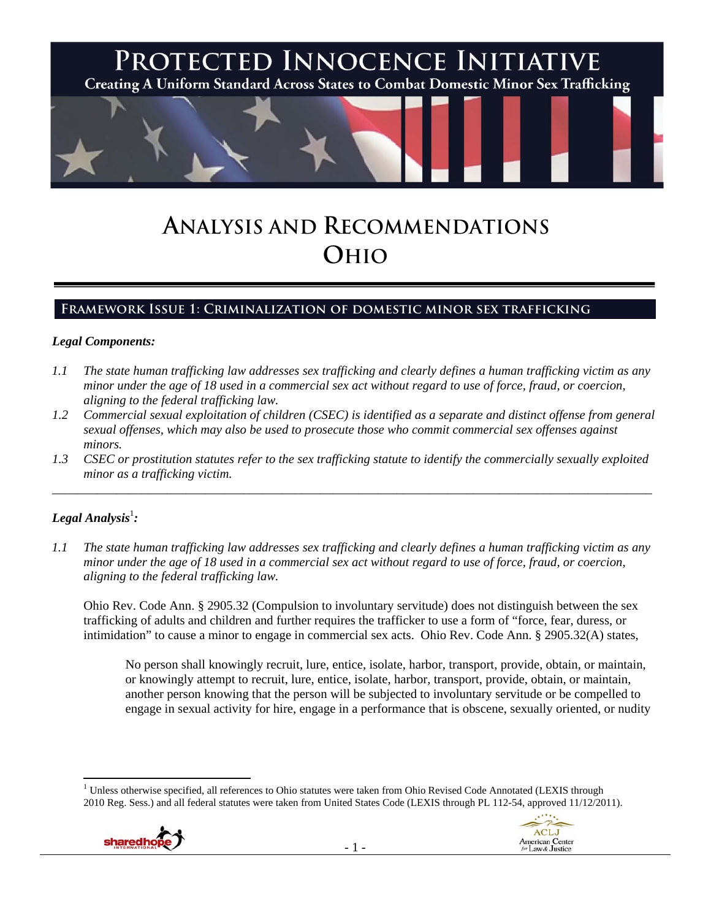# PROTECTED INNOCENCE INITIATIVE

Creating A Uniform Standard Across States to Combat Domestic Minor Sex Trafficking

# ANALYSIS AND RECOMMENDATIONS
# OHIO

## FRAMEWORK ISSUE 1: CRIMINALIZATION OF DOMESTIC MINOR SEX TRAFFICKING

### *Legal Components:*

*1.1 The state human trafficking law addresses sex trafficking and clearly defines a human trafficking victim as any minor under the age of 18 used in a commercial sex act without regard to use of force, fraud, or coercion, aligning to the federal trafficking law.*

*1.2 Commercial sexual exploitation of children (CSEC) is identified as a separate and distinct offense from general sexual offenses, which may also be used to prosecute those who commit commercial sex offenses against minors.*

*1.3 CSEC or prostitution statutes refer to the sex trafficking statute to identify the commercially sexually exploited minor as a trafficking victim.*

---

### *Legal Analysis*[1]*:*

*1.1 The state human trafficking law addresses sex trafficking and clearly defines a human trafficking victim as any minor under the age of 18 used in a commercial sex act without regard to use of force, fraud, or coercion, aligning to the federal trafficking law.*

Ohio Rev. Code Ann. § 2905.32 (Compulsion to involuntary servitude) does not distinguish between the sex trafficking of adults and children and further requires the trafficker to use a form of "force, fear, duress, or intimidation" to cause a minor to engage in commercial sex acts. Ohio Rev. Code Ann. § 2905.32(A) states,

> No person shall knowingly recruit, lure, entice, isolate, harbor, transport, provide, obtain, or maintain, or knowingly attempt to recruit, lure, entice, isolate, harbor, transport, provide, obtain, or maintain, another person knowing that the person will be subjected to involuntary servitude or be compelled to engage in sexual activity for hire, engage in a performance that is obscene, sexually oriented, or nudity

[1] Unless otherwise specified, all references to Ohio statutes were taken from Ohio Revised Code Annotated (LEXIS through 2010 Reg. Sess.) and all federal statutes were taken from United States Code (LEXIS through PL 112-54, approved 11/12/2011).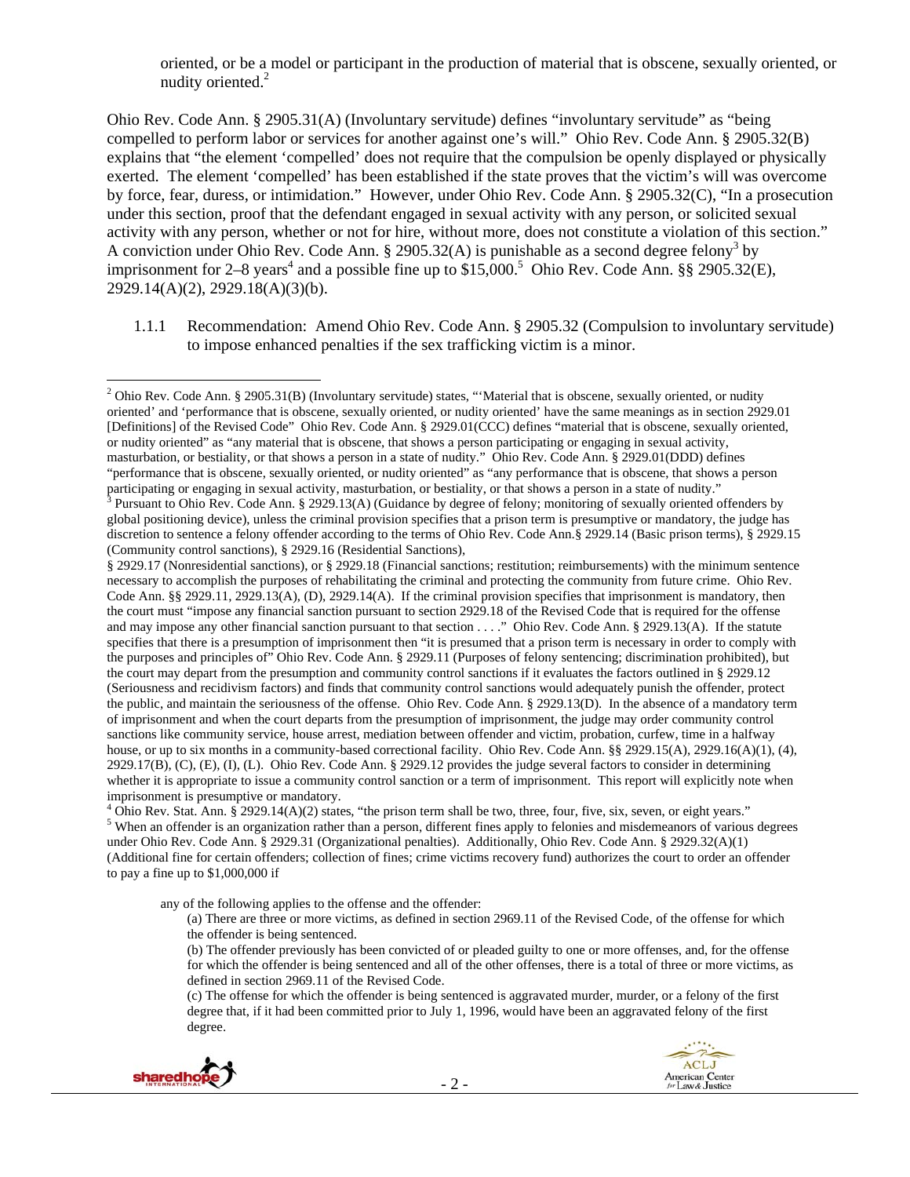oriented, or be a model or participant in the production of material that is obscene, sexually oriented, or nudity oriented.[2]

Ohio Rev. Code Ann. § 2905.31(A) (Involuntary servitude) defines "involuntary servitude" as "being compelled to perform labor or services for another against one's will." Ohio Rev. Code Ann. § 2905.32(B) explains that "the element 'compelled' does not require that the compulsion be openly displayed or physically exerted. The element 'compelled' has been established if the state proves that the victim's will was overcome by force, fear, duress, or intimidation." However, under Ohio Rev. Code Ann. § 2905.32(C), "In a prosecution under this section, proof that the defendant engaged in sexual activity with any person, or solicited sexual activity with any person, whether or not for hire, without more, does not constitute a violation of this section." A conviction under Ohio Rev. Code Ann. § 2905.32(A) is punishable as a second degree felony[3] by imprisonment for 2–8 years[4] and a possible fine up to $15,000.[5] Ohio Rev. Code Ann. §§ 2905.32(E), 2929.14(A)(2), 2929.18(A)(3)(b).

1.1.1 Recommendation: Amend Ohio Rev. Code Ann. § 2905.32 (Compulsion to involuntary servitude) to impose enhanced penalties if the sex trafficking victim is a minor.

---

[2] Ohio Rev. Code Ann. § 2905.31(B) (Involuntary servitude) states, "'Material that is obscene, sexually oriented, or nudity oriented' and 'performance that is obscene, sexually oriented, or nudity oriented' have the same meanings as in section 2929.01 [Definitions] of the Revised Code" Ohio Rev. Code Ann. § 2929.01(CCC) defines "material that is obscene, sexually oriented, or nudity oriented" as "any material that is obscene, that shows a person participating or engaging in sexual activity, masturbation, or bestiality, or that shows a person in a state of nudity." Ohio Rev. Code Ann. § 2929.01(DDD) defines "performance that is obscene, sexually oriented, or nudity oriented" as "any performance that is obscene, that shows a person participating or engaging in sexual activity, masturbation, or bestiality, or that shows a person in a state of nudity."

[3] Pursuant to Ohio Rev. Code Ann. § 2929.13(A) (Guidance by degree of felony; monitoring of sexually oriented offenders by global positioning device), unless the criminal provision specifies that a prison term is presumptive or mandatory, the judge has discretion to sentence a felony offender according to the terms of Ohio Rev. Code Ann.§ 2929.14 (Basic prison terms), § 2929.15 (Community control sanctions), § 2929.16 (Residential Sanctions), § 2929.17 (Nonresidential sanctions), or § 2929.18 (Financial sanctions; restitution; reimbursements) with the minimum sentence necessary to accomplish the purposes of rehabilitating the criminal and protecting the community from future crime. Ohio Rev. Code Ann. §§ 2929.11, 2929.13(A), (D), 2929.14(A). If the criminal provision specifies that imprisonment is mandatory, then the court must "impose any financial sanction pursuant to section 2929.18 of the Revised Code that is required for the offense and may impose any other financial sanction pursuant to that section . . . ." Ohio Rev. Code Ann. § 2929.13(A). If the statute specifies that there is a presumption of imprisonment then "it is presumed that a prison term is necessary in order to comply with the purposes and principles of" Ohio Rev. Code Ann. § 2929.11 (Purposes of felony sentencing; discrimination prohibited), but the court may depart from the presumption and community control sanctions if it evaluates the factors outlined in § 2929.12 (Seriousness and recidivism factors) and finds that community control sanctions would adequately punish the offender, protect the public, and maintain the seriousness of the offense. Ohio Rev. Code Ann. § 2929.13(D). In the absence of a mandatory term of imprisonment and when the court departs from the presumption of imprisonment, the judge may order community control sanctions like community service, house arrest, mediation between offender and victim, probation, curfew, time in a halfway house, or up to six months in a community-based correctional facility. Ohio Rev. Code Ann. §§ 2929.15(A), 2929.16(A)(1), (4), 2929.17(B), (C), (E), (I), (L). Ohio Rev. Code Ann. § 2929.12 provides the judge several factors to consider in determining whether it is appropriate to issue a community control sanction or a term of imprisonment. This report will explicitly note when imprisonment is presumptive or mandatory.

[4] Ohio Rev. Stat. Ann. § 2929.14(A)(2) states, "the prison term shall be two, three, four, five, six, seven, or eight years."

[5] When an offender is an organization rather than a person, different fines apply to felonies and misdemeanors of various degrees under Ohio Rev. Code Ann. § 2929.31 (Organizational penalties). Additionally, Ohio Rev. Code Ann. § 2929.32(A)(1) (Additional fine for certain offenders; collection of fines; crime victims recovery fund) authorizes the court to order an offender to pay a fine up to $1,000,000 if

> any of the following applies to the offense and the offender:
>
> (a) There are three or more victims, as defined in section 2969.11 of the Revised Code, of the offense for which the offender is being sentenced.
>
> (b) The offender previously has been convicted of or pleaded guilty to one or more offenses, and, for the offense for which the offender is being sentenced and all of the other offenses, there is a total of three or more victims, as defined in section 2969.11 of the Revised Code.
>
> (c) The offense for which the offender is being sentenced is aggravated murder, murder, or a felony of the first degree that, if it had been committed prior to July 1, 1996, would have been an aggravated felony of the first degree.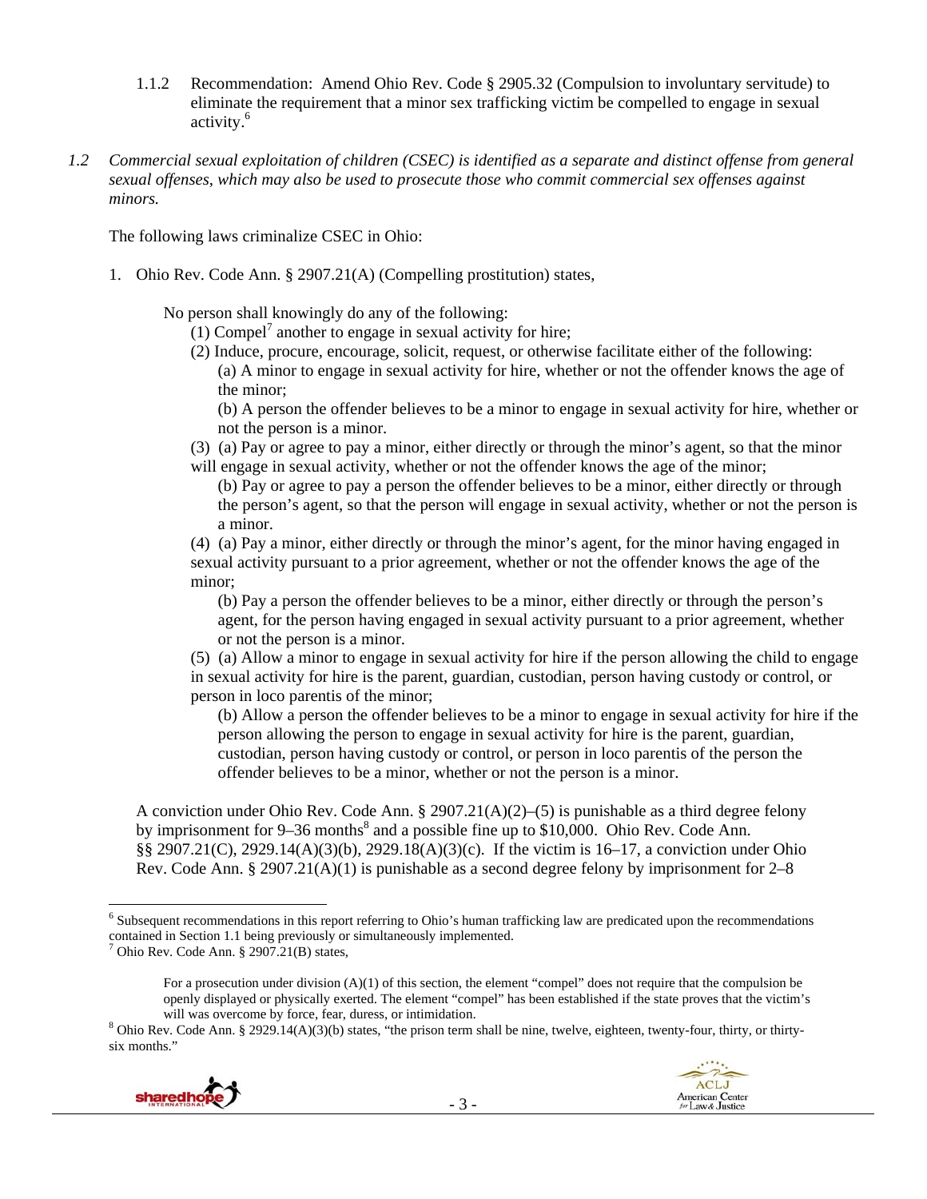1.1.2 Recommendation: Amend Ohio Rev. Code § 2905.32 (Compulsion to involuntary servitude) to eliminate the requirement that a minor sex trafficking victim be compelled to engage in sexual activity.[6]

*1.2 Commercial sexual exploitation of children (CSEC) is identified as a separate and distinct offense from general sexual offenses, which may also be used to prosecute those who commit commercial sex offenses against minors.*

The following laws criminalize CSEC in Ohio:

1. Ohio Rev. Code Ann. § 2907.21(A) (Compelling prostitution) states,

> No person shall knowingly do any of the following:
>
> (1) Compel[7] another to engage in sexual activity for hire;
>
> (2) Induce, procure, encourage, solicit, request, or otherwise facilitate either of the following:
>
> (a) A minor to engage in sexual activity for hire, whether or not the offender knows the age of the minor;
>
> (b) A person the offender believes to be a minor to engage in sexual activity for hire, whether or not the person is a minor.
>
> (3) (a) Pay or agree to pay a minor, either directly or through the minor's agent, so that the minor will engage in sexual activity, whether or not the offender knows the age of the minor;
>
> (b) Pay or agree to pay a person the offender believes to be a minor, either directly or through the person's agent, so that the person will engage in sexual activity, whether or not the person is a minor.
>
> (4) (a) Pay a minor, either directly or through the minor's agent, for the minor having engaged in sexual activity pursuant to a prior agreement, whether or not the offender knows the age of the minor;
>
> (b) Pay a person the offender believes to be a minor, either directly or through the person's agent, for the person having engaged in sexual activity pursuant to a prior agreement, whether or not the person is a minor.
>
> (5) (a) Allow a minor to engage in sexual activity for hire if the person allowing the child to engage in sexual activity for hire is the parent, guardian, custodian, person having custody or control, or person in loco parentis of the minor;
>
> (b) Allow a person the offender believes to be a minor to engage in sexual activity for hire if the person allowing the person to engage in sexual activity for hire is the parent, guardian, custodian, person having custody or control, or person in loco parentis of the person the offender believes to be a minor, whether or not the person is a minor.

A conviction under Ohio Rev. Code Ann. § 2907.21(A)(2)–(5) is punishable as a third degree felony by imprisonment for 9–36 months[8] and a possible fine up to $10,000. Ohio Rev. Code Ann. §§ 2907.21(C), 2929.14(A)(3)(b), 2929.18(A)(3)(c). If the victim is 16–17, a conviction under Ohio Rev. Code Ann. § 2907.21(A)(1) is punishable as a second degree felony by imprisonment for 2–8

---

[6] Subsequent recommendations in this report referring to Ohio's human trafficking law are predicated upon the recommendations contained in Section 1.1 being previously or simultaneously implemented.

[7] Ohio Rev. Code Ann. § 2907.21(B) states,

> For a prosecution under division (A)(1) of this section, the element "compel" does not require that the compulsion be openly displayed or physically exerted. The element "compel" has been established if the state proves that the victim's will was overcome by force, fear, duress, or intimidation.

[8] Ohio Rev. Code Ann. § 2929.14(A)(3)(b) states, "the prison term shall be nine, twelve, eighteen, twenty-four, thirty, or thirty-six months."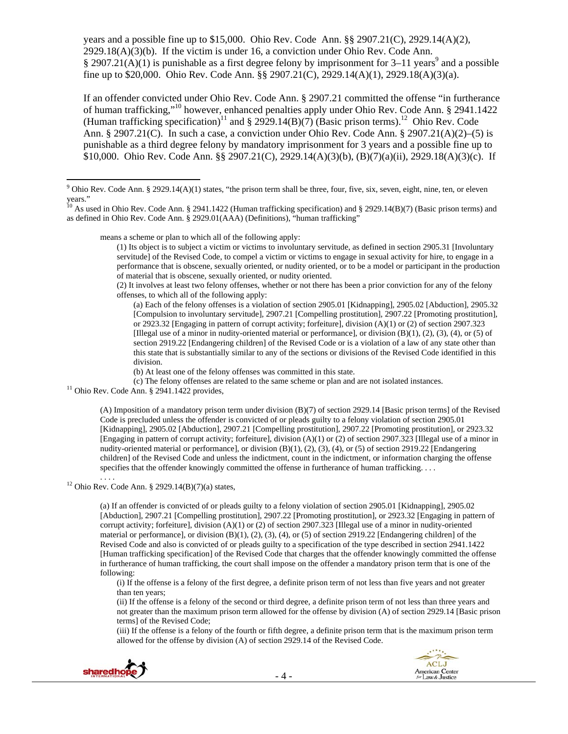years and a possible fine up to $15,000. Ohio Rev. Code Ann. §§ 2907.21(C), 2929.14(A)(2), 2929.18(A)(3)(b). If the victim is under 16, a conviction under Ohio Rev. Code Ann. § 2907.21(A)(1) is punishable as a first degree felony by imprisonment for 3–11 years[9] and a possible fine up to $20,000. Ohio Rev. Code Ann. §§ 2907.21(C), 2929.14(A)(1), 2929.18(A)(3)(a).

If an offender convicted under Ohio Rev. Code Ann. § 2907.21 committed the offense "in furtherance of human trafficking,"[10] however, enhanced penalties apply under Ohio Rev. Code Ann. § 2941.1422 (Human trafficking specification)[11] and § 2929.14(B)(7) (Basic prison terms).[12] Ohio Rev. Code Ann. § 2907.21(C). In such a case, a conviction under Ohio Rev. Code Ann. § 2907.21(A)(2)–(5) is punishable as a third degree felony by mandatory imprisonment for 3 years and a possible fine up to $10,000. Ohio Rev. Code Ann. §§ 2907.21(C), 2929.14(A)(3)(b), (B)(7)(a)(ii), 2929.18(A)(3)(c). If

---

[9] Ohio Rev. Code Ann. § 2929.14(A)(1) states, "the prison term shall be three, four, five, six, seven, eight, nine, ten, or eleven years."

[10] As used in Ohio Rev. Code Ann. § 2941.1422 (Human trafficking specification) and § 2929.14(B)(7) (Basic prison terms) and as defined in Ohio Rev. Code Ann. § 2929.01(AAA) (Definitions), "human trafficking"

> means a scheme or plan to which all of the following apply:
>
> (1) Its object is to subject a victim or victims to involuntary servitude, as defined in section 2905.31 [Involuntary servitude] of the Revised Code, to compel a victim or victims to engage in sexual activity for hire, to engage in a performance that is obscene, sexually oriented, or nudity oriented, or to be a model or participant in the production of material that is obscene, sexually oriented, or nudity oriented.
>
> (2) It involves at least two felony offenses, whether or not there has been a prior conviction for any of the felony offenses, to which all of the following apply:
>
> (a) Each of the felony offenses is a violation of section 2905.01 [Kidnapping], 2905.02 [Abduction], 2905.32 [Compulsion to involuntary servitude], 2907.21 [Compelling prostitution], 2907.22 [Promoting prostitution], or 2923.32 [Engaging in pattern of corrupt activity; forfeiture], division (A)(1) or (2) of section 2907.323 [Illegal use of a minor in nudity-oriented material or performance], or division (B)(1), (2), (3), (4), or (5) of section 2919.22 [Endangering children] of the Revised Code or is a violation of a law of any state other than this state that is substantially similar to any of the sections or divisions of the Revised Code identified in this division.
>
> (b) At least one of the felony offenses was committed in this state.
>
> (c) The felony offenses are related to the same scheme or plan and are not isolated instances.

[11] Ohio Rev. Code Ann. § 2941.1422 provides,

> (A) Imposition of a mandatory prison term under division (B)(7) of section 2929.14 [Basic prison terms] of the Revised Code is precluded unless the offender is convicted of or pleads guilty to a felony violation of section 2905.01 [Kidnapping], 2905.02 [Abduction], 2907.21 [Compelling prostitution], 2907.22 [Promoting prostitution], or 2923.32 [Engaging in pattern of corrupt activity; forfeiture], division (A)(1) or (2) of section 2907.323 [Illegal use of a minor in nudity-oriented material or performance], or division (B)(1), (2), (3), (4), or (5) of section 2919.22 [Endangering children] of the Revised Code and unless the indictment, count in the indictment, or information charging the offense specifies that the offender knowingly committed the offense in furtherance of human trafficking. . . .
>
> . . . .

[12] Ohio Rev. Code Ann. § 2929.14(B)(7)(a) states,

> (a) If an offender is convicted of or pleads guilty to a felony violation of section 2905.01 [Kidnapping], 2905.02 [Abduction], 2907.21 [Compelling prostitution], 2907.22 [Promoting prostitution], or 2923.32 [Engaging in pattern of corrupt activity; forfeiture], division (A)(1) or (2) of section 2907.323 [Illegal use of a minor in nudity-oriented material or performance], or division (B)(1), (2), (3), (4), or (5) of section 2919.22 [Endangering children] of the Revised Code and also is convicted of or pleads guilty to a specification of the type described in section 2941.1422 [Human trafficking specification] of the Revised Code that charges that the offender knowingly committed the offense in furtherance of human trafficking, the court shall impose on the offender a mandatory prison term that is one of the following:
>
> (i) If the offense is a felony of the first degree, a definite prison term of not less than five years and not greater than ten years;
>
> (ii) If the offense is a felony of the second or third degree, a definite prison term of not less than three years and not greater than the maximum prison term allowed for the offense by division (A) of section 2929.14 [Basic prison terms] of the Revised Code;
>
> (iii) If the offense is a felony of the fourth or fifth degree, a definite prison term that is the maximum prison term allowed for the offense by division (A) of section 2929.14 of the Revised Code.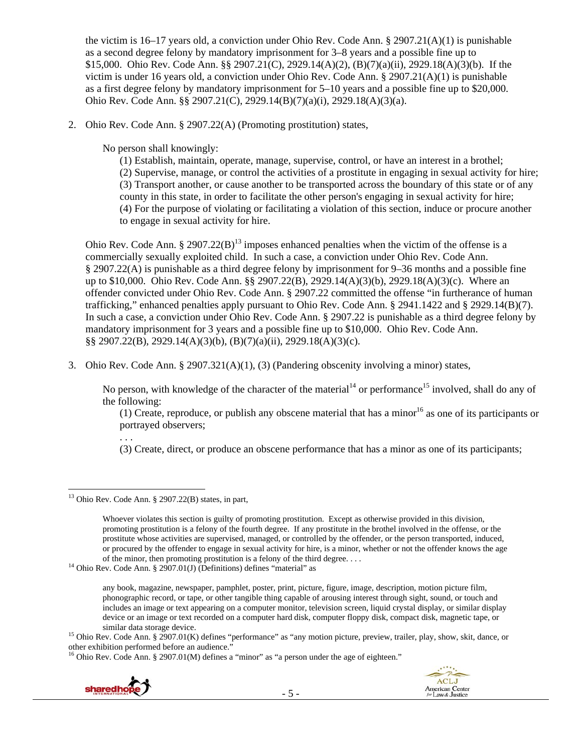the victim is 16–17 years old, a conviction under Ohio Rev. Code Ann. § 2907.21(A)(1) is punishable as a second degree felony by mandatory imprisonment for 3–8 years and a possible fine up to $15,000. Ohio Rev. Code Ann. §§ 2907.21(C), 2929.14(A)(2), (B)(7)(a)(ii), 2929.18(A)(3)(b). If the victim is under 16 years old, a conviction under Ohio Rev. Code Ann. § 2907.21(A)(1) is punishable as a first degree felony by mandatory imprisonment for 5–10 years and a possible fine up to $20,000. Ohio Rev. Code Ann. §§ 2907.21(C), 2929.14(B)(7)(a)(i), 2929.18(A)(3)(a).

2. Ohio Rev. Code Ann. § 2907.22(A) (Promoting prostitution) states,

   No person shall knowingly:

   (1) Establish, maintain, operate, manage, supervise, control, or have an interest in a brothel;
   (2) Supervise, manage, or control the activities of a prostitute in engaging in sexual activity for hire;
   (3) Transport another, or cause another to be transported across the boundary of this state or of any county in this state, in order to facilitate the other person's engaging in sexual activity for hire;
   (4) For the purpose of violating or facilitating a violation of this section, induce or procure another to engage in sexual activity for hire.

   Ohio Rev. Code Ann. § 2907.22(B)[13] imposes enhanced penalties when the victim of the offense is a commercially sexually exploited child. In such a case, a conviction under Ohio Rev. Code Ann. § 2907.22(A) is punishable as a third degree felony by imprisonment for 9–36 months and a possible fine up to $10,000. Ohio Rev. Code Ann. §§ 2907.22(B), 2929.14(A)(3)(b), 2929.18(A)(3)(c). Where an offender convicted under Ohio Rev. Code Ann. § 2907.22 committed the offense "in furtherance of human trafficking," enhanced penalties apply pursuant to Ohio Rev. Code Ann. § 2941.1422 and § 2929.14(B)(7). In such a case, a conviction under Ohio Rev. Code Ann. § 2907.22 is punishable as a third degree felony by mandatory imprisonment for 3 years and a possible fine up to $10,000. Ohio Rev. Code Ann. §§ 2907.22(B), 2929.14(A)(3)(b), (B)(7)(a)(ii), 2929.18(A)(3)(c).

3. Ohio Rev. Code Ann. § 2907.321(A)(1), (3) (Pandering obscenity involving a minor) states,

   No person, with knowledge of the character of the material[14] or performance[15] involved, shall do any of the following:

   (1) Create, reproduce, or publish any obscene material that has a minor[16] as one of its participants or portrayed observers;
   . . .
   (3) Create, direct, or produce an obscene performance that has a minor as one of its participants;

---

[13] Ohio Rev. Code Ann. § 2907.22(B) states, in part,

> Whoever violates this section is guilty of promoting prostitution. Except as otherwise provided in this division, promoting prostitution is a felony of the fourth degree. If any prostitute in the brothel involved in the offense, or the prostitute whose activities are supervised, managed, or controlled by the offender, or the person transported, induced, or procured by the offender to engage in sexual activity for hire, is a minor, whether or not the offender knows the age of the minor, then promoting prostitution is a felony of the third degree. . . .

[14] Ohio Rev. Code Ann. § 2907.01(J) (Definitions) defines "material" as

> any book, magazine, newspaper, pamphlet, poster, print, picture, figure, image, description, motion picture film, phonographic record, or tape, or other tangible thing capable of arousing interest through sight, sound, or touch and includes an image or text appearing on a computer monitor, television screen, liquid crystal display, or similar display device or an image or text recorded on a computer hard disk, computer floppy disk, compact disk, magnetic tape, or similar data storage device.

[15] Ohio Rev. Code Ann. § 2907.01(K) defines "performance" as "any motion picture, preview, trailer, play, show, skit, dance, or other exhibition performed before an audience."

[16] Ohio Rev. Code Ann. § 2907.01(M) defines a "minor" as "a person under the age of eighteen."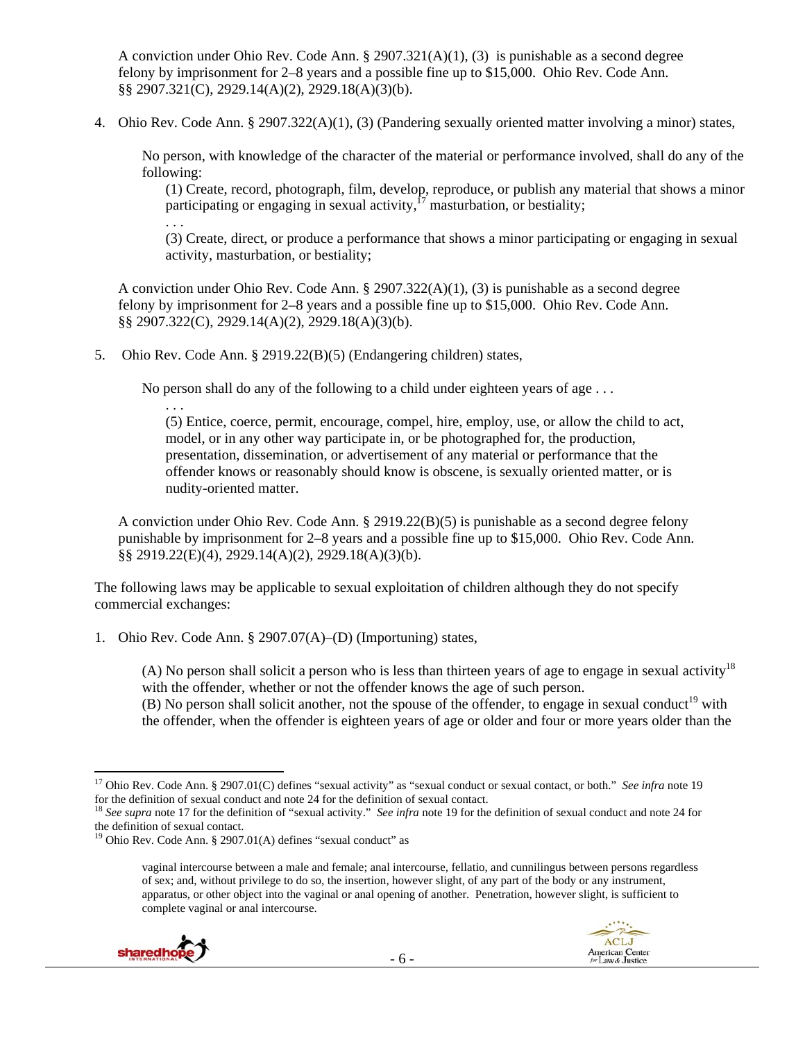A conviction under Ohio Rev. Code Ann. § 2907.321(A)(1), (3) is punishable as a second degree felony by imprisonment for 2–8 years and a possible fine up to $15,000. Ohio Rev. Code Ann. §§ 2907.321(C), 2929.14(A)(2), 2929.18(A)(3)(b).

4. Ohio Rev. Code Ann. § 2907.322(A)(1), (3) (Pandering sexually oriented matter involving a minor) states,

> No person, with knowledge of the character of the material or performance involved, shall do any of the following:
>
> (1) Create, record, photograph, film, develop, reproduce, or publish any material that shows a minor participating or engaging in sexual activity,[17] masturbation, or bestiality;
>
> . . .
>
> (3) Create, direct, or produce a performance that shows a minor participating or engaging in sexual activity, masturbation, or bestiality;

A conviction under Ohio Rev. Code Ann. § 2907.322(A)(1), (3) is punishable as a second degree felony by imprisonment for 2–8 years and a possible fine up to $15,000. Ohio Rev. Code Ann. §§ 2907.322(C), 2929.14(A)(2), 2929.18(A)(3)(b).

5. Ohio Rev. Code Ann. § 2919.22(B)(5) (Endangering children) states,

> No person shall do any of the following to a child under eighteen years of age . . .
>
> . . .
>
> (5) Entice, coerce, permit, encourage, compel, hire, employ, use, or allow the child to act, model, or in any other way participate in, or be photographed for, the production, presentation, dissemination, or advertisement of any material or performance that the offender knows or reasonably should know is obscene, is sexually oriented matter, or is nudity-oriented matter.

A conviction under Ohio Rev. Code Ann. § 2919.22(B)(5) is punishable as a second degree felony punishable by imprisonment for 2–8 years and a possible fine up to $15,000. Ohio Rev. Code Ann. §§ 2919.22(E)(4), 2929.14(A)(2), 2929.18(A)(3)(b).

The following laws may be applicable to sexual exploitation of children although they do not specify commercial exchanges:

1. Ohio Rev. Code Ann. § 2907.07(A)–(D) (Importuning) states,

> (A) No person shall solicit a person who is less than thirteen years of age to engage in sexual activity[18] with the offender, whether or not the offender knows the age of such person.
>
> (B) No person shall solicit another, not the spouse of the offender, to engage in sexual conduct[19] with the offender, when the offender is eighteen years of age or older and four or more years older than the

---

[17] Ohio Rev. Code Ann. § 2907.01(C) defines "sexual activity" as "sexual conduct or sexual contact, or both." *See infra* note 19 for the definition of sexual conduct and note 24 for the definition of sexual contact.

[18] *See supra* note 17 for the definition of "sexual activity." *See infra* note 19 for the definition of sexual conduct and note 24 for the definition of sexual contact.

[19] Ohio Rev. Code Ann. § 2907.01(A) defines "sexual conduct" as

> vaginal intercourse between a male and female; anal intercourse, fellatio, and cunnilingus between persons regardless of sex; and, without privilege to do so, the insertion, however slight, of any part of the body or any instrument, apparatus, or other object into the vaginal or anal opening of another. Penetration, however slight, is sufficient to complete vaginal or anal intercourse.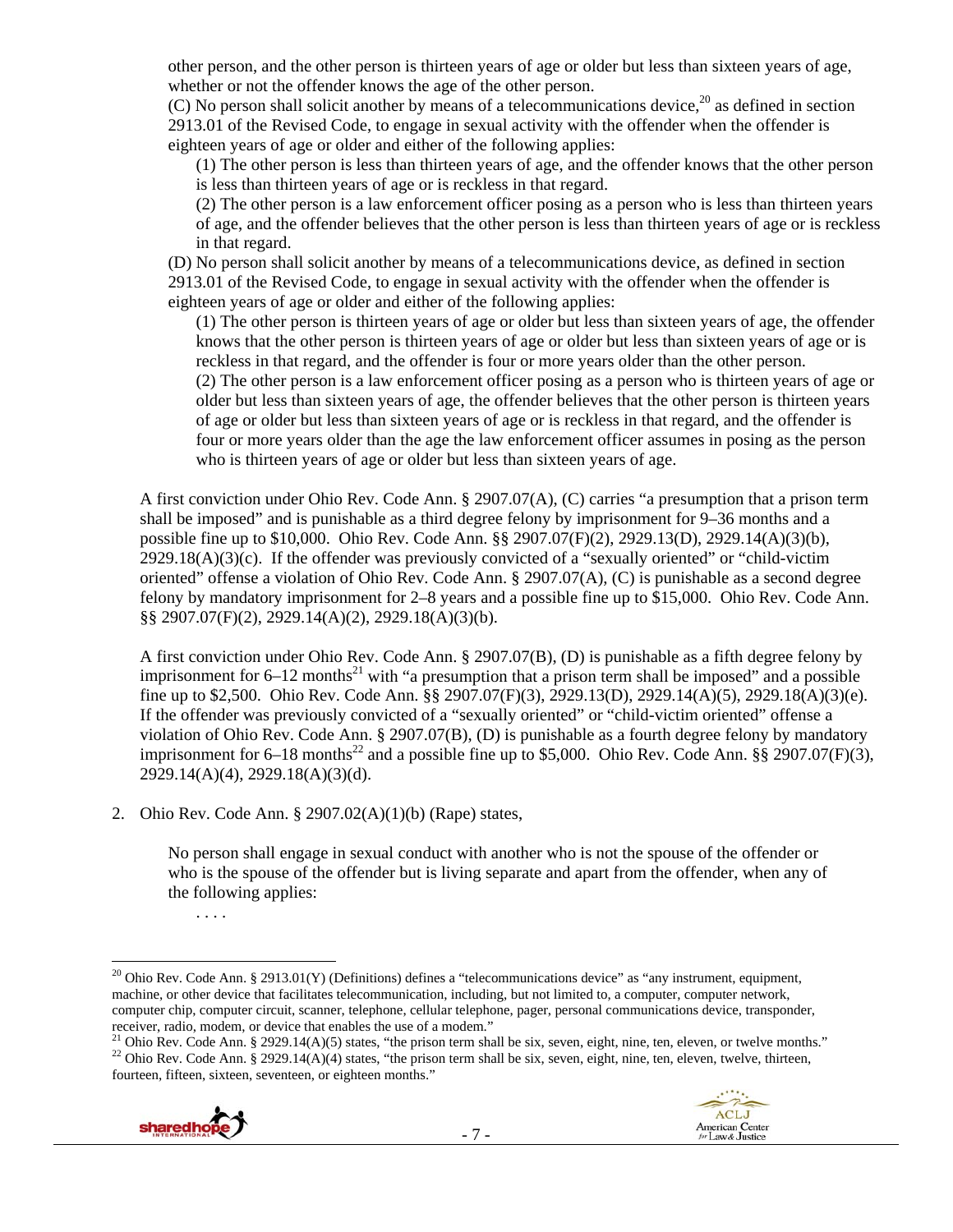other person, and the other person is thirteen years of age or older but less than sixteen years of age, whether or not the offender knows the age of the other person.

(C) No person shall solicit another by means of a telecommunications device,[20] as defined in section 2913.01 of the Revised Code, to engage in sexual activity with the offender when the offender is eighteen years of age or older and either of the following applies:

(1) The other person is less than thirteen years of age, and the offender knows that the other person is less than thirteen years of age or is reckless in that regard.

(2) The other person is a law enforcement officer posing as a person who is less than thirteen years of age, and the offender believes that the other person is less than thirteen years of age or is reckless in that regard.

(D) No person shall solicit another by means of a telecommunications device, as defined in section 2913.01 of the Revised Code, to engage in sexual activity with the offender when the offender is eighteen years of age or older and either of the following applies:

(1) The other person is thirteen years of age or older but less than sixteen years of age, the offender knows that the other person is thirteen years of age or older but less than sixteen years of age or is reckless in that regard, and the offender is four or more years older than the other person.

(2) The other person is a law enforcement officer posing as a person who is thirteen years of age or older but less than sixteen years of age, the offender believes that the other person is thirteen years of age or older but less than sixteen years of age or is reckless in that regard, and the offender is four or more years older than the age the law enforcement officer assumes in posing as the person who is thirteen years of age or older but less than sixteen years of age.

A first conviction under Ohio Rev. Code Ann. § 2907.07(A), (C) carries "a presumption that a prison term shall be imposed" and is punishable as a third degree felony by imprisonment for 9–36 months and a possible fine up to $10,000. Ohio Rev. Code Ann. §§ 2907.07(F)(2), 2929.13(D), 2929.14(A)(3)(b), 2929.18(A)(3)(c). If the offender was previously convicted of a "sexually oriented" or "child-victim oriented" offense a violation of Ohio Rev. Code Ann. § 2907.07(A), (C) is punishable as a second degree felony by mandatory imprisonment for 2–8 years and a possible fine up to $15,000. Ohio Rev. Code Ann. §§ 2907.07(F)(2), 2929.14(A)(2), 2929.18(A)(3)(b).

A first conviction under Ohio Rev. Code Ann. § 2907.07(B), (D) is punishable as a fifth degree felony by imprisonment for 6–12 months[21] with "a presumption that a prison term shall be imposed" and a possible fine up to $2,500. Ohio Rev. Code Ann. §§ 2907.07(F)(3), 2929.13(D), 2929.14(A)(5), 2929.18(A)(3)(e). If the offender was previously convicted of a "sexually oriented" or "child-victim oriented" offense a violation of Ohio Rev. Code Ann. § 2907.07(B), (D) is punishable as a fourth degree felony by mandatory imprisonment for 6–18 months[22] and a possible fine up to $5,000. Ohio Rev. Code Ann. §§ 2907.07(F)(3), 2929.14(A)(4), 2929.18(A)(3)(d).

2. Ohio Rev. Code Ann. § 2907.02(A)(1)(b) (Rape) states,

No person shall engage in sexual conduct with another who is not the spouse of the offender or who is the spouse of the offender but is living separate and apart from the offender, when any of the following applies:

. . . .

---

[20] Ohio Rev. Code Ann. § 2913.01(Y) (Definitions) defines a "telecommunications device" as "any instrument, equipment, machine, or other device that facilitates telecommunication, including, but not limited to, a computer, computer network, computer chip, computer circuit, scanner, telephone, cellular telephone, pager, personal communications device, transponder, receiver, radio, modem, or device that enables the use of a modem."

[21] Ohio Rev. Code Ann. § 2929.14(A)(5) states, "the prison term shall be six, seven, eight, nine, ten, eleven, or twelve months."

[22] Ohio Rev. Code Ann. § 2929.14(A)(4) states, "the prison term shall be six, seven, eight, nine, ten, eleven, twelve, thirteen, fourteen, fifteen, sixteen, seventeen, or eighteen months."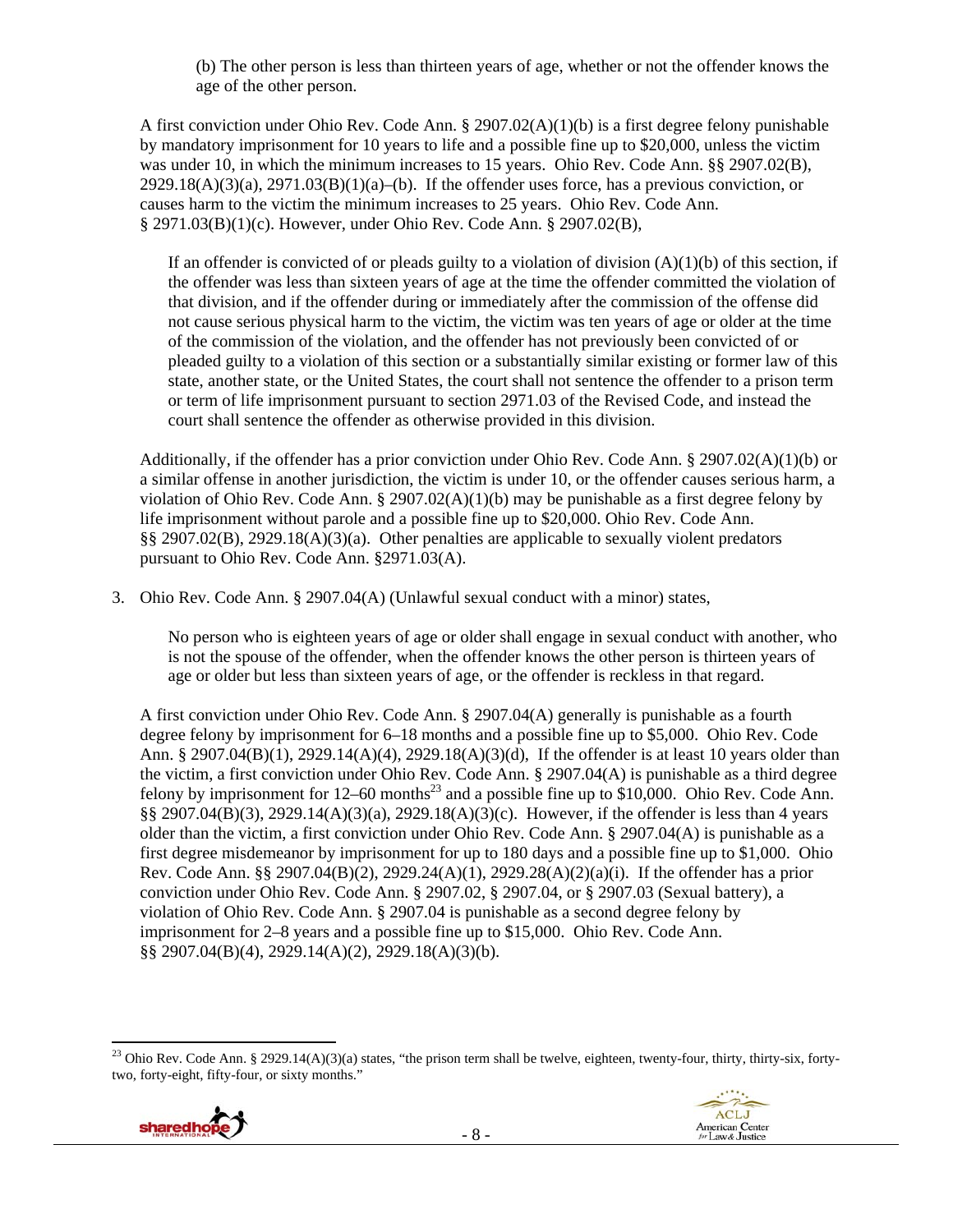(b) The other person is less than thirteen years of age, whether or not the offender knows the age of the other person.

A first conviction under Ohio Rev. Code Ann. § 2907.02(A)(1)(b) is a first degree felony punishable by mandatory imprisonment for 10 years to life and a possible fine up to $20,000, unless the victim was under 10, in which the minimum increases to 15 years. Ohio Rev. Code Ann. §§ 2907.02(B), 2929.18(A)(3)(a), 2971.03(B)(1)(a)–(b). If the offender uses force, has a previous conviction, or causes harm to the victim the minimum increases to 25 years. Ohio Rev. Code Ann. § 2971.03(B)(1)(c). However, under Ohio Rev. Code Ann. § 2907.02(B),

> If an offender is convicted of or pleads guilty to a violation of division (A)(1)(b) of this section, if the offender was less than sixteen years of age at the time the offender committed the violation of that division, and if the offender during or immediately after the commission of the offense did not cause serious physical harm to the victim, the victim was ten years of age or older at the time of the commission of the violation, and the offender has not previously been convicted of or pleaded guilty to a violation of this section or a substantially similar existing or former law of this state, another state, or the United States, the court shall not sentence the offender to a prison term or term of life imprisonment pursuant to section 2971.03 of the Revised Code, and instead the court shall sentence the offender as otherwise provided in this division.

Additionally, if the offender has a prior conviction under Ohio Rev. Code Ann. § 2907.02(A)(1)(b) or a similar offense in another jurisdiction, the victim is under 10, or the offender causes serious harm, a violation of Ohio Rev. Code Ann. § 2907.02(A)(1)(b) may be punishable as a first degree felony by life imprisonment without parole and a possible fine up to $20,000. Ohio Rev. Code Ann. §§ 2907.02(B), 2929.18(A)(3)(a). Other penalties are applicable to sexually violent predators pursuant to Ohio Rev. Code Ann. §2971.03(A).

3. Ohio Rev. Code Ann. § 2907.04(A) (Unlawful sexual conduct with a minor) states,

> No person who is eighteen years of age or older shall engage in sexual conduct with another, who is not the spouse of the offender, when the offender knows the other person is thirteen years of age or older but less than sixteen years of age, or the offender is reckless in that regard.

A first conviction under Ohio Rev. Code Ann. § 2907.04(A) generally is punishable as a fourth degree felony by imprisonment for 6–18 months and a possible fine up to $5,000. Ohio Rev. Code Ann. § 2907.04(B)(1), 2929.14(A)(4), 2929.18(A)(3)(d), If the offender is at least 10 years older than the victim, a first conviction under Ohio Rev. Code Ann. § 2907.04(A) is punishable as a third degree felony by imprisonment for 12–60 months[23] and a possible fine up to $10,000. Ohio Rev. Code Ann. §§ 2907.04(B)(3), 2929.14(A)(3)(a), 2929.18(A)(3)(c). However, if the offender is less than 4 years older than the victim, a first conviction under Ohio Rev. Code Ann. § 2907.04(A) is punishable as a first degree misdemeanor by imprisonment for up to 180 days and a possible fine up to $1,000. Ohio Rev. Code Ann. §§ 2907.04(B)(2), 2929.24(A)(1), 2929.28(A)(2)(a)(i). If the offender has a prior conviction under Ohio Rev. Code Ann. § 2907.02, § 2907.04, or § 2907.03 (Sexual battery), a violation of Ohio Rev. Code Ann. § 2907.04 is punishable as a second degree felony by imprisonment for 2–8 years and a possible fine up to $15,000. Ohio Rev. Code Ann. §§ 2907.04(B)(4), 2929.14(A)(2), 2929.18(A)(3)(b).

---

[23] Ohio Rev. Code Ann. § 2929.14(A)(3)(a) states, "the prison term shall be twelve, eighteen, twenty-four, thirty, thirty-six, forty-two, forty-eight, fifty-four, or sixty months."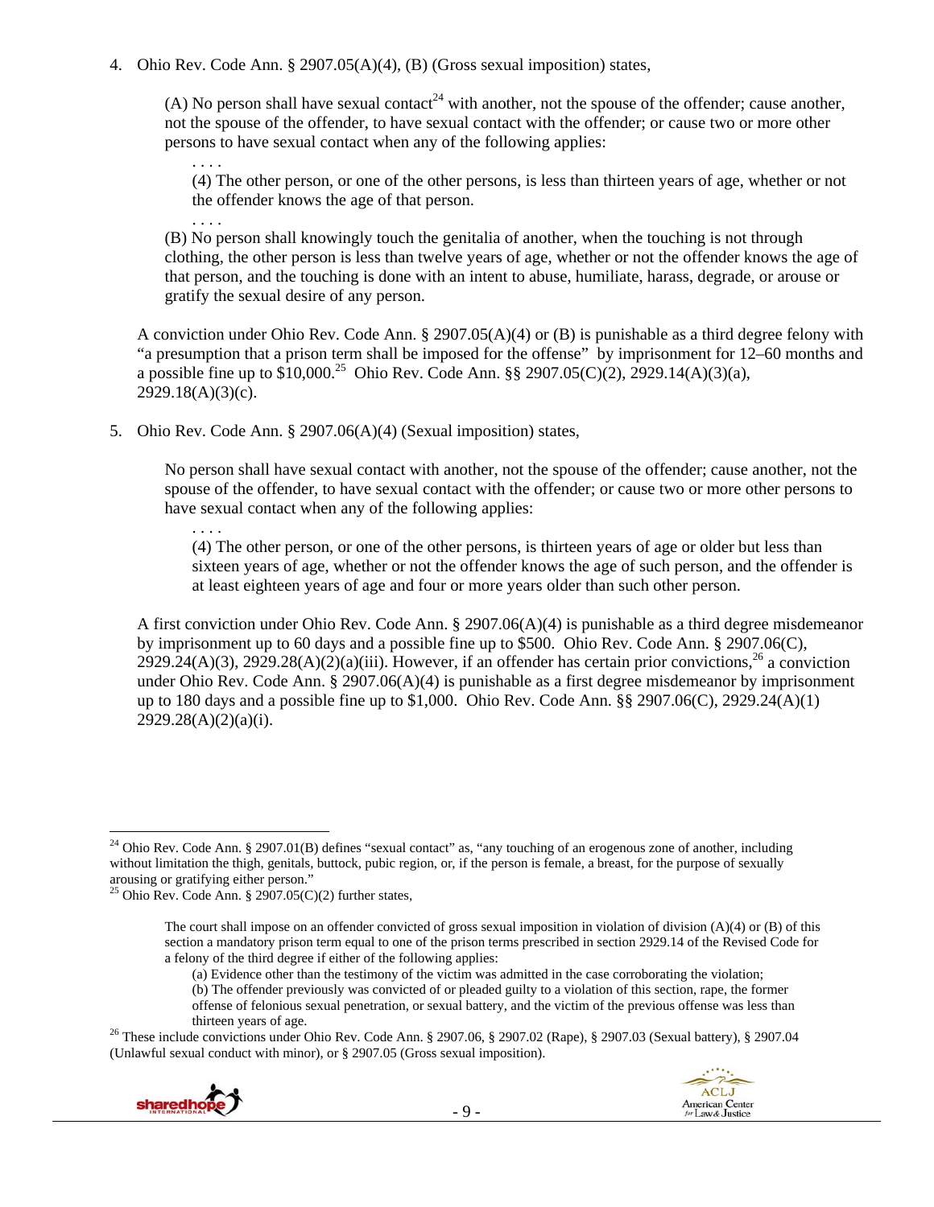4. Ohio Rev. Code Ann. § 2907.05(A)(4), (B) (Gross sexual imposition) states,

   (A) No person shall have sexual contact[24] with another, not the spouse of the offender; cause another, not the spouse of the offender, to have sexual contact with the offender; or cause two or more other persons to have sexual contact when any of the following applies:

   . . . .

   (4) The other person, or one of the other persons, is less than thirteen years of age, whether or not the offender knows the age of that person.

   . . . .

   (B) No person shall knowingly touch the genitalia of another, when the touching is not through clothing, the other person is less than twelve years of age, whether or not the offender knows the age of that person, and the touching is done with an intent to abuse, humiliate, harass, degrade, or arouse or gratify the sexual desire of any person.

   A conviction under Ohio Rev. Code Ann. § 2907.05(A)(4) or (B) is punishable as a third degree felony with "a presumption that a prison term shall be imposed for the offense" by imprisonment for 12–60 months and a possible fine up to $10,000.[25] Ohio Rev. Code Ann. §§ 2907.05(C)(2), 2929.14(A)(3)(a), 2929.18(A)(3)(c).

5. Ohio Rev. Code Ann. § 2907.06(A)(4) (Sexual imposition) states,

   No person shall have sexual contact with another, not the spouse of the offender; cause another, not the spouse of the offender, to have sexual contact with the offender; or cause two or more other persons to have sexual contact when any of the following applies:

   . . . .

   (4) The other person, or one of the other persons, is thirteen years of age or older but less than sixteen years of age, whether or not the offender knows the age of such person, and the offender is at least eighteen years of age and four or more years older than such other person.

   A first conviction under Ohio Rev. Code Ann. § 2907.06(A)(4) is punishable as a third degree misdemeanor by imprisonment up to 60 days and a possible fine up to $500. Ohio Rev. Code Ann. § 2907.06(C), 2929.24(A)(3), 2929.28(A)(2)(a)(iii). However, if an offender has certain prior convictions,[26] a conviction under Ohio Rev. Code Ann. § 2907.06(A)(4) is punishable as a first degree misdemeanor by imprisonment up to 180 days and a possible fine up to $1,000. Ohio Rev. Code Ann. §§ 2907.06(C), 2929.24(A)(1) 2929.28(A)(2)(a)(i).

---

[24] Ohio Rev. Code Ann. § 2907.01(B) defines "sexual contact" as, "any touching of an erogenous zone of another, including without limitation the thigh, genitals, buttock, pubic region, or, if the person is female, a breast, for the purpose of sexually arousing or gratifying either person."

[25] Ohio Rev. Code Ann. § 2907.05(C)(2) further states,

> The court shall impose on an offender convicted of gross sexual imposition in violation of division (A)(4) or (B) of this section a mandatory prison term equal to one of the prison terms prescribed in section 2929.14 of the Revised Code for a felony of the third degree if either of the following applies:
>
> (a) Evidence other than the testimony of the victim was admitted in the case corroborating the violation;
>
> (b) The offender previously was convicted of or pleaded guilty to a violation of this section, rape, the former offense of felonious sexual penetration, or sexual battery, and the victim of the previous offense was less than thirteen years of age.

[26] These include convictions under Ohio Rev. Code Ann. § 2907.06, § 2907.02 (Rape), § 2907.03 (Sexual battery), § 2907.04 (Unlawful sexual conduct with minor), or § 2907.05 (Gross sexual imposition).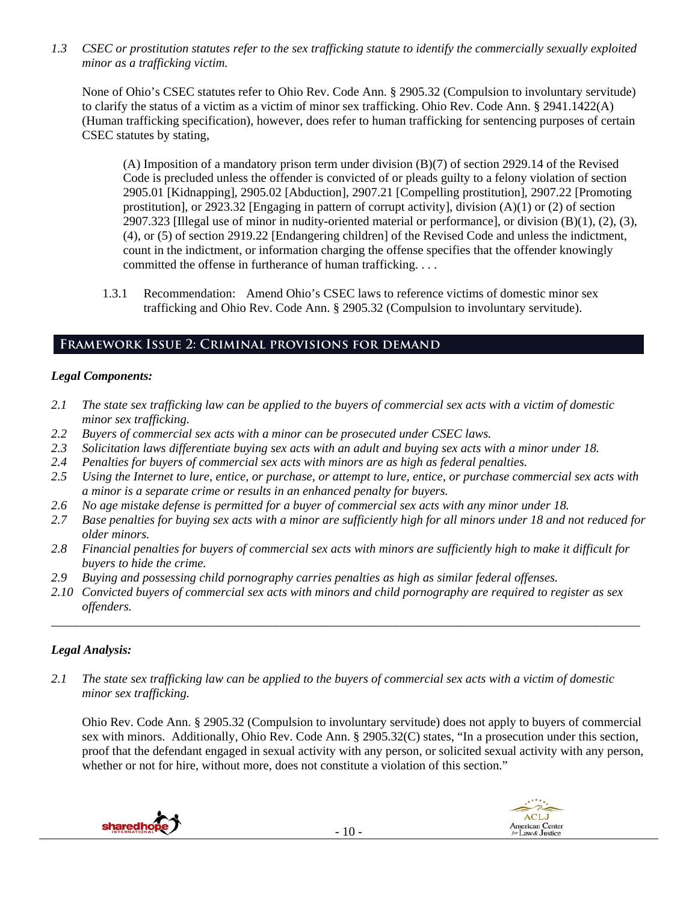*1.3 CSEC or prostitution statutes refer to the sex trafficking statute to identify the commercially sexually exploited minor as a trafficking victim.*

None of Ohio's CSEC statutes refer to Ohio Rev. Code Ann. § 2905.32 (Compulsion to involuntary servitude) to clarify the status of a victim as a victim of minor sex trafficking. Ohio Rev. Code Ann. § 2941.1422(A) (Human trafficking specification), however, does refer to human trafficking for sentencing purposes of certain CSEC statutes by stating,

> (A) Imposition of a mandatory prison term under division (B)(7) of section 2929.14 of the Revised Code is precluded unless the offender is convicted of or pleads guilty to a felony violation of section 2905.01 [Kidnapping], 2905.02 [Abduction], 2907.21 [Compelling prostitution], 2907.22 [Promoting prostitution], or 2923.32 [Engaging in pattern of corrupt activity], division (A)(1) or (2) of section 2907.323 [Illegal use of minor in nudity-oriented material or performance], or division (B)(1), (2), (3), (4), or (5) of section 2919.22 [Endangering children] of the Revised Code and unless the indictment, count in the indictment, or information charging the offense specifies that the offender knowingly committed the offense in furtherance of human trafficking. . . .

1.3.1 Recommendation: Amend Ohio's CSEC laws to reference victims of domestic minor sex trafficking and Ohio Rev. Code Ann. § 2905.32 (Compulsion to involuntary servitude).

## Framework Issue 2: Criminal provisions for demand

### *Legal Components:*

*2.1 The state sex trafficking law can be applied to the buyers of commercial sex acts with a victim of domestic minor sex trafficking.*
*2.2 Buyers of commercial sex acts with a minor can be prosecuted under CSEC laws.*
*2.3 Solicitation laws differentiate buying sex acts with an adult and buying sex acts with a minor under 18.*
*2.4 Penalties for buyers of commercial sex acts with minors are as high as federal penalties.*
*2.5 Using the Internet to lure, entice, or purchase, or attempt to lure, entice, or purchase commercial sex acts with a minor is a separate crime or results in an enhanced penalty for buyers.*
*2.6 No age mistake defense is permitted for a buyer of commercial sex acts with any minor under 18.*
*2.7 Base penalties for buying sex acts with a minor are sufficiently high for all minors under 18 and not reduced for older minors.*
*2.8 Financial penalties for buyers of commercial sex acts with minors are sufficiently high to make it difficult for buyers to hide the crime.*
*2.9 Buying and possessing child pornography carries penalties as high as similar federal offenses.*
*2.10 Convicted buyers of commercial sex acts with minors and child pornography are required to register as sex offenders.*

---

### *Legal Analysis:*

*2.1 The state sex trafficking law can be applied to the buyers of commercial sex acts with a victim of domestic minor sex trafficking.*

Ohio Rev. Code Ann. § 2905.32 (Compulsion to involuntary servitude) does not apply to buyers of commercial sex with minors. Additionally, Ohio Rev. Code Ann. § 2905.32(C) states, "In a prosecution under this section, proof that the defendant engaged in sexual activity with any person, or solicited sexual activity with any person, whether or not for hire, without more, does not constitute a violation of this section."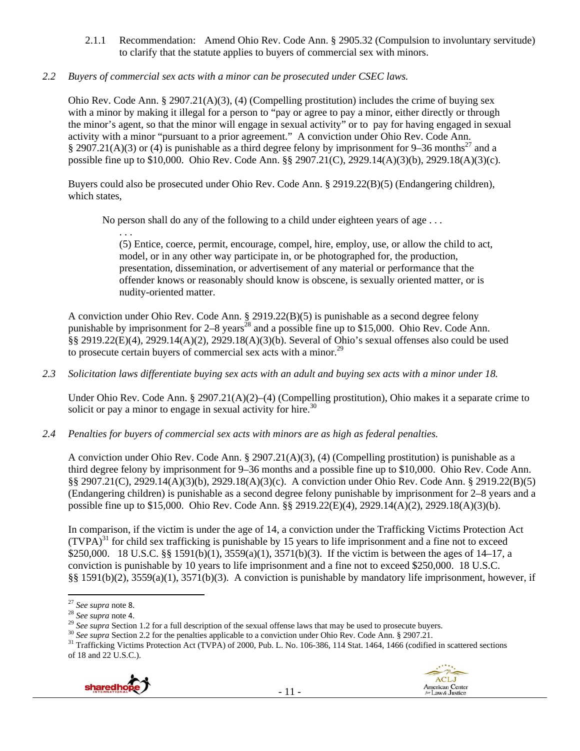2.1.1 Recommendation: Amend Ohio Rev. Code Ann. § 2905.32 (Compulsion to involuntary servitude) to clarify that the statute applies to buyers of commercial sex with minors.

*2.2 Buyers of commercial sex acts with a minor can be prosecuted under CSEC laws.*

Ohio Rev. Code Ann. § 2907.21(A)(3), (4) (Compelling prostitution) includes the crime of buying sex with a minor by making it illegal for a person to "pay or agree to pay a minor, either directly or through the minor's agent, so that the minor will engage in sexual activity" or to pay for having engaged in sexual activity with a minor "pursuant to a prior agreement." A conviction under Ohio Rev. Code Ann. § 2907.21(A)(3) or (4) is punishable as a third degree felony by imprisonment for 9–36 months[27] and a possible fine up to $10,000. Ohio Rev. Code Ann. §§ 2907.21(C), 2929.14(A)(3)(b), 2929.18(A)(3)(c).

Buyers could also be prosecuted under Ohio Rev. Code Ann. § 2919.22(B)(5) (Endangering children), which states,

> No person shall do any of the following to a child under eighteen years of age . . .
>
> . . .
>
> (5) Entice, coerce, permit, encourage, compel, hire, employ, use, or allow the child to act, model, or in any other way participate in, or be photographed for, the production, presentation, dissemination, or advertisement of any material or performance that the offender knows or reasonably should know is obscene, is sexually oriented matter, or is nudity-oriented matter.

A conviction under Ohio Rev. Code Ann. § 2919.22(B)(5) is punishable as a second degree felony punishable by imprisonment for 2–8 years[28] and a possible fine up to $15,000. Ohio Rev. Code Ann. §§ 2919.22(E)(4), 2929.14(A)(2), 2929.18(A)(3)(b). Several of Ohio's sexual offenses also could be used to prosecute certain buyers of commercial sex acts with a minor.[29]

*2.3 Solicitation laws differentiate buying sex acts with an adult and buying sex acts with a minor under 18.*

Under Ohio Rev. Code Ann. § 2907.21(A)(2)–(4) (Compelling prostitution), Ohio makes it a separate crime to solicit or pay a minor to engage in sexual activity for hire.[30]

*2.4 Penalties for buyers of commercial sex acts with minors are as high as federal penalties.*

A conviction under Ohio Rev. Code Ann. § 2907.21(A)(3), (4) (Compelling prostitution) is punishable as a third degree felony by imprisonment for 9–36 months and a possible fine up to $10,000. Ohio Rev. Code Ann. §§ 2907.21(C), 2929.14(A)(3)(b), 2929.18(A)(3)(c). A conviction under Ohio Rev. Code Ann. § 2919.22(B)(5) (Endangering children) is punishable as a second degree felony punishable by imprisonment for 2–8 years and a possible fine up to $15,000. Ohio Rev. Code Ann. §§ 2919.22(E)(4), 2929.14(A)(2), 2929.18(A)(3)(b).

In comparison, if the victim is under the age of 14, a conviction under the Trafficking Victims Protection Act (TVPA)[31] for child sex trafficking is punishable by 15 years to life imprisonment and a fine not to exceed $250,000. 18 U.S.C. §§ 1591(b)(1), 3559(a)(1), 3571(b)(3). If the victim is between the ages of 14–17, a conviction is punishable by 10 years to life imprisonment and a fine not to exceed $250,000. 18 U.S.C. §§ 1591(b)(2), 3559(a)(1), 3571(b)(3). A conviction is punishable by mandatory life imprisonment, however, if

---

[27] *See supra* note 8.

[28] *See supra* note 4.

[29] *See supra* Section 1.2 for a full description of the sexual offense laws that may be used to prosecute buyers.

[30] *See supra* Section 2.2 for the penalties applicable to a conviction under Ohio Rev. Code Ann. § 2907.21.

[31] Trafficking Victims Protection Act (TVPA) of 2000, Pub. L. No. 106-386, 114 Stat. 1464, 1466 (codified in scattered sections of 18 and 22 U.S.C.).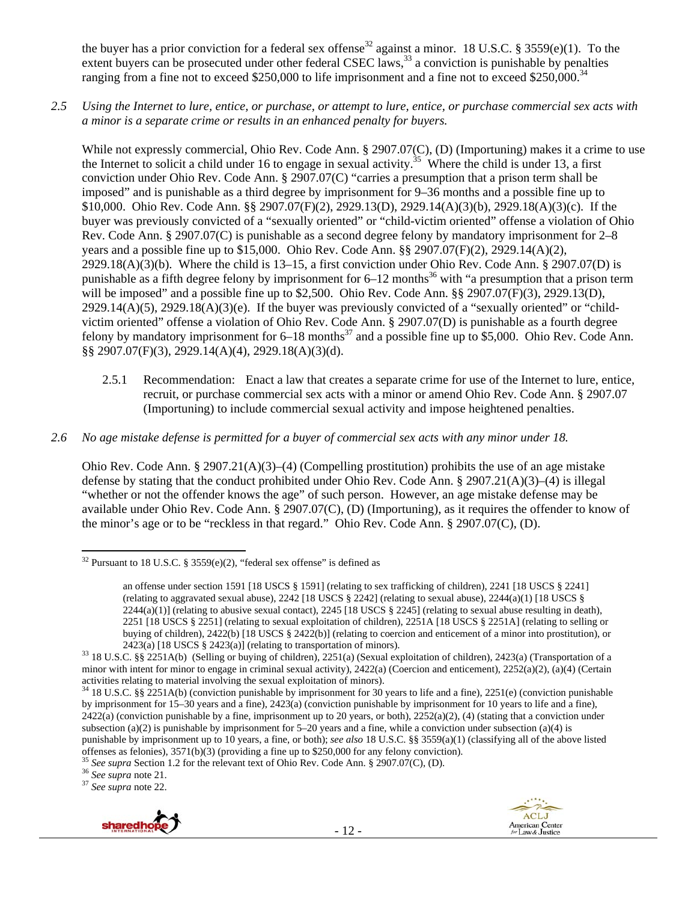the buyer has a prior conviction for a federal sex offense[32] against a minor. 18 U.S.C. § 3559(e)(1). To the extent buyers can be prosecuted under other federal CSEC laws,[33] a conviction is punishable by penalties ranging from a fine not to exceed $250,000 to life imprisonment and a fine not to exceed $250,000.[34]

*2.5 Using the Internet to lure, entice, or purchase, or attempt to lure, entice, or purchase commercial sex acts with a minor is a separate crime or results in an enhanced penalty for buyers.*

While not expressly commercial, Ohio Rev. Code Ann. § 2907.07(C), (D) (Importuning) makes it a crime to use the Internet to solicit a child under 16 to engage in sexual activity.[35] Where the child is under 13, a first conviction under Ohio Rev. Code Ann. § 2907.07(C) "carries a presumption that a prison term shall be imposed" and is punishable as a third degree by imprisonment for 9–36 months and a possible fine up to $10,000. Ohio Rev. Code Ann. §§ 2907.07(F)(2), 2929.13(D), 2929.14(A)(3)(b), 2929.18(A)(3)(c). If the buyer was previously convicted of a "sexually oriented" or "child-victim oriented" offense a violation of Ohio Rev. Code Ann. § 2907.07(C) is punishable as a second degree felony by mandatory imprisonment for 2–8 years and a possible fine up to $15,000. Ohio Rev. Code Ann. §§ 2907.07(F)(2), 2929.14(A)(2), 2929.18(A)(3)(b). Where the child is 13–15, a first conviction under Ohio Rev. Code Ann. § 2907.07(D) is punishable as a fifth degree felony by imprisonment for 6–12 months[36] with "a presumption that a prison term will be imposed" and a possible fine up to $2,500. Ohio Rev. Code Ann. §§ 2907.07(F)(3), 2929.13(D), 2929.14(A)(5), 2929.18(A)(3)(e). If the buyer was previously convicted of a "sexually oriented" or "child-victim oriented" offense a violation of Ohio Rev. Code Ann. § 2907.07(D) is punishable as a fourth degree felony by mandatory imprisonment for 6–18 months[37] and a possible fine up to $5,000. Ohio Rev. Code Ann. §§ 2907.07(F)(3), 2929.14(A)(4), 2929.18(A)(3)(d).

2.5.1 Recommendation: Enact a law that creates a separate crime for use of the Internet to lure, entice, recruit, or purchase commercial sex acts with a minor or amend Ohio Rev. Code Ann. § 2907.07 (Importuning) to include commercial sexual activity and impose heightened penalties.

*2.6 No age mistake defense is permitted for a buyer of commercial sex acts with any minor under 18.*

Ohio Rev. Code Ann. § 2907.21(A)(3)–(4) (Compelling prostitution) prohibits the use of an age mistake defense by stating that the conduct prohibited under Ohio Rev. Code Ann. § 2907.21(A)(3)–(4) is illegal "whether or not the offender knows the age" of such person. However, an age mistake defense may be available under Ohio Rev. Code Ann. § 2907.07(C), (D) (Importuning), as it requires the offender to know of the minor's age or to be "reckless in that regard." Ohio Rev. Code Ann. § 2907.07(C), (D).

---

[32] Pursuant to 18 U.S.C. § 3559(e)(2), "federal sex offense" is defined as

> an offense under section 1591 [18 USCS § 1591] (relating to sex trafficking of children), 2241 [18 USCS § 2241] (relating to aggravated sexual abuse), 2242 [18 USCS § 2242] (relating to sexual abuse), 2244(a)(1) [18 USCS § 2244(a)(1)] (relating to abusive sexual contact), 2245 [18 USCS § 2245] (relating to sexual abuse resulting in death), 2251 [18 USCS § 2251] (relating to sexual exploitation of children), 2251A [18 USCS § 2251A] (relating to selling or buying of children), 2422(b) [18 USCS § 2422(b)] (relating to coercion and enticement of a minor into prostitution), or 2423(a) [18 USCS § 2423(a)] (relating to transportation of minors).

[33] 18 U.S.C. §§ 2251A(b) (Selling or buying of children), 2251(a) (Sexual exploitation of children), 2423(a) (Transportation of a minor with intent for minor to engage in criminal sexual activity), 2422(a) (Coercion and enticement), 2252(a)(2), (a)(4) (Certain activities relating to material involving the sexual exploitation of minors).

[34] 18 U.S.C. §§ 2251A(b) (conviction punishable by imprisonment for 30 years to life and a fine), 2251(e) (conviction punishable by imprisonment for 15–30 years and a fine), 2423(a) (conviction punishable by imprisonment for 10 years to life and a fine), 2422(a) (conviction punishable by a fine, imprisonment up to 20 years, or both), 2252(a)(2), (4) (stating that a conviction under subsection (a)(2) is punishable by imprisonment for 5–20 years and a fine, while a conviction under subsection (a)(4) is punishable by imprisonment up to 10 years, a fine, or both); *see also* 18 U.S.C. §§ 3559(a)(1) (classifying all of the above listed offenses as felonies), 3571(b)(3) (providing a fine up to $250,000 for any felony conviction).

[35] *See supra* Section 1.2 for the relevant text of Ohio Rev. Code Ann. § 2907.07(C), (D).

[36] *See supra* note 21.

[37] *See supra* note 22.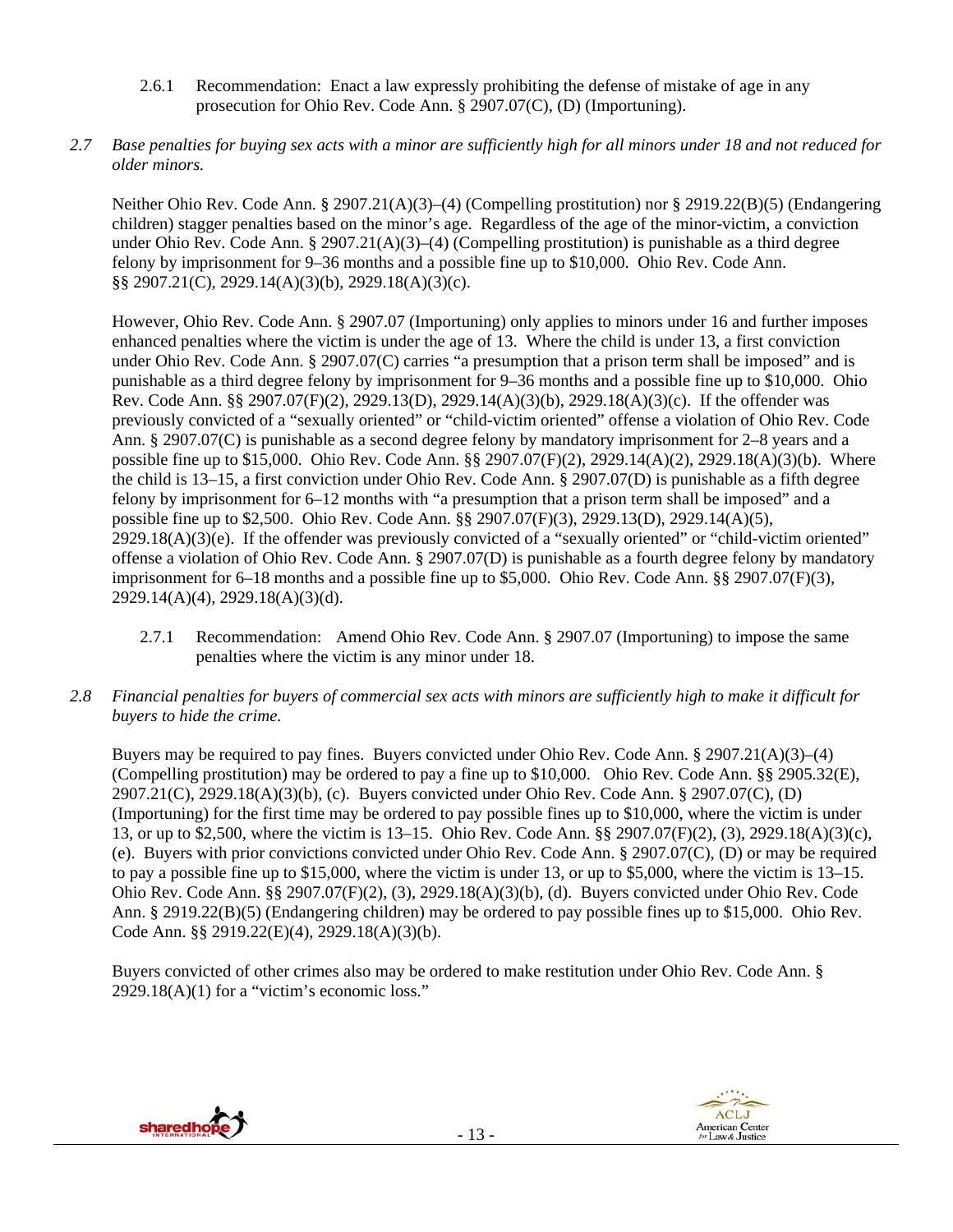2.6.1 Recommendation: Enact a law expressly prohibiting the defense of mistake of age in any prosecution for Ohio Rev. Code Ann. § 2907.07(C), (D) (Importuning).

*2.7 Base penalties for buying sex acts with a minor are sufficiently high for all minors under 18 and not reduced for older minors.*

Neither Ohio Rev. Code Ann. § 2907.21(A)(3)–(4) (Compelling prostitution) nor § 2919.22(B)(5) (Endangering children) stagger penalties based on the minor's age. Regardless of the age of the minor-victim, a conviction under Ohio Rev. Code Ann. § 2907.21(A)(3)–(4) (Compelling prostitution) is punishable as a third degree felony by imprisonment for 9–36 months and a possible fine up to $10,000. Ohio Rev. Code Ann. §§ 2907.21(C), 2929.14(A)(3)(b), 2929.18(A)(3)(c).

However, Ohio Rev. Code Ann. § 2907.07 (Importuning) only applies to minors under 16 and further imposes enhanced penalties where the victim is under the age of 13. Where the child is under 13, a first conviction under Ohio Rev. Code Ann. § 2907.07(C) carries "a presumption that a prison term shall be imposed" and is punishable as a third degree felony by imprisonment for 9–36 months and a possible fine up to $10,000. Ohio Rev. Code Ann. §§ 2907.07(F)(2), 2929.13(D), 2929.14(A)(3)(b), 2929.18(A)(3)(c). If the offender was previously convicted of a "sexually oriented" or "child-victim oriented" offense a violation of Ohio Rev. Code Ann. § 2907.07(C) is punishable as a second degree felony by mandatory imprisonment for 2–8 years and a possible fine up to $15,000. Ohio Rev. Code Ann. §§ 2907.07(F)(2), 2929.14(A)(2), 2929.18(A)(3)(b). Where the child is 13–15, a first conviction under Ohio Rev. Code Ann. § 2907.07(D) is punishable as a fifth degree felony by imprisonment for 6–12 months with "a presumption that a prison term shall be imposed" and a possible fine up to $2,500. Ohio Rev. Code Ann. §§ 2907.07(F)(3), 2929.13(D), 2929.14(A)(5), 2929.18(A)(3)(e). If the offender was previously convicted of a "sexually oriented" or "child-victim oriented" offense a violation of Ohio Rev. Code Ann. § 2907.07(D) is punishable as a fourth degree felony by mandatory imprisonment for 6–18 months and a possible fine up to $5,000. Ohio Rev. Code Ann. §§ 2907.07(F)(3), 2929.14(A)(4), 2929.18(A)(3)(d).

2.7.1 Recommendation: Amend Ohio Rev. Code Ann. § 2907.07 (Importuning) to impose the same penalties where the victim is any minor under 18.

*2.8 Financial penalties for buyers of commercial sex acts with minors are sufficiently high to make it difficult for buyers to hide the crime.*

Buyers may be required to pay fines. Buyers convicted under Ohio Rev. Code Ann. § 2907.21(A)(3)–(4) (Compelling prostitution) may be ordered to pay a fine up to $10,000. Ohio Rev. Code Ann. §§ 2905.32(E), 2907.21(C), 2929.18(A)(3)(b), (c). Buyers convicted under Ohio Rev. Code Ann. § 2907.07(C), (D) (Importuning) for the first time may be ordered to pay possible fines up to $10,000, where the victim is under 13, or up to $2,500, where the victim is 13–15. Ohio Rev. Code Ann. §§ 2907.07(F)(2), (3), 2929.18(A)(3)(c), (e). Buyers with prior convictions convicted under Ohio Rev. Code Ann. § 2907.07(C), (D) or may be required to pay a possible fine up to $15,000, where the victim is under 13, or up to $5,000, where the victim is 13–15. Ohio Rev. Code Ann. §§ 2907.07(F)(2), (3), 2929.18(A)(3)(b), (d). Buyers convicted under Ohio Rev. Code Ann. § 2919.22(B)(5) (Endangering children) may be ordered to pay possible fines up to $15,000. Ohio Rev. Code Ann. §§ 2919.22(E)(4), 2929.18(A)(3)(b).

Buyers convicted of other crimes also may be ordered to make restitution under Ohio Rev. Code Ann. § 2929.18(A)(1) for a "victim's economic loss."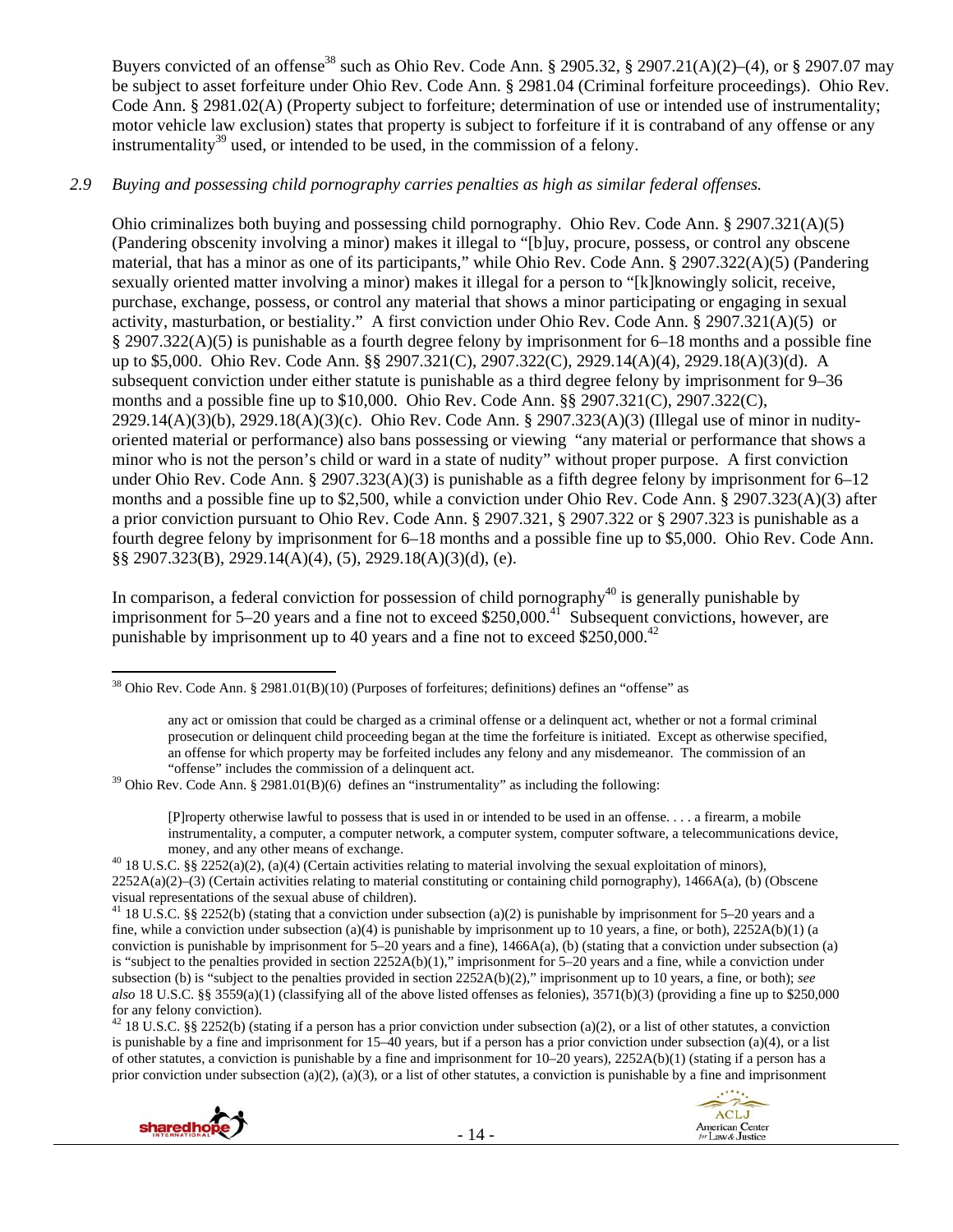Buyers convicted of an offense[38] such as Ohio Rev. Code Ann. § 2905.32, § 2907.21(A)(2)–(4), or § 2907.07 may be subject to asset forfeiture under Ohio Rev. Code Ann. § 2981.04 (Criminal forfeiture proceedings). Ohio Rev. Code Ann. § 2981.02(A) (Property subject to forfeiture; determination of use or intended use of instrumentality; motor vehicle law exclusion) states that property is subject to forfeiture if it is contraband of any offense or any instrumentality[39] used, or intended to be used, in the commission of a felony.

*2.9 Buying and possessing child pornography carries penalties as high as similar federal offenses.*

Ohio criminalizes both buying and possessing child pornography. Ohio Rev. Code Ann. § 2907.321(A)(5) (Pandering obscenity involving a minor) makes it illegal to "[b]uy, procure, possess, or control any obscene material, that has a minor as one of its participants," while Ohio Rev. Code Ann. § 2907.322(A)(5) (Pandering sexually oriented matter involving a minor) makes it illegal for a person to "[k]nowingly solicit, receive, purchase, exchange, possess, or control any material that shows a minor participating or engaging in sexual activity, masturbation, or bestiality." A first conviction under Ohio Rev. Code Ann. § 2907.321(A)(5) or § 2907.322(A)(5) is punishable as a fourth degree felony by imprisonment for 6–18 months and a possible fine up to $5,000. Ohio Rev. Code Ann. §§ 2907.321(C), 2907.322(C), 2929.14(A)(4), 2929.18(A)(3)(d). A subsequent conviction under either statute is punishable as a third degree felony by imprisonment for 9–36 months and a possible fine up to $10,000. Ohio Rev. Code Ann. §§ 2907.321(C), 2907.322(C), 2929.14(A)(3)(b), 2929.18(A)(3)(c). Ohio Rev. Code Ann. § 2907.323(A)(3) (Illegal use of minor in nudity-oriented material or performance) also bans possessing or viewing "any material or performance that shows a minor who is not the person's child or ward in a state of nudity" without proper purpose. A first conviction under Ohio Rev. Code Ann. § 2907.323(A)(3) is punishable as a fifth degree felony by imprisonment for 6–12 months and a possible fine up to $2,500, while a conviction under Ohio Rev. Code Ann. § 2907.323(A)(3) after a prior conviction pursuant to Ohio Rev. Code Ann. § 2907.321, § 2907.322 or § 2907.323 is punishable as a fourth degree felony by imprisonment for 6–18 months and a possible fine up to $5,000. Ohio Rev. Code Ann. §§ 2907.323(B), 2929.14(A)(4), (5), 2929.18(A)(3)(d), (e).

In comparison, a federal conviction for possession of child pornography[40] is generally punishable by imprisonment for 5–20 years and a fine not to exceed $250,000.[41] Subsequent convictions, however, are punishable by imprisonment up to 40 years and a fine not to exceed $250,000.[42]

---

[38] Ohio Rev. Code Ann. § 2981.01(B)(10) (Purposes of forfeitures; definitions) defines an "offense" as

> any act or omission that could be charged as a criminal offense or a delinquent act, whether or not a formal criminal prosecution or delinquent child proceeding began at the time the forfeiture is initiated. Except as otherwise specified, an offense for which property may be forfeited includes any felony and any misdemeanor. The commission of an "offense" includes the commission of a delinquent act.

[39] Ohio Rev. Code Ann. § 2981.01(B)(6) defines an "instrumentality" as including the following:

> [P]roperty otherwise lawful to possess that is used in or intended to be used in an offense. . . . a firearm, a mobile instrumentality, a computer, a computer network, a computer system, computer software, a telecommunications device, money, and any other means of exchange.

[40] 18 U.S.C. §§ 2252(a)(2), (a)(4) (Certain activities relating to material involving the sexual exploitation of minors), 2252A(a)(2)–(3) (Certain activities relating to material constituting or containing child pornography), 1466A(a), (b) (Obscene visual representations of the sexual abuse of children).

[41] 18 U.S.C. §§ 2252(b) (stating that a conviction under subsection (a)(2) is punishable by imprisonment for 5–20 years and a fine, while a conviction under subsection (a)(4) is punishable by imprisonment up to 10 years, a fine, or both), 2252A(b)(1) (a conviction is punishable by imprisonment for 5–20 years and a fine), 1466A(a), (b) (stating that a conviction under subsection (a) is "subject to the penalties provided in section 2252A(b)(1)," imprisonment for 5–20 years and a fine, while a conviction under subsection (b) is "subject to the penalties provided in section 2252A(b)(2)," imprisonment up to 10 years, a fine, or both); *see also* 18 U.S.C. §§ 3559(a)(1) (classifying all of the above listed offenses as felonies), 3571(b)(3) (providing a fine up to $250,000 for any felony conviction).

[42] 18 U.S.C. §§ 2252(b) (stating if a person has a prior conviction under subsection (a)(2), or a list of other statutes, a conviction is punishable by a fine and imprisonment for 15–40 years, but if a person has a prior conviction under subsection (a)(4), or a list of other statutes, a conviction is punishable by a fine and imprisonment for 10–20 years), 2252A(b)(1) (stating if a person has a prior conviction under subsection (a)(2), (a)(3), or a list of other statutes, a conviction is punishable by a fine and imprisonment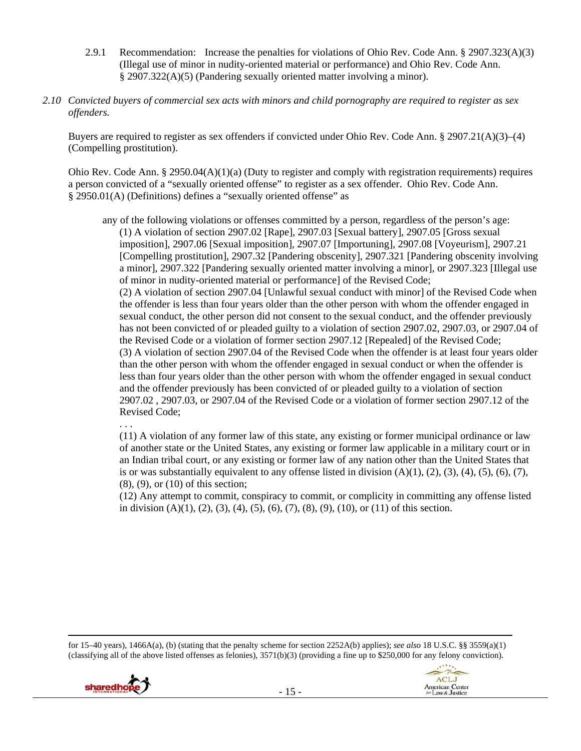2.9.1 Recommendation: Increase the penalties for violations of Ohio Rev. Code Ann. § 2907.323(A)(3) (Illegal use of minor in nudity-oriented material or performance) and Ohio Rev. Code Ann. § 2907.322(A)(5) (Pandering sexually oriented matter involving a minor).

*2.10 Convicted buyers of commercial sex acts with minors and child pornography are required to register as sex offenders.*

Buyers are required to register as sex offenders if convicted under Ohio Rev. Code Ann. § 2907.21(A)(3)–(4) (Compelling prostitution).

Ohio Rev. Code Ann. § 2950.04(A)(1)(a) (Duty to register and comply with registration requirements) requires a person convicted of a "sexually oriented offense" to register as a sex offender. Ohio Rev. Code Ann. § 2950.01(A) (Definitions) defines a "sexually oriented offense" as

> any of the following violations or offenses committed by a person, regardless of the person's age:
>
> (1) A violation of section 2907.02 [Rape], 2907.03 [Sexual battery], 2907.05 [Gross sexual imposition], 2907.06 [Sexual imposition], 2907.07 [Importuning], 2907.08 [Voyeurism], 2907.21 [Compelling prostitution], 2907.32 [Pandering obscenity], 2907.321 [Pandering obscenity involving a minor], 2907.322 [Pandering sexually oriented matter involving a minor], or 2907.323 [Illegal use of minor in nudity-oriented material or performance] of the Revised Code;
>
> (2) A violation of section 2907.04 [Unlawful sexual conduct with minor] of the Revised Code when the offender is less than four years older than the other person with whom the offender engaged in sexual conduct, the other person did not consent to the sexual conduct, and the offender previously has not been convicted of or pleaded guilty to a violation of section 2907.02, 2907.03, or 2907.04 of the Revised Code or a violation of former section 2907.12 [Repealed] of the Revised Code;
>
> (3) A violation of section 2907.04 of the Revised Code when the offender is at least four years older than the other person with whom the offender engaged in sexual conduct or when the offender is less than four years older than the other person with whom the offender engaged in sexual conduct and the offender previously has been convicted of or pleaded guilty to a violation of section 2907.02 , 2907.03, or 2907.04 of the Revised Code or a violation of former section 2907.12 of the Revised Code;
>
> . . .
>
> (11) A violation of any former law of this state, any existing or former municipal ordinance or law of another state or the United States, any existing or former law applicable in a military court or in an Indian tribal court, or any existing or former law of any nation other than the United States that is or was substantially equivalent to any offense listed in division (A)(1), (2), (3), (4), (5), (6), (7), (8), (9), or (10) of this section;
>
> (12) Any attempt to commit, conspiracy to commit, or complicity in committing any offense listed in division (A)(1), (2), (3), (4), (5), (6), (7), (8), (9), (10), or (11) of this section.

---

for 15–40 years), 1466A(a), (b) (stating that the penalty scheme for section 2252A(b) applies); *see also* 18 U.S.C. §§ 3559(a)(1) (classifying all of the above listed offenses as felonies), 3571(b)(3) (providing a fine up to $250,000 for any felony conviction).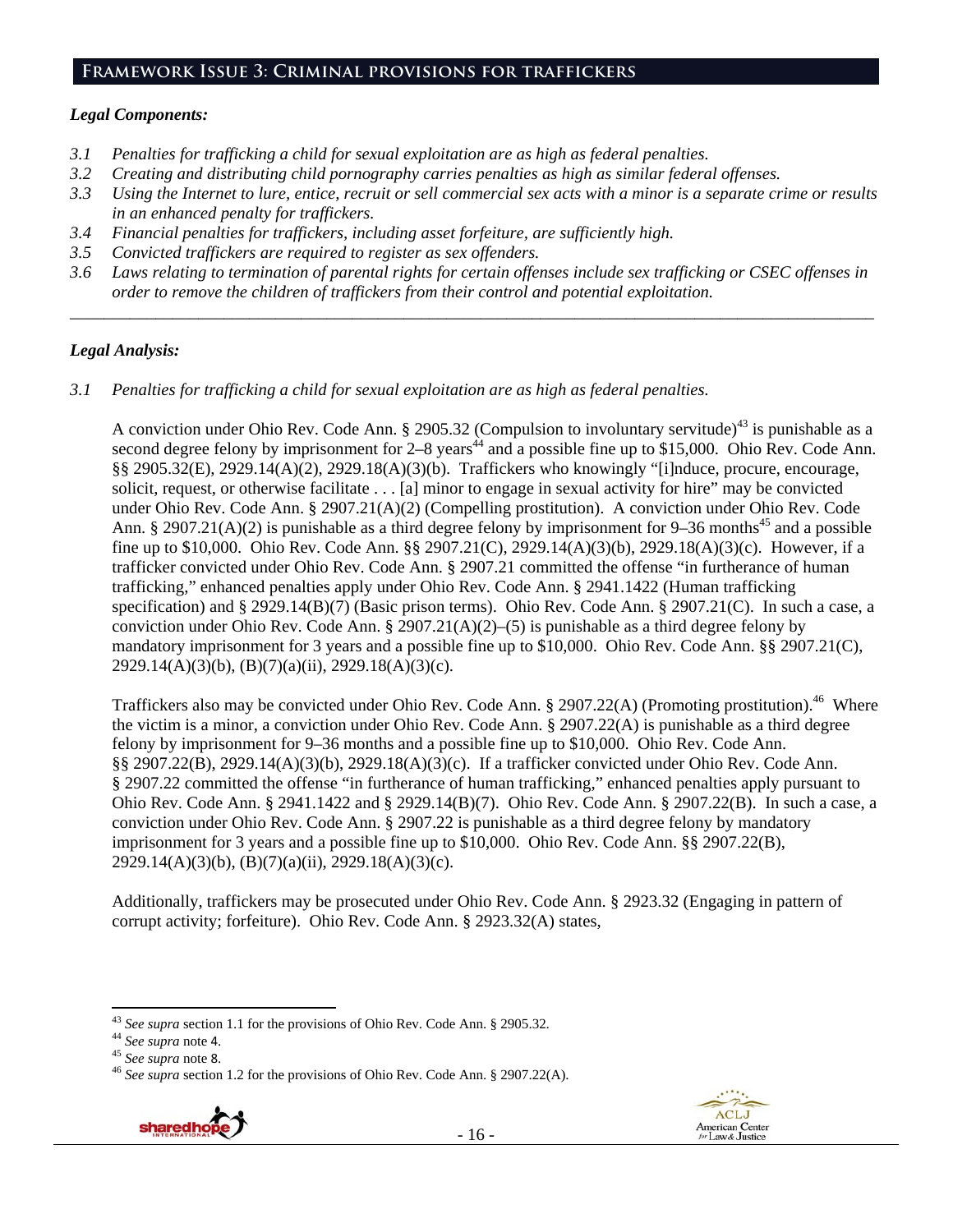## Framework Issue 3: Criminal provisions for traffickers

### *Legal Components:*

*3.1 Penalties for trafficking a child for sexual exploitation are as high as federal penalties.*
*3.2 Creating and distributing child pornography carries penalties as high as similar federal offenses.*
*3.3 Using the Internet to lure, entice, recruit or sell commercial sex acts with a minor is a separate crime or results in an enhanced penalty for traffickers.*
*3.4 Financial penalties for traffickers, including asset forfeiture, are sufficiently high.*
*3.5 Convicted traffickers are required to register as sex offenders.*
*3.6 Laws relating to termination of parental rights for certain offenses include sex trafficking or CSEC offenses in order to remove the children of traffickers from their control and potential exploitation.*

---

### *Legal Analysis:*

*3.1 Penalties for trafficking a child for sexual exploitation are as high as federal penalties.*

A conviction under Ohio Rev. Code Ann. § 2905.32 (Compulsion to involuntary servitude)[43] is punishable as a second degree felony by imprisonment for 2–8 years[44] and a possible fine up to $15,000. Ohio Rev. Code Ann. §§ 2905.32(E), 2929.14(A)(2), 2929.18(A)(3)(b). Traffickers who knowingly "[i]nduce, procure, encourage, solicit, request, or otherwise facilitate . . . [a] minor to engage in sexual activity for hire" may be convicted under Ohio Rev. Code Ann. § 2907.21(A)(2) (Compelling prostitution). A conviction under Ohio Rev. Code Ann. § 2907.21(A)(2) is punishable as a third degree felony by imprisonment for 9–36 months[45] and a possible fine up to $10,000. Ohio Rev. Code Ann. §§ 2907.21(C), 2929.14(A)(3)(b), 2929.18(A)(3)(c). However, if a trafficker convicted under Ohio Rev. Code Ann. § 2907.21 committed the offense "in furtherance of human trafficking," enhanced penalties apply under Ohio Rev. Code Ann. § 2941.1422 (Human trafficking specification) and § 2929.14(B)(7) (Basic prison terms). Ohio Rev. Code Ann. § 2907.21(C). In such a case, a conviction under Ohio Rev. Code Ann. § 2907.21(A)(2)–(5) is punishable as a third degree felony by mandatory imprisonment for 3 years and a possible fine up to $10,000. Ohio Rev. Code Ann. §§ 2907.21(C), 2929.14(A)(3)(b), (B)(7)(a)(ii), 2929.18(A)(3)(c).

Traffickers also may be convicted under Ohio Rev. Code Ann. § 2907.22(A) (Promoting prostitution).[46] Where the victim is a minor, a conviction under Ohio Rev. Code Ann. § 2907.22(A) is punishable as a third degree felony by imprisonment for 9–36 months and a possible fine up to $10,000. Ohio Rev. Code Ann. §§ 2907.22(B), 2929.14(A)(3)(b), 2929.18(A)(3)(c). If a trafficker convicted under Ohio Rev. Code Ann. § 2907.22 committed the offense "in furtherance of human trafficking," enhanced penalties apply pursuant to Ohio Rev. Code Ann. § 2941.1422 and § 2929.14(B)(7). Ohio Rev. Code Ann. § 2907.22(B). In such a case, a conviction under Ohio Rev. Code Ann. § 2907.22 is punishable as a third degree felony by mandatory imprisonment for 3 years and a possible fine up to $10,000. Ohio Rev. Code Ann. §§ 2907.22(B), 2929.14(A)(3)(b), (B)(7)(a)(ii), 2929.18(A)(3)(c).

Additionally, traffickers may be prosecuted under Ohio Rev. Code Ann. § 2923.32 (Engaging in pattern of corrupt activity; forfeiture). Ohio Rev. Code Ann. § 2923.32(A) states,

---

[43] *See supra* section 1.1 for the provisions of Ohio Rev. Code Ann. § 2905.32.
[44] *See supra* note 4.
[45] *See supra* note 8.
[46] *See supra* section 1.2 for the provisions of Ohio Rev. Code Ann. § 2907.22(A).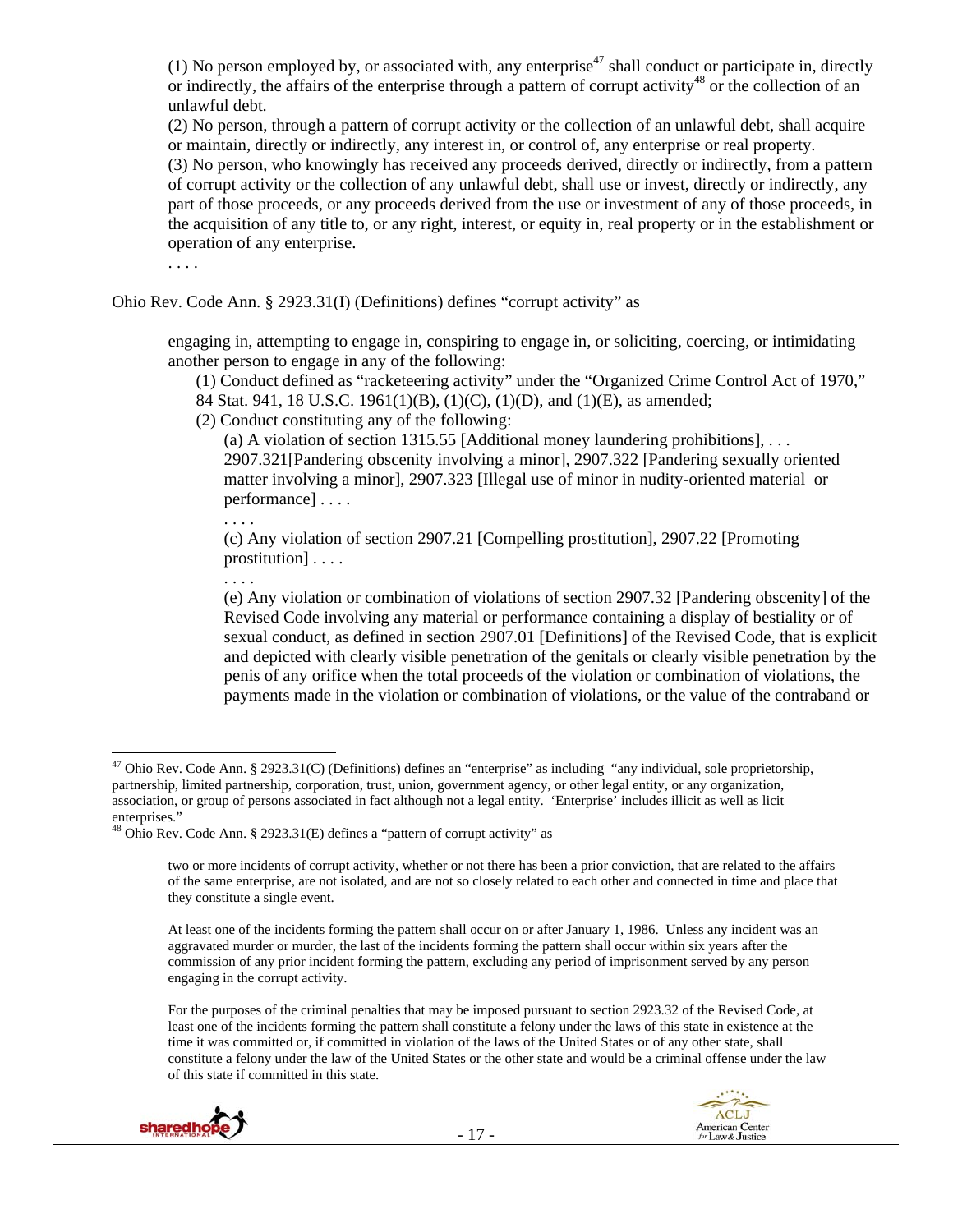> (1) No person employed by, or associated with, any enterprise[47] shall conduct or participate in, directly or indirectly, the affairs of the enterprise through a pattern of corrupt activity[48] or the collection of an unlawful debt.
>
> (2) No person, through a pattern of corrupt activity or the collection of an unlawful debt, shall acquire or maintain, directly or indirectly, any interest in, or control of, any enterprise or real property.
>
> (3) No person, who knowingly has received any proceeds derived, directly or indirectly, from a pattern of corrupt activity or the collection of any unlawful debt, shall use or invest, directly or indirectly, any part of those proceeds, or any proceeds derived from the use or investment of any of those proceeds, in the acquisition of any title to, or any right, interest, or equity in, real property or in the establishment or operation of any enterprise.
>
> . . . .

Ohio Rev. Code Ann. § 2923.31(I) (Definitions) defines "corrupt activity" as

> engaging in, attempting to engage in, conspiring to engage in, or soliciting, coercing, or intimidating another person to engage in any of the following:
>
> (1) Conduct defined as "racketeering activity" under the "Organized Crime Control Act of 1970," 84 Stat. 941, 18 U.S.C. 1961(1)(B), (1)(C), (1)(D), and (1)(E), as amended;
>
> (2) Conduct constituting any of the following:
>
> (a) A violation of section 1315.55 [Additional money laundering prohibitions], . . . 2907.321[Pandering obscenity involving a minor], 2907.322 [Pandering sexually oriented matter involving a minor], 2907.323 [Illegal use of minor in nudity-oriented material or performance] . . . .
>
> . . . .
>
> (c) Any violation of section 2907.21 [Compelling prostitution], 2907.22 [Promoting prostitution] . . . .
>
> . . . .
>
> (e) Any violation or combination of violations of section 2907.32 [Pandering obscenity] of the Revised Code involving any material or performance containing a display of bestiality or of sexual conduct, as defined in section 2907.01 [Definitions] of the Revised Code, that is explicit and depicted with clearly visible penetration of the genitals or clearly visible penetration by the penis of any orifice when the total proceeds of the violation or combination of violations, the payments made in the violation or combination of violations, or the value of the contraband or

---

[47] Ohio Rev. Code Ann. § 2923.31(C) (Definitions) defines an "enterprise" as including "any individual, sole proprietorship, partnership, limited partnership, corporation, trust, union, government agency, or other legal entity, or any organization, association, or group of persons associated in fact although not a legal entity. 'Enterprise' includes illicit as well as licit enterprises."

[48] Ohio Rev. Code Ann. § 2923.31(E) defines a "pattern of corrupt activity" as

> two or more incidents of corrupt activity, whether or not there has been a prior conviction, that are related to the affairs of the same enterprise, are not isolated, and are not so closely related to each other and connected in time and place that they constitute a single event.
>
> At least one of the incidents forming the pattern shall occur on or after January 1, 1986. Unless any incident was an aggravated murder or murder, the last of the incidents forming the pattern shall occur within six years after the commission of any prior incident forming the pattern, excluding any period of imprisonment served by any person engaging in the corrupt activity.
>
> For the purposes of the criminal penalties that may be imposed pursuant to section 2923.32 of the Revised Code, at least one of the incidents forming the pattern shall constitute a felony under the laws of this state in existence at the time it was committed or, if committed in violation of the laws of the United States or of any other state, shall constitute a felony under the law of the United States or the other state and would be a criminal offense under the law of this state if committed in this state.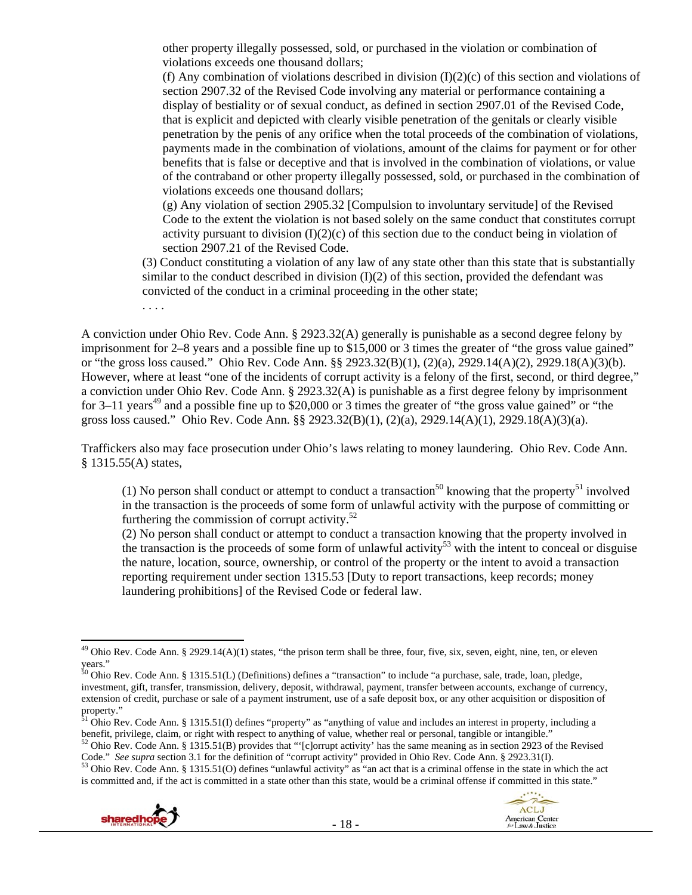other property illegally possessed, sold, or purchased in the violation or combination of violations exceeds one thousand dollars;

(f) Any combination of violations described in division (I)(2)(c) of this section and violations of section 2907.32 of the Revised Code involving any material or performance containing a display of bestiality or of sexual conduct, as defined in section 2907.01 of the Revised Code, that is explicit and depicted with clearly visible penetration of the genitals or clearly visible penetration by the penis of any orifice when the total proceeds of the combination of violations, payments made in the combination of violations, amount of the claims for payment or for other benefits that is false or deceptive and that is involved in the combination of violations, or value of the contraband or other property illegally possessed, sold, or purchased in the combination of violations exceeds one thousand dollars;

(g) Any violation of section 2905.32 [Compulsion to involuntary servitude] of the Revised Code to the extent the violation is not based solely on the same conduct that constitutes corrupt activity pursuant to division (I)(2)(c) of this section due to the conduct being in violation of section 2907.21 of the Revised Code.

(3) Conduct constituting a violation of any law of any state other than this state that is substantially similar to the conduct described in division (I)(2) of this section, provided the defendant was convicted of the conduct in a criminal proceeding in the other state;

. . . .

A conviction under Ohio Rev. Code Ann. § 2923.32(A) generally is punishable as a second degree felony by imprisonment for 2–8 years and a possible fine up to $15,000 or 3 times the greater of "the gross value gained" or "the gross loss caused." Ohio Rev. Code Ann. §§ 2923.32(B)(1), (2)(a), 2929.14(A)(2), 2929.18(A)(3)(b). However, where at least "one of the incidents of corrupt activity is a felony of the first, second, or third degree," a conviction under Ohio Rev. Code Ann. § 2923.32(A) is punishable as a first degree felony by imprisonment for 3–11 years[49] and a possible fine up to $20,000 or 3 times the greater of "the gross value gained" or "the gross loss caused." Ohio Rev. Code Ann. §§ 2923.32(B)(1), (2)(a), 2929.14(A)(1), 2929.18(A)(3)(a).

Traffickers also may face prosecution under Ohio's laws relating to money laundering. Ohio Rev. Code Ann. § 1315.55(A) states,

(1) No person shall conduct or attempt to conduct a transaction[50] knowing that the property[51] involved in the transaction is the proceeds of some form of unlawful activity with the purpose of committing or furthering the commission of corrupt activity.[52]

(2) No person shall conduct or attempt to conduct a transaction knowing that the property involved in the transaction is the proceeds of some form of unlawful activity[53] with the intent to conceal or disguise the nature, location, source, ownership, or control of the property or the intent to avoid a transaction reporting requirement under section 1315.53 [Duty to report transactions, keep records; money laundering prohibitions] of the Revised Code or federal law.

---

[49] Ohio Rev. Code Ann. § 2929.14(A)(1) states, "the prison term shall be three, four, five, six, seven, eight, nine, ten, or eleven years."

[50] Ohio Rev. Code Ann. § 1315.51(L) (Definitions) defines a "transaction" to include "a purchase, sale, trade, loan, pledge, investment, gift, transfer, transmission, delivery, deposit, withdrawal, payment, transfer between accounts, exchange of currency, extension of credit, purchase or sale of a payment instrument, use of a safe deposit box, or any other acquisition or disposition of property."

[51] Ohio Rev. Code Ann. § 1315.51(I) defines "property" as "anything of value and includes an interest in property, including a benefit, privilege, claim, or right with respect to anything of value, whether real or personal, tangible or intangible."

[52] Ohio Rev. Code Ann. § 1315.51(B) provides that "'[c]orrupt activity' has the same meaning as in section 2923 of the Revised Code." *See supra* section 3.1 for the definition of "corrupt activity" provided in Ohio Rev. Code Ann. § 2923.31(I).

[53] Ohio Rev. Code Ann. § 1315.51(O) defines "unlawful activity" as "an act that is a criminal offense in the state in which the act is committed and, if the act is committed in a state other than this state, would be a criminal offense if committed in this state."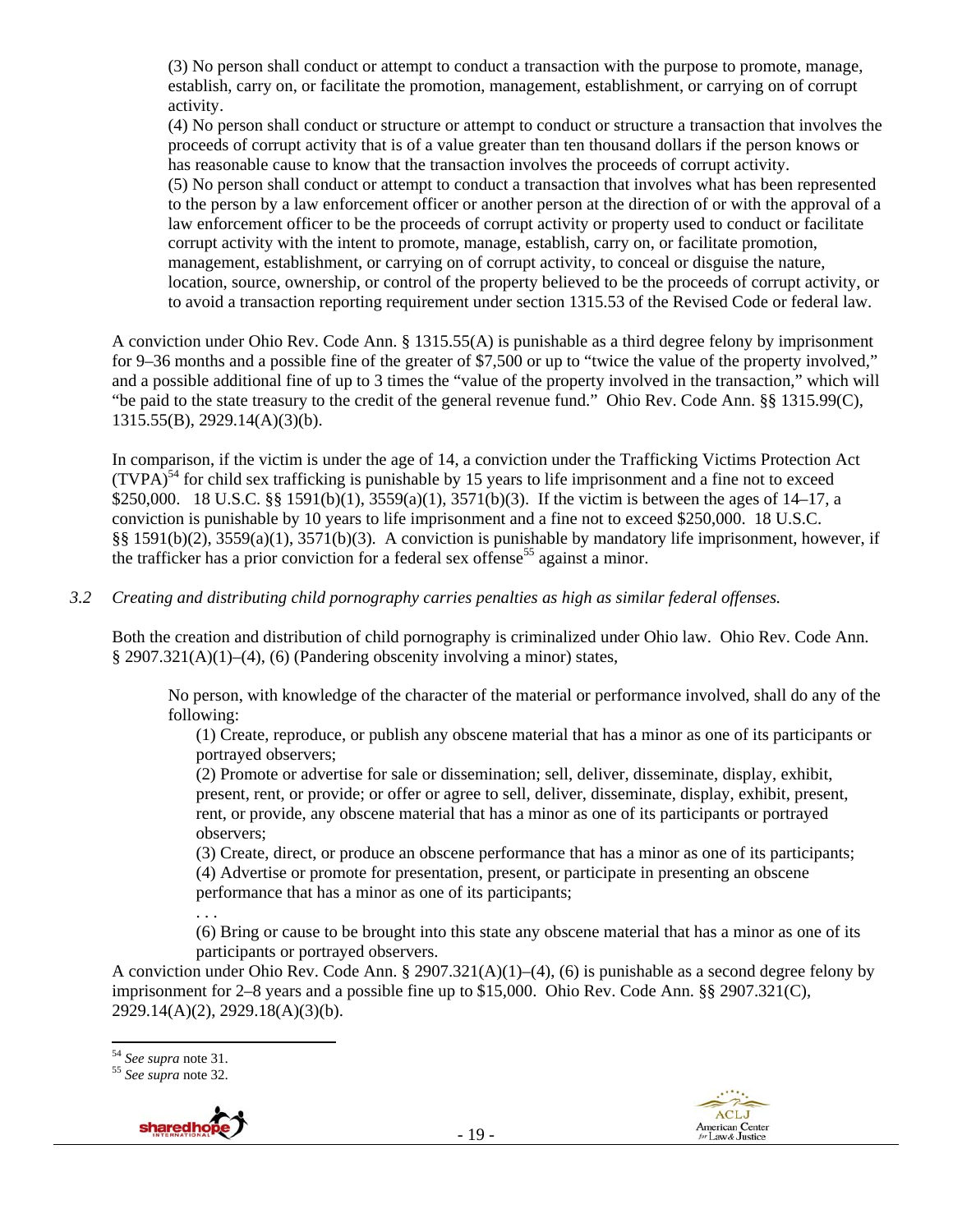(3) No person shall conduct or attempt to conduct a transaction with the purpose to promote, manage, establish, carry on, or facilitate the promotion, management, establishment, or carrying on of corrupt activity.
(4) No person shall conduct or structure or attempt to conduct or structure a transaction that involves the proceeds of corrupt activity that is of a value greater than ten thousand dollars if the person knows or has reasonable cause to know that the transaction involves the proceeds of corrupt activity.
(5) No person shall conduct or attempt to conduct a transaction that involves what has been represented to the person by a law enforcement officer or another person at the direction of or with the approval of a law enforcement officer to be the proceeds of corrupt activity or property used to conduct or facilitate corrupt activity with the intent to promote, manage, establish, carry on, or facilitate promotion, management, establishment, or carrying on of corrupt activity, to conceal or disguise the nature, location, source, ownership, or control of the property believed to be the proceeds of corrupt activity, or to avoid a transaction reporting requirement under section 1315.53 of the Revised Code or federal law.

A conviction under Ohio Rev. Code Ann. § 1315.55(A) is punishable as a third degree felony by imprisonment for 9–36 months and a possible fine of the greater of $7,500 or up to "twice the value of the property involved," and a possible additional fine of up to 3 times the "value of the property involved in the transaction," which will "be paid to the state treasury to the credit of the general revenue fund." Ohio Rev. Code Ann. §§ 1315.99(C), 1315.55(B), 2929.14(A)(3)(b).

In comparison, if the victim is under the age of 14, a conviction under the Trafficking Victims Protection Act (TVPA)[54] for child sex trafficking is punishable by 15 years to life imprisonment and a fine not to exceed $250,000. 18 U.S.C. §§ 1591(b)(1), 3559(a)(1), 3571(b)(3). If the victim is between the ages of 14–17, a conviction is punishable by 10 years to life imprisonment and a fine not to exceed $250,000. 18 U.S.C. §§ 1591(b)(2), 3559(a)(1), 3571(b)(3). A conviction is punishable by mandatory life imprisonment, however, if the trafficker has a prior conviction for a federal sex offense[55] against a minor.

*3.2 Creating and distributing child pornography carries penalties as high as similar federal offenses.*

Both the creation and distribution of child pornography is criminalized under Ohio law. Ohio Rev. Code Ann. § 2907.321(A)(1)–(4), (6) (Pandering obscenity involving a minor) states,

> No person, with knowledge of the character of the material or performance involved, shall do any of the following:
> (1) Create, reproduce, or publish any obscene material that has a minor as one of its participants or portrayed observers;
> (2) Promote or advertise for sale or dissemination; sell, deliver, disseminate, display, exhibit, present, rent, or provide; or offer or agree to sell, deliver, disseminate, display, exhibit, present, rent, or provide, any obscene material that has a minor as one of its participants or portrayed observers;
> (3) Create, direct, or produce an obscene performance that has a minor as one of its participants;
> (4) Advertise or promote for presentation, present, or participate in presenting an obscene performance that has a minor as one of its participants;
> . . .
> (6) Bring or cause to be brought into this state any obscene material that has a minor as one of its participants or portrayed observers.

A conviction under Ohio Rev. Code Ann. § 2907.321(A)(1)–(4), (6) is punishable as a second degree felony by imprisonment for 2–8 years and a possible fine up to $15,000. Ohio Rev. Code Ann. §§ 2907.321(C), 2929.14(A)(2), 2929.18(A)(3)(b).

---

[54] *See supra* note 31.
[55] *See supra* note 32.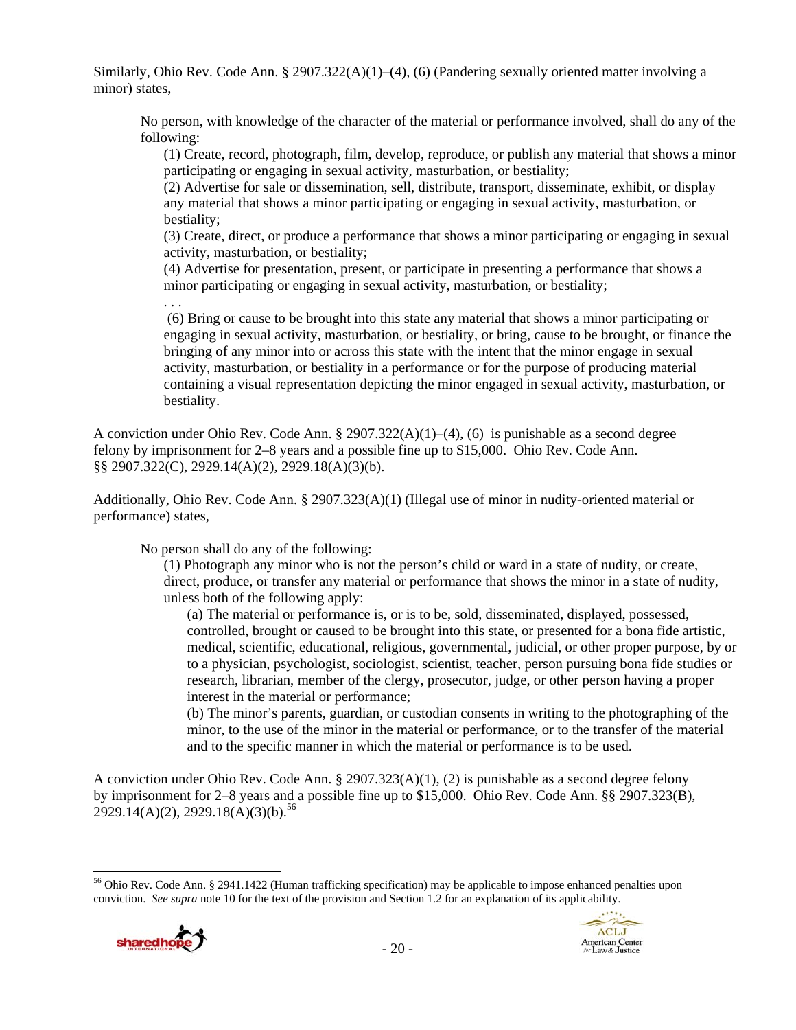Similarly, Ohio Rev. Code Ann. § 2907.322(A)(1)–(4), (6) (Pandering sexually oriented matter involving a minor) states,

> No person, with knowledge of the character of the material or performance involved, shall do any of the following:
>
> (1) Create, record, photograph, film, develop, reproduce, or publish any material that shows a minor participating or engaging in sexual activity, masturbation, or bestiality;
>
> (2) Advertise for sale or dissemination, sell, distribute, transport, disseminate, exhibit, or display any material that shows a minor participating or engaging in sexual activity, masturbation, or bestiality;
>
> (3) Create, direct, or produce a performance that shows a minor participating or engaging in sexual activity, masturbation, or bestiality;
>
> (4) Advertise for presentation, present, or participate in presenting a performance that shows a minor participating or engaging in sexual activity, masturbation, or bestiality;
>
> . . .
>
> (6) Bring or cause to be brought into this state any material that shows a minor participating or engaging in sexual activity, masturbation, or bestiality, or bring, cause to be brought, or finance the bringing of any minor into or across this state with the intent that the minor engage in sexual activity, masturbation, or bestiality in a performance or for the purpose of producing material containing a visual representation depicting the minor engaged in sexual activity, masturbation, or bestiality.

A conviction under Ohio Rev. Code Ann. § 2907.322(A)(1)–(4), (6) is punishable as a second degree felony by imprisonment for 2–8 years and a possible fine up to $15,000. Ohio Rev. Code Ann. §§ 2907.322(C), 2929.14(A)(2), 2929.18(A)(3)(b).

Additionally, Ohio Rev. Code Ann. § 2907.323(A)(1) (Illegal use of minor in nudity-oriented material or performance) states,

> No person shall do any of the following:
>
> (1) Photograph any minor who is not the person's child or ward in a state of nudity, or create, direct, produce, or transfer any material or performance that shows the minor in a state of nudity, unless both of the following apply:
>
> (a) The material or performance is, or is to be, sold, disseminated, displayed, possessed, controlled, brought or caused to be brought into this state, or presented for a bona fide artistic, medical, scientific, educational, religious, governmental, judicial, or other proper purpose, by or to a physician, psychologist, sociologist, scientist, teacher, person pursuing bona fide studies or research, librarian, member of the clergy, prosecutor, judge, or other person having a proper interest in the material or performance;
>
> (b) The minor's parents, guardian, or custodian consents in writing to the photographing of the minor, to the use of the minor in the material or performance, or to the transfer of the material and to the specific manner in which the material or performance is to be used.

A conviction under Ohio Rev. Code Ann. § 2907.323(A)(1), (2) is punishable as a second degree felony by imprisonment for 2–8 years and a possible fine up to $15,000. Ohio Rev. Code Ann. §§ 2907.323(B), 2929.14(A)(2), 2929.18(A)(3)(b).[56]

---

[56] Ohio Rev. Code Ann. § 2941.1422 (Human trafficking specification) may be applicable to impose enhanced penalties upon conviction. *See supra* note 10 for the text of the provision and Section 1.2 for an explanation of its applicability.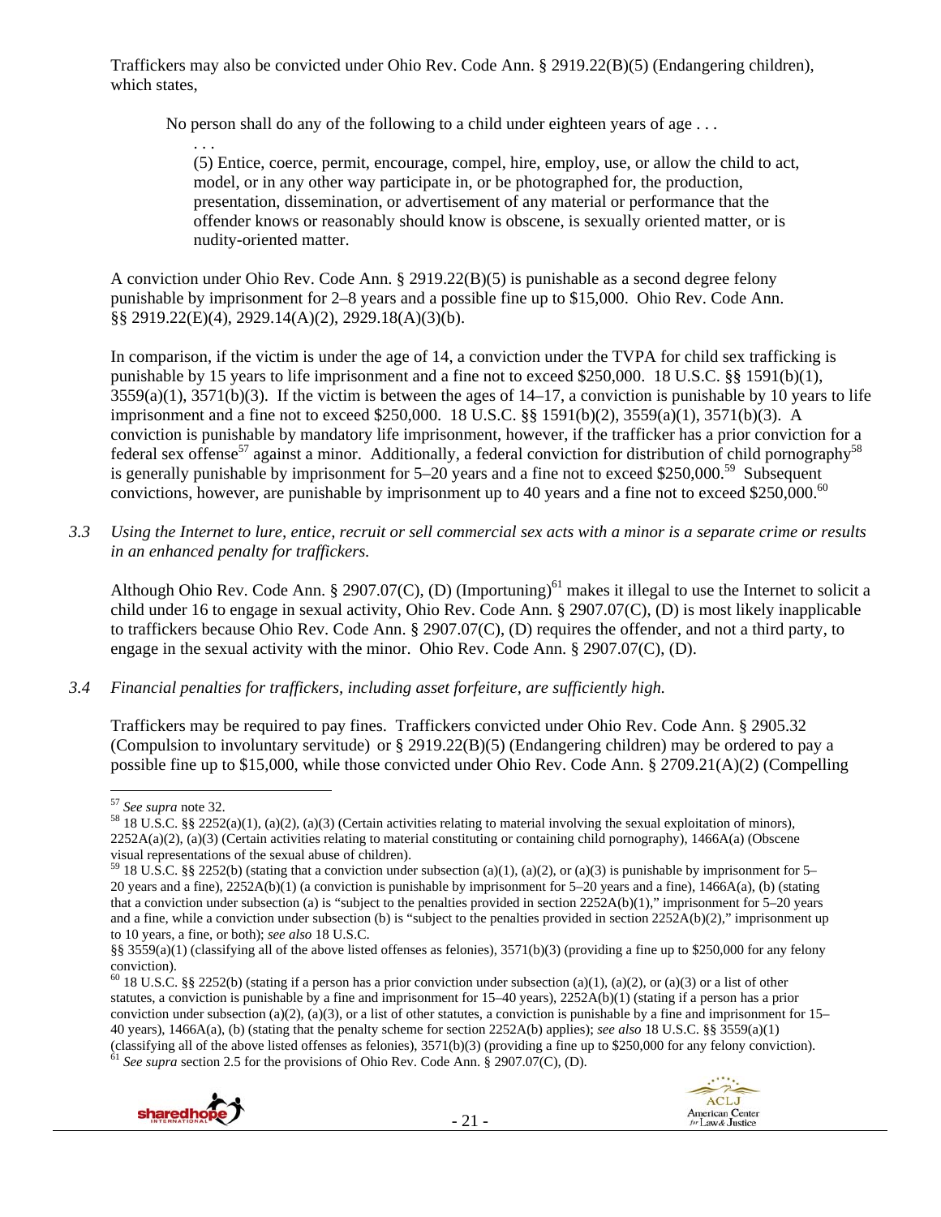Traffickers may also be convicted under Ohio Rev. Code Ann. § 2919.22(B)(5) (Endangering children), which states,

> No person shall do any of the following to a child under eighteen years of age . . .
>
> . . .
>
> (5) Entice, coerce, permit, encourage, compel, hire, employ, use, or allow the child to act, model, or in any other way participate in, or be photographed for, the production, presentation, dissemination, or advertisement of any material or performance that the offender knows or reasonably should know is obscene, is sexually oriented matter, or is nudity-oriented matter.

A conviction under Ohio Rev. Code Ann. § 2919.22(B)(5) is punishable as a second degree felony punishable by imprisonment for 2–8 years and a possible fine up to $15,000. Ohio Rev. Code Ann. §§ 2919.22(E)(4), 2929.14(A)(2), 2929.18(A)(3)(b).

In comparison, if the victim is under the age of 14, a conviction under the TVPA for child sex trafficking is punishable by 15 years to life imprisonment and a fine not to exceed $250,000. 18 U.S.C. §§ 1591(b)(1), 3559(a)(1), 3571(b)(3). If the victim is between the ages of 14–17, a conviction is punishable by 10 years to life imprisonment and a fine not to exceed $250,000. 18 U.S.C. §§ 1591(b)(2), 3559(a)(1), 3571(b)(3). A conviction is punishable by mandatory life imprisonment, however, if the trafficker has a prior conviction for a federal sex offense[57] against a minor. Additionally, a federal conviction for distribution of child pornography[58] is generally punishable by imprisonment for 5–20 years and a fine not to exceed $250,000.[59] Subsequent convictions, however, are punishable by imprisonment up to 40 years and a fine not to exceed $250,000.[60]

*3.3 Using the Internet to lure, entice, recruit or sell commercial sex acts with a minor is a separate crime or results in an enhanced penalty for traffickers.*

Although Ohio Rev. Code Ann. § 2907.07(C), (D) (Importuning)[61] makes it illegal to use the Internet to solicit a child under 16 to engage in sexual activity, Ohio Rev. Code Ann. § 2907.07(C), (D) is most likely inapplicable to traffickers because Ohio Rev. Code Ann. § 2907.07(C), (D) requires the offender, and not a third party, to engage in the sexual activity with the minor. Ohio Rev. Code Ann. § 2907.07(C), (D).

*3.4 Financial penalties for traffickers, including asset forfeiture, are sufficiently high.*

Traffickers may be required to pay fines. Traffickers convicted under Ohio Rev. Code Ann. § 2905.32 (Compulsion to involuntary servitude) or § 2919.22(B)(5) (Endangering children) may be ordered to pay a possible fine up to $15,000, while those convicted under Ohio Rev. Code Ann. § 2709.21(A)(2) (Compelling

---

[57] *See supra* note 32.

[58] 18 U.S.C. §§ 2252(a)(1), (a)(2), (a)(3) (Certain activities relating to material involving the sexual exploitation of minors), 2252A(a)(2), (a)(3) (Certain activities relating to material constituting or containing child pornography), 1466A(a) (Obscene visual representations of the sexual abuse of children).

[59] 18 U.S.C. §§ 2252(b) (stating that a conviction under subsection (a)(1), (a)(2), or (a)(3) is punishable by imprisonment for 5–20 years and a fine), 2252A(b)(1) (a conviction is punishable by imprisonment for 5–20 years and a fine), 1466A(a), (b) (stating that a conviction under subsection (a) is "subject to the penalties provided in section 2252A(b)(1)," imprisonment for 5–20 years and a fine, while a conviction under subsection (b) is "subject to the penalties provided in section 2252A(b)(2)," imprisonment up to 10 years, a fine, or both); *see also* 18 U.S.C. §§ 3559(a)(1) (classifying all of the above listed offenses as felonies), 3571(b)(3) (providing a fine up to $250,000 for any felony conviction).

[60] 18 U.S.C. §§ 2252(b) (stating if a person has a prior conviction under subsection (a)(1), (a)(2), or (a)(3) or a list of other statutes, a conviction is punishable by a fine and imprisonment for 15–40 years), 2252A(b)(1) (stating if a person has a prior conviction under subsection (a)(2), (a)(3), or a list of other statutes, a conviction is punishable by a fine and imprisonment for 15–40 years), 1466A(a), (b) (stating that the penalty scheme for section 2252A(b) applies); *see also* 18 U.S.C. §§ 3559(a)(1) (classifying all of the above listed offenses as felonies), 3571(b)(3) (providing a fine up to $250,000 for any felony conviction).

[61] *See supra* section 2.5 for the provisions of Ohio Rev. Code Ann. § 2907.07(C), (D).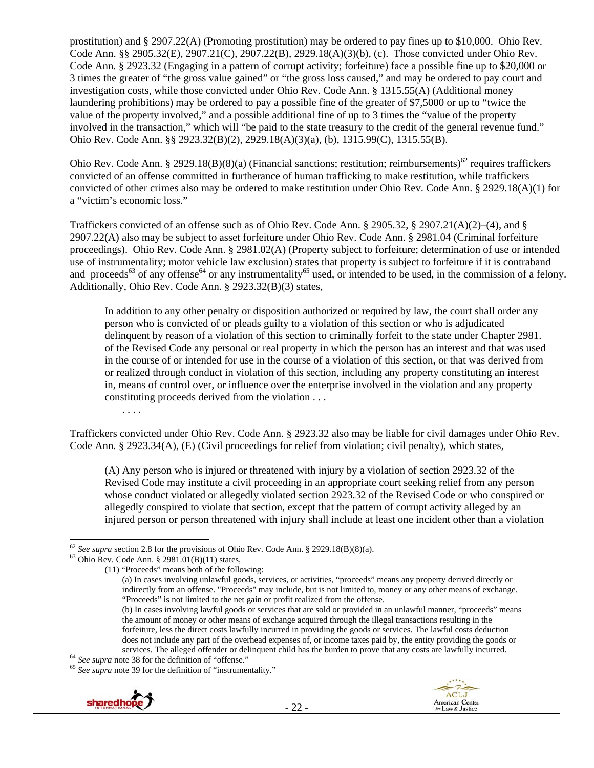prostitution) and § 2907.22(A) (Promoting prostitution) may be ordered to pay fines up to $10,000. Ohio Rev. Code Ann. §§ 2905.32(E), 2907.21(C), 2907.22(B), 2929.18(A)(3)(b), (c). Those convicted under Ohio Rev. Code Ann. § 2923.32 (Engaging in a pattern of corrupt activity; forfeiture) face a possible fine up to $20,000 or 3 times the greater of "the gross value gained" or "the gross loss caused," and may be ordered to pay court and investigation costs, while those convicted under Ohio Rev. Code Ann. § 1315.55(A) (Additional money laundering prohibitions) may be ordered to pay a possible fine of the greater of $7,5000 or up to "twice the value of the property involved," and a possible additional fine of up to 3 times the "value of the property involved in the transaction," which will "be paid to the state treasury to the credit of the general revenue fund." Ohio Rev. Code Ann. §§ 2923.32(B)(2), 2929.18(A)(3)(a), (b), 1315.99(C), 1315.55(B).

Ohio Rev. Code Ann. § 2929.18(B)(8)(a) (Financial sanctions; restitution; reimbursements)[62] requires traffickers convicted of an offense committed in furtherance of human trafficking to make restitution, while traffickers convicted of other crimes also may be ordered to make restitution under Ohio Rev. Code Ann. § 2929.18(A)(1) for a "victim's economic loss."

Traffickers convicted of an offense such as of Ohio Rev. Code Ann. § 2905.32, § 2907.21(A)(2)–(4), and § 2907.22(A) also may be subject to asset forfeiture under Ohio Rev. Code Ann. § 2981.04 (Criminal forfeiture proceedings). Ohio Rev. Code Ann. § 2981.02(A) (Property subject to forfeiture; determination of use or intended use of instrumentality; motor vehicle law exclusion) states that property is subject to forfeiture if it is contraband and proceeds[63] of any offense[64] or any instrumentality[65] used, or intended to be used, in the commission of a felony. Additionally, Ohio Rev. Code Ann. § 2923.32(B)(3) states,

> In addition to any other penalty or disposition authorized or required by law, the court shall order any person who is convicted of or pleads guilty to a violation of this section or who is adjudicated delinquent by reason of a violation of this section to criminally forfeit to the state under Chapter 2981. of the Revised Code any personal or real property in which the person has an interest and that was used in the course of or intended for use in the course of a violation of this section, or that was derived from or realized through conduct in violation of this section, including any property constituting an interest in, means of control over, or influence over the enterprise involved in the violation and any property constituting proceeds derived from the violation . . .
>
> . . . .

Traffickers convicted under Ohio Rev. Code Ann. § 2923.32 also may be liable for civil damages under Ohio Rev. Code Ann. § 2923.34(A), (E) (Civil proceedings for relief from violation; civil penalty), which states,

> (A) Any person who is injured or threatened with injury by a violation of section 2923.32 of the Revised Code may institute a civil proceeding in an appropriate court seeking relief from any person whose conduct violated or allegedly violated section 2923.32 of the Revised Code or who conspired or allegedly conspired to violate that section, except that the pattern of corrupt activity alleged by an injured person or person threatened with injury shall include at least one incident other than a violation

---

[62] *See supra* section 2.8 for the provisions of Ohio Rev. Code Ann. § 2929.18(B)(8)(a).

[63] Ohio Rev. Code Ann. § 2981.01(B)(11) states,

> (11) "Proceeds" means both of the following:
>
> (a) In cases involving unlawful goods, services, or activities, "proceeds" means any property derived directly or indirectly from an offense. "Proceeds" may include, but is not limited to, money or any other means of exchange. "Proceeds" is not limited to the net gain or profit realized from the offense.
>
> (b) In cases involving lawful goods or services that are sold or provided in an unlawful manner, "proceeds" means the amount of money or other means of exchange acquired through the illegal transactions resulting in the forfeiture, less the direct costs lawfully incurred in providing the goods or services. The lawful costs deduction does not include any part of the overhead expenses of, or income taxes paid by, the entity providing the goods or services. The alleged offender or delinquent child has the burden to prove that any costs are lawfully incurred.

[64] *See supra* note 38 for the definition of "offense."

[65] *See supra* note 39 for the definition of "instrumentality."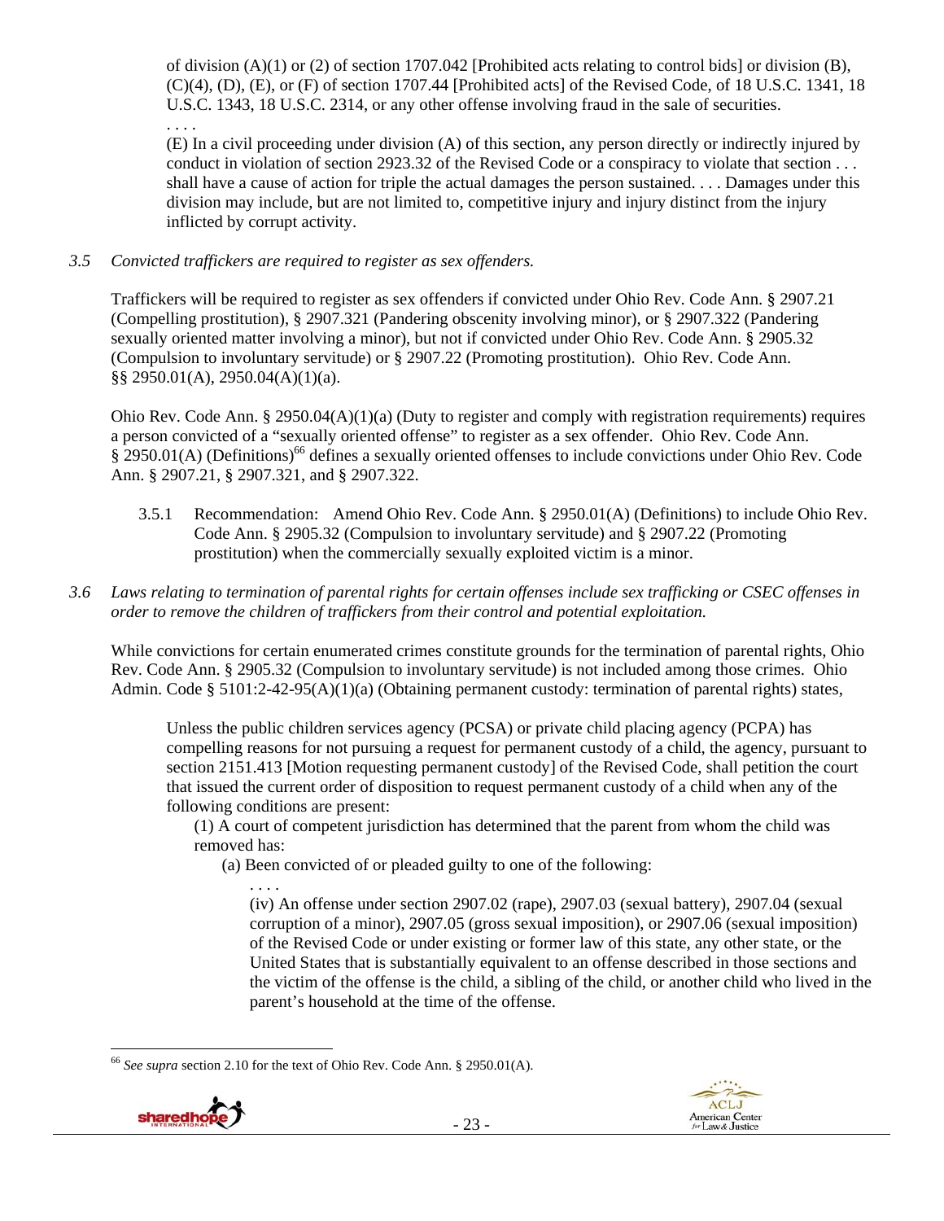of division (A)(1) or (2) of section 1707.042 [Prohibited acts relating to control bids] or division (B), (C)(4), (D), (E), or (F) of section 1707.44 [Prohibited acts] of the Revised Code, of 18 U.S.C. 1341, 18 U.S.C. 1343, 18 U.S.C. 2314, or any other offense involving fraud in the sale of securities.

. . . .

(E) In a civil proceeding under division (A) of this section, any person directly or indirectly injured by conduct in violation of section 2923.32 of the Revised Code or a conspiracy to violate that section . . . shall have a cause of action for triple the actual damages the person sustained. . . . Damages under this division may include, but are not limited to, competitive injury and injury distinct from the injury inflicted by corrupt activity.

*3.5 Convicted traffickers are required to register as sex offenders.*

Traffickers will be required to register as sex offenders if convicted under Ohio Rev. Code Ann. § 2907.21 (Compelling prostitution), § 2907.321 (Pandering obscenity involving minor), or § 2907.322 (Pandering sexually oriented matter involving a minor), but not if convicted under Ohio Rev. Code Ann. § 2905.32 (Compulsion to involuntary servitude) or § 2907.22 (Promoting prostitution). Ohio Rev. Code Ann. §§ 2950.01(A), 2950.04(A)(1)(a).

Ohio Rev. Code Ann. § 2950.04(A)(1)(a) (Duty to register and comply with registration requirements) requires a person convicted of a "sexually oriented offense" to register as a sex offender. Ohio Rev. Code Ann. § 2950.01(A) (Definitions)[66] defines a sexually oriented offenses to include convictions under Ohio Rev. Code Ann. § 2907.21, § 2907.321, and § 2907.322.

3.5.1 Recommendation: Amend Ohio Rev. Code Ann. § 2950.01(A) (Definitions) to include Ohio Rev. Code Ann. § 2905.32 (Compulsion to involuntary servitude) and § 2907.22 (Promoting prostitution) when the commercially sexually exploited victim is a minor.

*3.6 Laws relating to termination of parental rights for certain offenses include sex trafficking or CSEC offenses in order to remove the children of traffickers from their control and potential exploitation.*

While convictions for certain enumerated crimes constitute grounds for the termination of parental rights, Ohio Rev. Code Ann. § 2905.32 (Compulsion to involuntary servitude) is not included among those crimes. Ohio Admin. Code § 5101:2-42-95(A)(1)(a) (Obtaining permanent custody: termination of parental rights) states,

> Unless the public children services agency (PCSA) or private child placing agency (PCPA) has compelling reasons for not pursuing a request for permanent custody of a child, the agency, pursuant to section 2151.413 [Motion requesting permanent custody] of the Revised Code, shall petition the court that issued the current order of disposition to request permanent custody of a child when any of the following conditions are present:
>
> (1) A court of competent jurisdiction has determined that the parent from whom the child was removed has:
>
> (a) Been convicted of or pleaded guilty to one of the following:
>
> . . . .
>
> (iv) An offense under section 2907.02 (rape), 2907.03 (sexual battery), 2907.04 (sexual corruption of a minor), 2907.05 (gross sexual imposition), or 2907.06 (sexual imposition) of the Revised Code or under existing or former law of this state, any other state, or the United States that is substantially equivalent to an offense described in those sections and the victim of the offense is the child, a sibling of the child, or another child who lived in the parent's household at the time of the offense.

[66] *See supra* section 2.10 for the text of Ohio Rev. Code Ann. § 2950.01(A).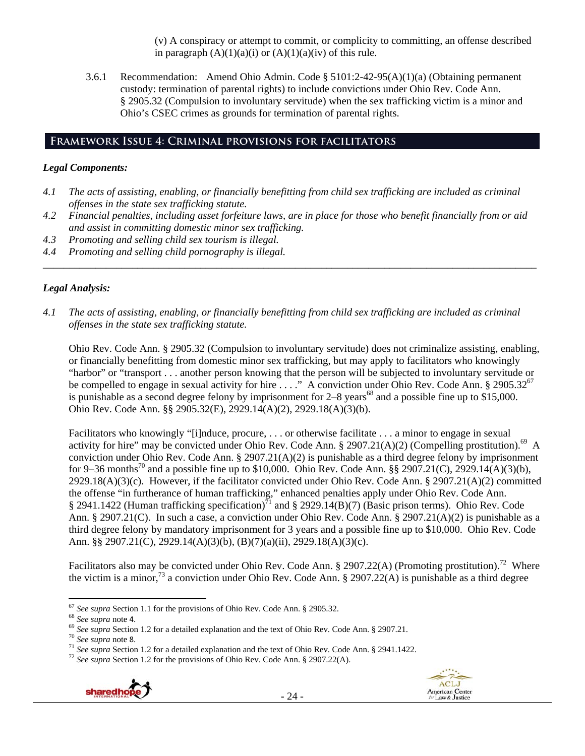(v) A conspiracy or attempt to commit, or complicity to committing, an offense described in paragraph (A)(1)(a)(i) or (A)(1)(a)(iv) of this rule.

3.6.1 Recommendation: Amend Ohio Admin. Code § 5101:2-42-95(A)(1)(a) (Obtaining permanent custody: termination of parental rights) to include convictions under Ohio Rev. Code Ann. § 2905.32 (Compulsion to involuntary servitude) when the sex trafficking victim is a minor and Ohio's CSEC crimes as grounds for termination of parental rights.

## Framework Issue 4: Criminal provisions for facilitators

### *Legal Components:*

*4.1 The acts of assisting, enabling, or financially benefitting from child sex trafficking are included as criminal offenses in the state sex trafficking statute.*

*4.2 Financial penalties, including asset forfeiture laws, are in place for those who benefit financially from or aid and assist in committing domestic minor sex trafficking.*

*4.3 Promoting and selling child sex tourism is illegal.*

*4.4 Promoting and selling child pornography is illegal.*

---

### *Legal Analysis:*

*4.1 The acts of assisting, enabling, or financially benefitting from child sex trafficking are included as criminal offenses in the state sex trafficking statute.*

Ohio Rev. Code Ann. § 2905.32 (Compulsion to involuntary servitude) does not criminalize assisting, enabling, or financially benefitting from domestic minor sex trafficking, but may apply to facilitators who knowingly "harbor" or "transport . . . another person knowing that the person will be subjected to involuntary servitude or be compelled to engage in sexual activity for hire . . . ." A conviction under Ohio Rev. Code Ann. § 2905.32[67] is punishable as a second degree felony by imprisonment for 2–8 years[68] and a possible fine up to $15,000. Ohio Rev. Code Ann. §§ 2905.32(E), 2929.14(A)(2), 2929.18(A)(3)(b).

Facilitators who knowingly "[i]nduce, procure, . . . or otherwise facilitate . . . a minor to engage in sexual activity for hire" may be convicted under Ohio Rev. Code Ann. § 2907.21(A)(2) (Compelling prostitution).[69] A conviction under Ohio Rev. Code Ann. § 2907.21(A)(2) is punishable as a third degree felony by imprisonment for 9–36 months[70] and a possible fine up to $10,000. Ohio Rev. Code Ann. §§ 2907.21(C), 2929.14(A)(3)(b), 2929.18(A)(3)(c). However, if the facilitator convicted under Ohio Rev. Code Ann. § 2907.21(A)(2) committed the offense "in furtherance of human trafficking," enhanced penalties apply under Ohio Rev. Code Ann. § 2941.1422 (Human trafficking specification)[71] and § 2929.14(B)(7) (Basic prison terms). Ohio Rev. Code Ann. § 2907.21(C). In such a case, a conviction under Ohio Rev. Code Ann. § 2907.21(A)(2) is punishable as a third degree felony by mandatory imprisonment for 3 years and a possible fine up to $10,000. Ohio Rev. Code Ann. §§ 2907.21(C), 2929.14(A)(3)(b), (B)(7)(a)(ii), 2929.18(A)(3)(c).

Facilitators also may be convicted under Ohio Rev. Code Ann. § 2907.22(A) (Promoting prostitution).[72] Where the victim is a minor,[73] a conviction under Ohio Rev. Code Ann. § 2907.22(A) is punishable as a third degree

---

[67] *See supra* Section 1.1 for the provisions of Ohio Rev. Code Ann. § 2905.32.

[68] *See supra* note 4.

[69] *See supra* Section 1.2 for a detailed explanation and the text of Ohio Rev. Code Ann. § 2907.21.

[70] *See supra* note 8.

[71] *See supra* Section 1.2 for a detailed explanation and the text of Ohio Rev. Code Ann. § 2941.1422.

[72] *See supra* Section 1.2 for the provisions of Ohio Rev. Code Ann. § 2907.22(A).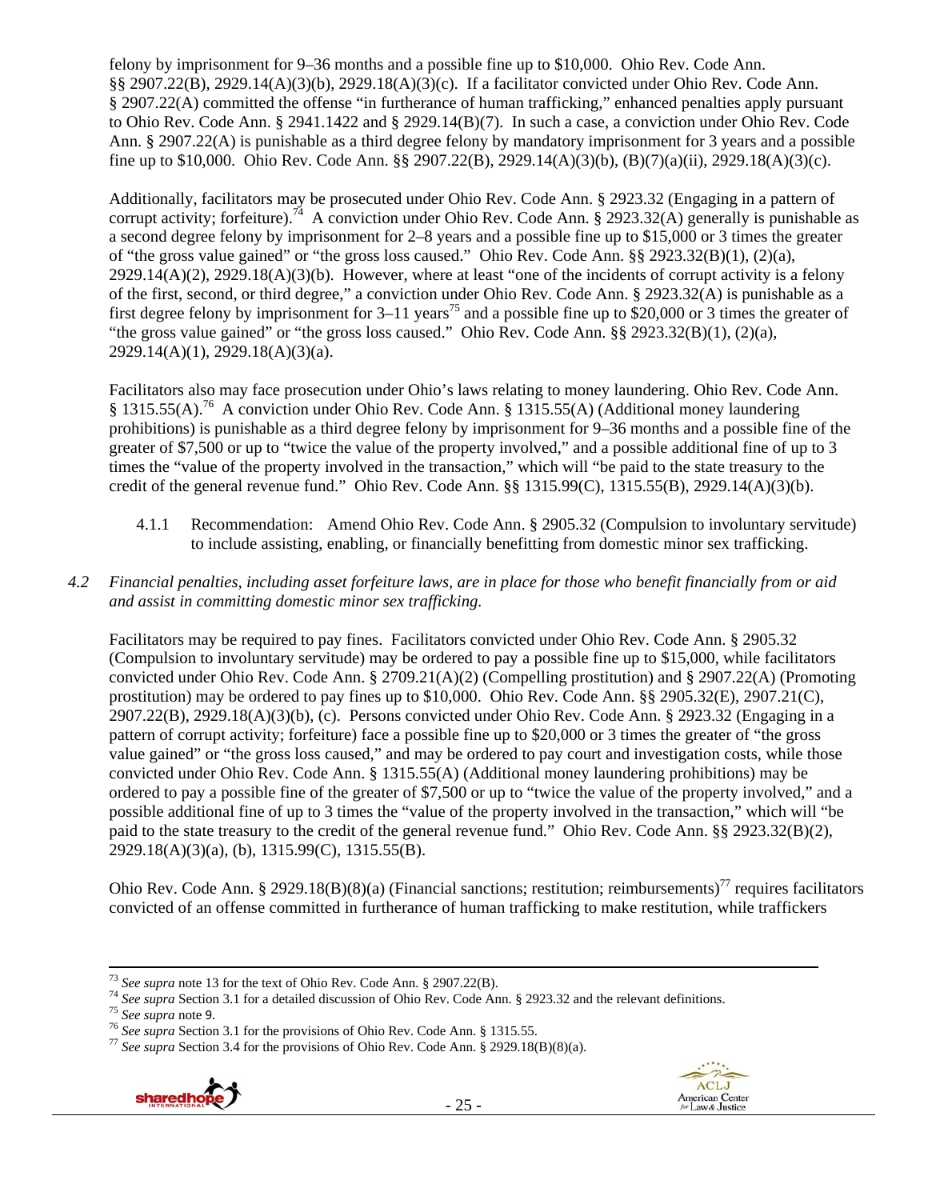felony by imprisonment for 9–36 months and a possible fine up to $10,000. Ohio Rev. Code Ann. §§ 2907.22(B), 2929.14(A)(3)(b), 2929.18(A)(3)(c). If a facilitator convicted under Ohio Rev. Code Ann. § 2907.22(A) committed the offense "in furtherance of human trafficking," enhanced penalties apply pursuant to Ohio Rev. Code Ann. § 2941.1422 and § 2929.14(B)(7). In such a case, a conviction under Ohio Rev. Code Ann. § 2907.22(A) is punishable as a third degree felony by mandatory imprisonment for 3 years and a possible fine up to $10,000. Ohio Rev. Code Ann. §§ 2907.22(B), 2929.14(A)(3)(b), (B)(7)(a)(ii), 2929.18(A)(3)(c).

Additionally, facilitators may be prosecuted under Ohio Rev. Code Ann. § 2923.32 (Engaging in a pattern of corrupt activity; forfeiture).[74] A conviction under Ohio Rev. Code Ann. § 2923.32(A) generally is punishable as a second degree felony by imprisonment for 2–8 years and a possible fine up to $15,000 or 3 times the greater of "the gross value gained" or "the gross loss caused." Ohio Rev. Code Ann. §§ 2923.32(B)(1), (2)(a), 2929.14(A)(2), 2929.18(A)(3)(b). However, where at least "one of the incidents of corrupt activity is a felony of the first, second, or third degree," a conviction under Ohio Rev. Code Ann. § 2923.32(A) is punishable as a first degree felony by imprisonment for 3–11 years[75] and a possible fine up to $20,000 or 3 times the greater of "the gross value gained" or "the gross loss caused." Ohio Rev. Code Ann. §§ 2923.32(B)(1), (2)(a), 2929.14(A)(1), 2929.18(A)(3)(a).

Facilitators also may face prosecution under Ohio's laws relating to money laundering. Ohio Rev. Code Ann. § 1315.55(A).[76] A conviction under Ohio Rev. Code Ann. § 1315.55(A) (Additional money laundering prohibitions) is punishable as a third degree felony by imprisonment for 9–36 months and a possible fine of the greater of $7,500 or up to "twice the value of the property involved," and a possible additional fine of up to 3 times the "value of the property involved in the transaction," which will "be paid to the state treasury to the credit of the general revenue fund." Ohio Rev. Code Ann. §§ 1315.99(C), 1315.55(B), 2929.14(A)(3)(b).

4.1.1 Recommendation: Amend Ohio Rev. Code Ann. § 2905.32 (Compulsion to involuntary servitude) to include assisting, enabling, or financially benefitting from domestic minor sex trafficking.

*4.2 Financial penalties, including asset forfeiture laws, are in place for those who benefit financially from or aid and assist in committing domestic minor sex trafficking.*

Facilitators may be required to pay fines. Facilitators convicted under Ohio Rev. Code Ann. § 2905.32 (Compulsion to involuntary servitude) may be ordered to pay a possible fine up to $15,000, while facilitators convicted under Ohio Rev. Code Ann. § 2709.21(A)(2) (Compelling prostitution) and § 2907.22(A) (Promoting prostitution) may be ordered to pay fines up to $10,000. Ohio Rev. Code Ann. §§ 2905.32(E), 2907.21(C), 2907.22(B), 2929.18(A)(3)(b), (c). Persons convicted under Ohio Rev. Code Ann. § 2923.32 (Engaging in a pattern of corrupt activity; forfeiture) face a possible fine up to $20,000 or 3 times the greater of "the gross value gained" or "the gross loss caused," and may be ordered to pay court and investigation costs, while those convicted under Ohio Rev. Code Ann. § 1315.55(A) (Additional money laundering prohibitions) may be ordered to pay a possible fine of the greater of $7,500 or up to "twice the value of the property involved," and a possible additional fine of up to 3 times the "value of the property involved in the transaction," which will "be paid to the state treasury to the credit of the general revenue fund." Ohio Rev. Code Ann. §§ 2923.32(B)(2), 2929.18(A)(3)(a), (b), 1315.99(C), 1315.55(B).

Ohio Rev. Code Ann. § 2929.18(B)(8)(a) (Financial sanctions; restitution; reimbursements)[77] requires facilitators convicted of an offense committed in furtherance of human trafficking to make restitution, while traffickers

---

[73] *See supra* note 13 for the text of Ohio Rev. Code Ann. § 2907.22(B).
[74] *See supra* Section 3.1 for a detailed discussion of Ohio Rev. Code Ann. § 2923.32 and the relevant definitions.
[75] *See supra* note 9.
[76] *See supra* Section 3.1 for the provisions of Ohio Rev. Code Ann. § 1315.55.
[77] *See supra* Section 3.4 for the provisions of Ohio Rev. Code Ann. § 2929.18(B)(8)(a).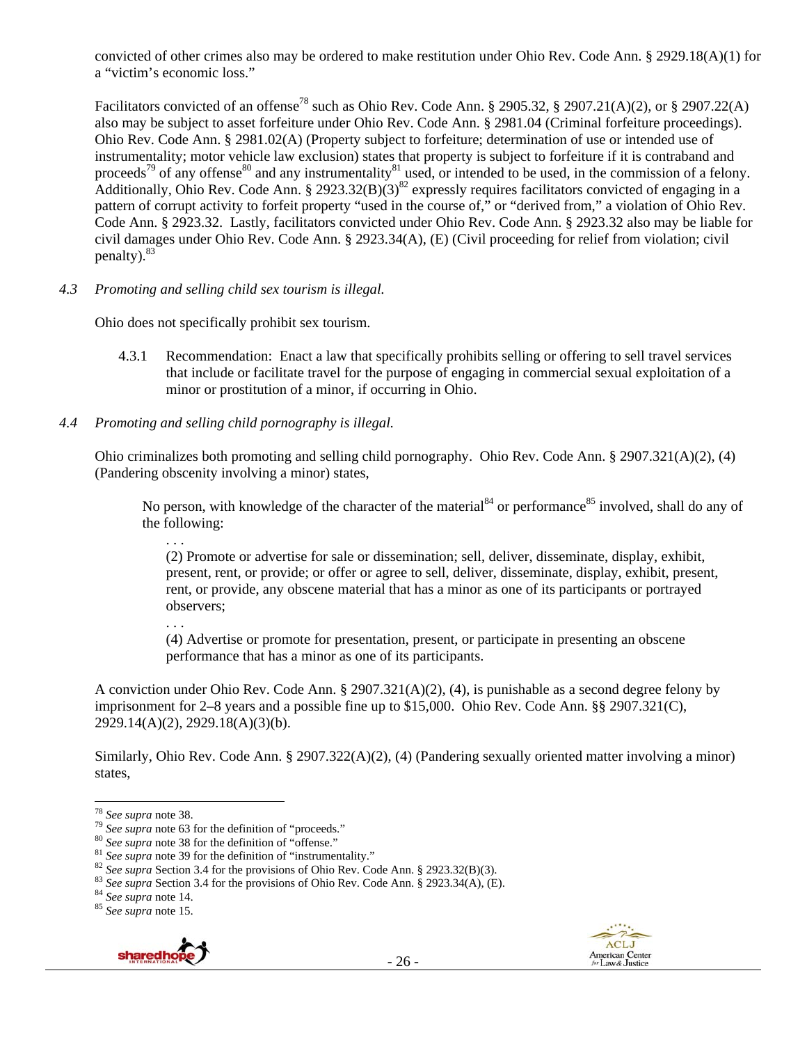convicted of other crimes also may be ordered to make restitution under Ohio Rev. Code Ann. § 2929.18(A)(1) for a "victim's economic loss."

Facilitators convicted of an offense[78] such as Ohio Rev. Code Ann. § 2905.32, § 2907.21(A)(2), or § 2907.22(A) also may be subject to asset forfeiture under Ohio Rev. Code Ann. § 2981.04 (Criminal forfeiture proceedings). Ohio Rev. Code Ann. § 2981.02(A) (Property subject to forfeiture; determination of use or intended use of instrumentality; motor vehicle law exclusion) states that property is subject to forfeiture if it is contraband and proceeds[79] of any offense[80] and any instrumentality[81] used, or intended to be used, in the commission of a felony. Additionally, Ohio Rev. Code Ann. § 2923.32(B)(3)[82] expressly requires facilitators convicted of engaging in a pattern of corrupt activity to forfeit property "used in the course of," or "derived from," a violation of Ohio Rev. Code Ann. § 2923.32. Lastly, facilitators convicted under Ohio Rev. Code Ann. § 2923.32 also may be liable for civil damages under Ohio Rev. Code Ann. § 2923.34(A), (E) (Civil proceeding for relief from violation; civil penalty).[83]

*4.3 Promoting and selling child sex tourism is illegal.*

Ohio does not specifically prohibit sex tourism.

4.3.1 Recommendation: Enact a law that specifically prohibits selling or offering to sell travel services that include or facilitate travel for the purpose of engaging in commercial sexual exploitation of a minor or prostitution of a minor, if occurring in Ohio.

*4.4 Promoting and selling child pornography is illegal.*

Ohio criminalizes both promoting and selling child pornography. Ohio Rev. Code Ann. § 2907.321(A)(2), (4) (Pandering obscenity involving a minor) states,

> No person, with knowledge of the character of the material[84] or performance[85] involved, shall do any of the following:
>
> . . .
>
> (2) Promote or advertise for sale or dissemination; sell, deliver, disseminate, display, exhibit, present, rent, or provide; or offer or agree to sell, deliver, disseminate, display, exhibit, present, rent, or provide, any obscene material that has a minor as one of its participants or portrayed observers;
>
> . . .
>
> (4) Advertise or promote for presentation, present, or participate in presenting an obscene performance that has a minor as one of its participants.

A conviction under Ohio Rev. Code Ann. § 2907.321(A)(2), (4), is punishable as a second degree felony by imprisonment for 2–8 years and a possible fine up to $15,000. Ohio Rev. Code Ann. §§ 2907.321(C), 2929.14(A)(2), 2929.18(A)(3)(b).

Similarly, Ohio Rev. Code Ann. § 2907.322(A)(2), (4) (Pandering sexually oriented matter involving a minor) states,

---

[78] *See supra* note 38.
[79] *See supra* note 63 for the definition of "proceeds."
[80] *See supra* note 38 for the definition of "offense."
[81] *See supra* note 39 for the definition of "instrumentality."
[82] *See supra* Section 3.4 for the provisions of Ohio Rev. Code Ann. § 2923.32(B)(3).
[83] *See supra* Section 3.4 for the provisions of Ohio Rev. Code Ann. § 2923.34(A), (E).
[84] *See supra* note 14.
[85] *See supra* note 15.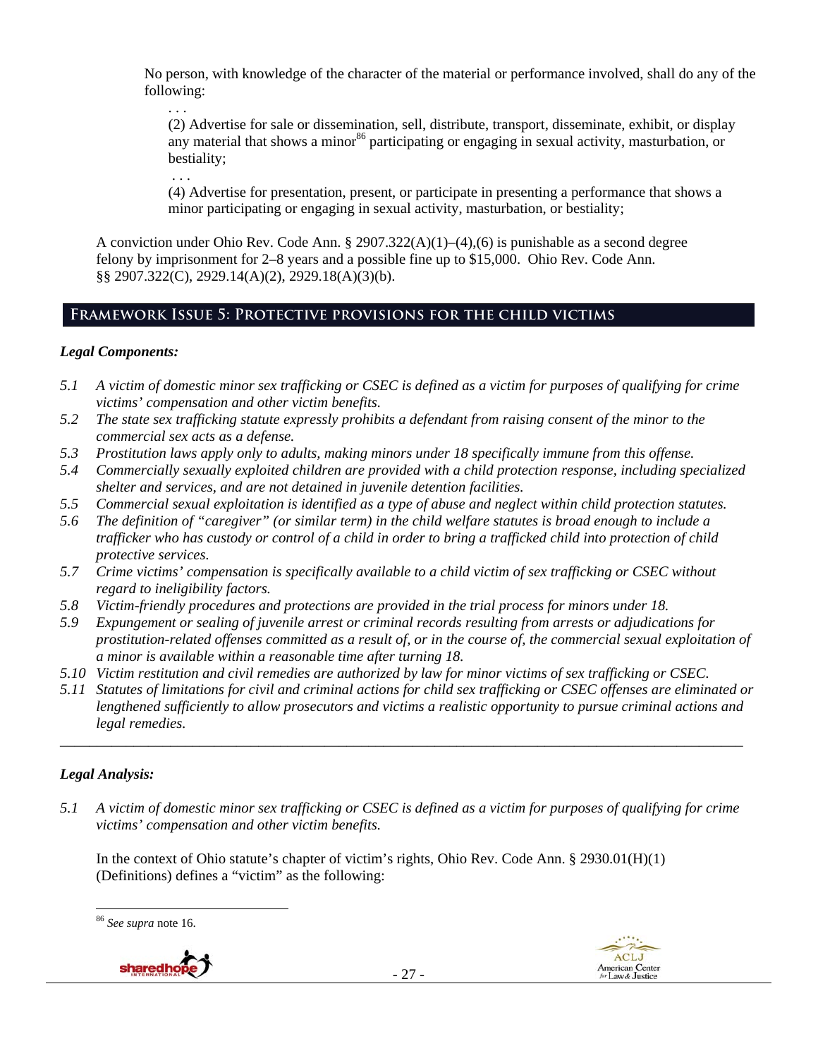No person, with knowledge of the character of the material or performance involved, shall do any of the following:

. . .

(2) Advertise for sale or dissemination, sell, distribute, transport, disseminate, exhibit, or display any material that shows a minor[86] participating or engaging in sexual activity, masturbation, or bestiality;

. . .

(4) Advertise for presentation, present, or participate in presenting a performance that shows a minor participating or engaging in sexual activity, masturbation, or bestiality;

A conviction under Ohio Rev. Code Ann. § 2907.322(A)(1)–(4),(6) is punishable as a second degree felony by imprisonment for 2–8 years and a possible fine up to $15,000. Ohio Rev. Code Ann. §§ 2907.322(C), 2929.14(A)(2), 2929.18(A)(3)(b).

## Framework Issue 5: Protective provisions for the child victims

### *Legal Components:*

*5.1 A victim of domestic minor sex trafficking or CSEC is defined as a victim for purposes of qualifying for crime victims' compensation and other victim benefits.*

*5.2 The state sex trafficking statute expressly prohibits a defendant from raising consent of the minor to the commercial sex acts as a defense.*

*5.3 Prostitution laws apply only to adults, making minors under 18 specifically immune from this offense.*

*5.4 Commercially sexually exploited children are provided with a child protection response, including specialized shelter and services, and are not detained in juvenile detention facilities.*

*5.5 Commercial sexual exploitation is identified as a type of abuse and neglect within child protection statutes.*

*5.6 The definition of "caregiver" (or similar term) in the child welfare statutes is broad enough to include a trafficker who has custody or control of a child in order to bring a trafficked child into protection of child protective services.*

*5.7 Crime victims' compensation is specifically available to a child victim of sex trafficking or CSEC without regard to ineligibility factors.*

*5.8 Victim-friendly procedures and protections are provided in the trial process for minors under 18.*

*5.9 Expungement or sealing of juvenile arrest or criminal records resulting from arrests or adjudications for prostitution-related offenses committed as a result of, or in the course of, the commercial sexual exploitation of a minor is available within a reasonable time after turning 18.*

*5.10 Victim restitution and civil remedies are authorized by law for minor victims of sex trafficking or CSEC.*

*5.11 Statutes of limitations for civil and criminal actions for child sex trafficking or CSEC offenses are eliminated or lengthened sufficiently to allow prosecutors and victims a realistic opportunity to pursue criminal actions and legal remedies.*

---

### *Legal Analysis:*

*5.1 A victim of domestic minor sex trafficking or CSEC is defined as a victim for purposes of qualifying for crime victims' compensation and other victim benefits.*

In the context of Ohio statute's chapter of victim's rights, Ohio Rev. Code Ann. § 2930.01(H)(1) (Definitions) defines a "victim" as the following:

---

[86] *See supra* note 16.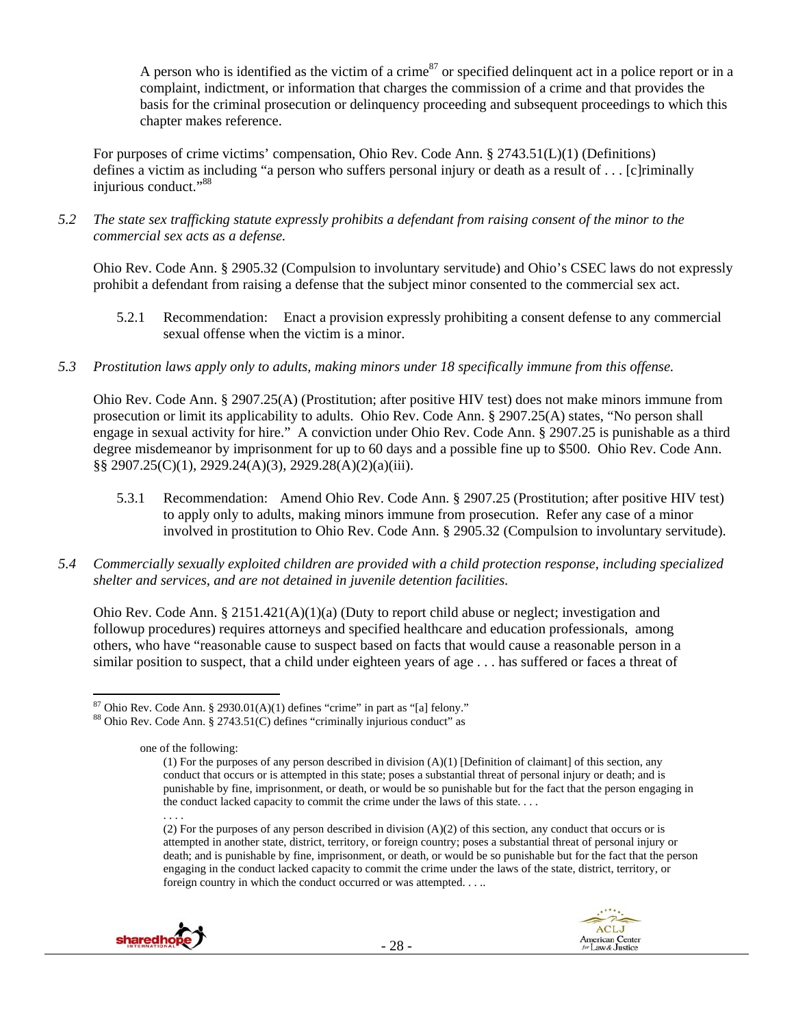A person who is identified as the victim of a crime[87] or specified delinquent act in a police report or in a complaint, indictment, or information that charges the commission of a crime and that provides the basis for the criminal prosecution or delinquency proceeding and subsequent proceedings to which this chapter makes reference.

For purposes of crime victims' compensation, Ohio Rev. Code Ann. § 2743.51(L)(1) (Definitions) defines a victim as including "a person who suffers personal injury or death as a result of . . . [c]riminally injurious conduct."[88]

*5.2 The state sex trafficking statute expressly prohibits a defendant from raising consent of the minor to the commercial sex acts as a defense.*

Ohio Rev. Code Ann. § 2905.32 (Compulsion to involuntary servitude) and Ohio's CSEC laws do not expressly prohibit a defendant from raising a defense that the subject minor consented to the commercial sex act.

5.2.1 Recommendation: Enact a provision expressly prohibiting a consent defense to any commercial sexual offense when the victim is a minor.

*5.3 Prostitution laws apply only to adults, making minors under 18 specifically immune from this offense.*

Ohio Rev. Code Ann. § 2907.25(A) (Prostitution; after positive HIV test) does not make minors immune from prosecution or limit its applicability to adults. Ohio Rev. Code Ann. § 2907.25(A) states, "No person shall engage in sexual activity for hire." A conviction under Ohio Rev. Code Ann. § 2907.25 is punishable as a third degree misdemeanor by imprisonment for up to 60 days and a possible fine up to $500. Ohio Rev. Code Ann. §§ 2907.25(C)(1), 2929.24(A)(3), 2929.28(A)(2)(a)(iii).

5.3.1 Recommendation: Amend Ohio Rev. Code Ann. § 2907.25 (Prostitution; after positive HIV test) to apply only to adults, making minors immune from prosecution. Refer any case of a minor involved in prostitution to Ohio Rev. Code Ann. § 2905.32 (Compulsion to involuntary servitude).

*5.4 Commercially sexually exploited children are provided with a child protection response, including specialized shelter and services, and are not detained in juvenile detention facilities.*

Ohio Rev. Code Ann. § 2151.421(A)(1)(a) (Duty to report child abuse or neglect; investigation and followup procedures) requires attorneys and specified healthcare and education professionals, among others, who have "reasonable cause to suspect based on facts that would cause a reasonable person in a similar position to suspect, that a child under eighteen years of age . . . has suffered or faces a threat of

---

[87] Ohio Rev. Code Ann. § 2930.01(A)(1) defines "crime" in part as "[a] felony."

[88] Ohio Rev. Code Ann. § 2743.51(C) defines "criminally injurious conduct" as

> one of the following:
>
> (1) For the purposes of any person described in division (A)(1) [Definition of claimant] of this section, any conduct that occurs or is attempted in this state; poses a substantial threat of personal injury or death; and is punishable by fine, imprisonment, or death, or would be so punishable but for the fact that the person engaging in the conduct lacked capacity to commit the crime under the laws of this state. . . .
>
> . . . .
>
> (2) For the purposes of any person described in division (A)(2) of this section, any conduct that occurs or is attempted in another state, district, territory, or foreign country; poses a substantial threat of personal injury or death; and is punishable by fine, imprisonment, or death, or would be so punishable but for the fact that the person engaging in the conduct lacked capacity to commit the crime under the laws of the state, district, territory, or foreign country in which the conduct occurred or was attempted. . . ..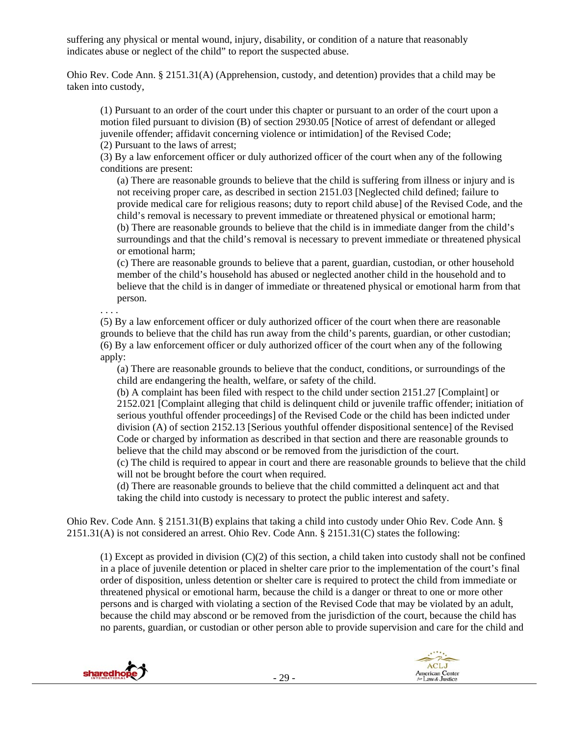suffering any physical or mental wound, injury, disability, or condition of a nature that reasonably indicates abuse or neglect of the child" to report the suspected abuse.

Ohio Rev. Code Ann. § 2151.31(A) (Apprehension, custody, and detention) provides that a child may be taken into custody,

> (1) Pursuant to an order of the court under this chapter or pursuant to an order of the court upon a motion filed pursuant to division (B) of section 2930.05 [Notice of arrest of defendant or alleged juvenile offender; affidavit concerning violence or intimidation] of the Revised Code;
> (2) Pursuant to the laws of arrest;
> (3) By a law enforcement officer or duly authorized officer of the court when any of the following conditions are present:
>
> > (a) There are reasonable grounds to believe that the child is suffering from illness or injury and is not receiving proper care, as described in section 2151.03 [Neglected child defined; failure to provide medical care for religious reasons; duty to report child abuse] of the Revised Code, and the child's removal is necessary to prevent immediate or threatened physical or emotional harm;
> > (b) There are reasonable grounds to believe that the child is in immediate danger from the child's surroundings and that the child's removal is necessary to prevent immediate or threatened physical or emotional harm;
> > (c) There are reasonable grounds to believe that a parent, guardian, custodian, or other household member of the child's household has abused or neglected another child in the household and to believe that the child is in danger of immediate or threatened physical or emotional harm from that person.
>
> . . . .
> (5) By a law enforcement officer or duly authorized officer of the court when there are reasonable grounds to believe that the child has run away from the child's parents, guardian, or other custodian;
> (6) By a law enforcement officer or duly authorized officer of the court when any of the following apply:
>
> > (a) There are reasonable grounds to believe that the conduct, conditions, or surroundings of the child are endangering the health, welfare, or safety of the child.
> > (b) A complaint has been filed with respect to the child under section 2151.27 [Complaint] or 2152.021 [Complaint alleging that child is delinquent child or juvenile traffic offender; initiation of serious youthful offender proceedings] of the Revised Code or the child has been indicted under division (A) of section 2152.13 [Serious youthful offender dispositional sentence] of the Revised Code or charged by information as described in that section and there are reasonable grounds to believe that the child may abscond or be removed from the jurisdiction of the court.
> > (c) The child is required to appear in court and there are reasonable grounds to believe that the child will not be brought before the court when required.
> > (d) There are reasonable grounds to believe that the child committed a delinquent act and that taking the child into custody is necessary to protect the public interest and safety.

Ohio Rev. Code Ann. § 2151.31(B) explains that taking a child into custody under Ohio Rev. Code Ann. § 2151.31(A) is not considered an arrest. Ohio Rev. Code Ann. § 2151.31(C) states the following:

> (1) Except as provided in division (C)(2) of this section, a child taken into custody shall not be confined in a place of juvenile detention or placed in shelter care prior to the implementation of the court's final order of disposition, unless detention or shelter care is required to protect the child from immediate or threatened physical or emotional harm, because the child is a danger or threat to one or more other persons and is charged with violating a section of the Revised Code that may be violated by an adult, because the child may abscond or be removed from the jurisdiction of the court, because the child has no parents, guardian, or custodian or other person able to provide supervision and care for the child and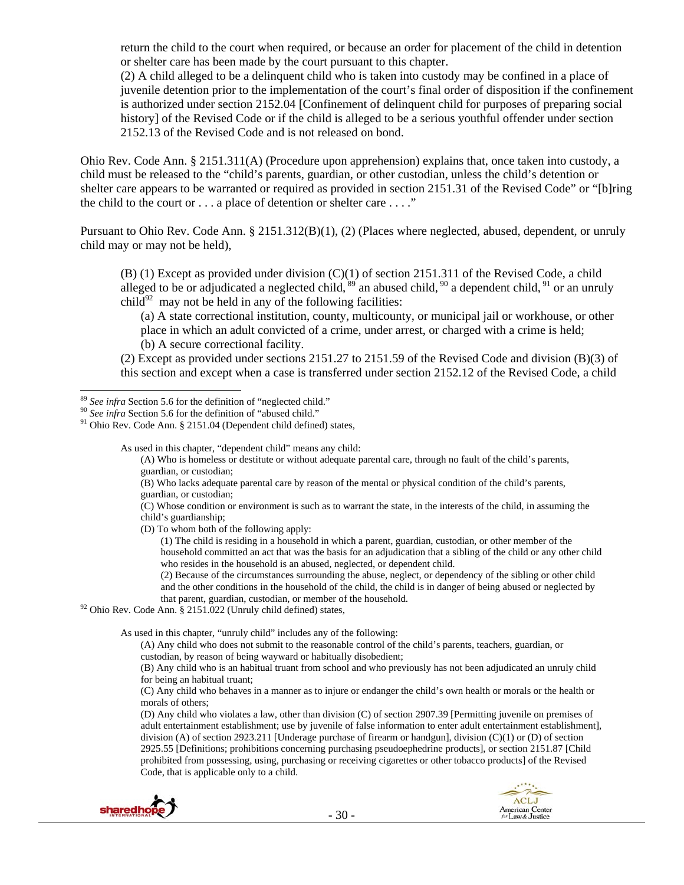return the child to the court when required, or because an order for placement of the child in detention or shelter care has been made by the court pursuant to this chapter.

(2) A child alleged to be a delinquent child who is taken into custody may be confined in a place of juvenile detention prior to the implementation of the court's final order of disposition if the confinement is authorized under section 2152.04 [Confinement of delinquent child for purposes of preparing social history] of the Revised Code or if the child is alleged to be a serious youthful offender under section 2152.13 of the Revised Code and is not released on bond.

Ohio Rev. Code Ann. § 2151.311(A) (Procedure upon apprehension) explains that, once taken into custody, a child must be released to the "child's parents, guardian, or other custodian, unless the child's detention or shelter care appears to be warranted or required as provided in section 2151.31 of the Revised Code" or "[b]ring the child to the court or . . . a place of detention or shelter care . . . ."

Pursuant to Ohio Rev. Code Ann. § 2151.312(B)(1), (2) (Places where neglected, abused, dependent, or unruly child may or may not be held),

> (B) (1) Except as provided under division (C)(1) of section 2151.311 of the Revised Code, a child alleged to be or adjudicated a neglected child,[89] an abused child,[90] a dependent child,[91] or an unruly child[92] may not be held in any of the following facilities:
>
> (a) A state correctional institution, county, multicounty, or municipal jail or workhouse, or other place in which an adult convicted of a crime, under arrest, or charged with a crime is held;
>
> (b) A secure correctional facility.
>
> (2) Except as provided under sections 2151.27 to 2151.59 of the Revised Code and division (B)(3) of this section and except when a case is transferred under section 2152.12 of the Revised Code, a child

---

[89] *See infra* Section 5.6 for the definition of "neglected child."

[90] *See infra* Section 5.6 for the definition of "abused child."

[91] Ohio Rev. Code Ann. § 2151.04 (Dependent child defined) states,

> As used in this chapter, "dependent child" means any child:
>
> (A) Who is homeless or destitute or without adequate parental care, through no fault of the child's parents, guardian, or custodian;
>
> (B) Who lacks adequate parental care by reason of the mental or physical condition of the child's parents, guardian, or custodian;
>
> (C) Whose condition or environment is such as to warrant the state, in the interests of the child, in assuming the child's guardianship;
>
> (D) To whom both of the following apply:
>
> (1) The child is residing in a household in which a parent, guardian, custodian, or other member of the household committed an act that was the basis for an adjudication that a sibling of the child or any other child who resides in the household is an abused, neglected, or dependent child.
>
> (2) Because of the circumstances surrounding the abuse, neglect, or dependency of the sibling or other child and the other conditions in the household of the child, the child is in danger of being abused or neglected by that parent, guardian, custodian, or member of the household.

[92] Ohio Rev. Code Ann. § 2151.022 (Unruly child defined) states,

> As used in this chapter, "unruly child" includes any of the following:
>
> (A) Any child who does not submit to the reasonable control of the child's parents, teachers, guardian, or custodian, by reason of being wayward or habitually disobedient;
>
> (B) Any child who is an habitual truant from school and who previously has not been adjudicated an unruly child for being an habitual truant;
>
> (C) Any child who behaves in a manner as to injure or endanger the child's own health or morals or the health or morals of others;
>
> (D) Any child who violates a law, other than division (C) of section 2907.39 [Permitting juvenile on premises of adult entertainment establishment; use by juvenile of false information to enter adult entertainment establishment], division (A) of section 2923.211 [Underage purchase of firearm or handgun], division (C)(1) or (D) of section 2925.55 [Definitions; prohibitions concerning purchasing pseudoephedrine products], or section 2151.87 [Child prohibited from possessing, using, purchasing or receiving cigarettes or other tobacco products] of the Revised Code, that is applicable only to a child.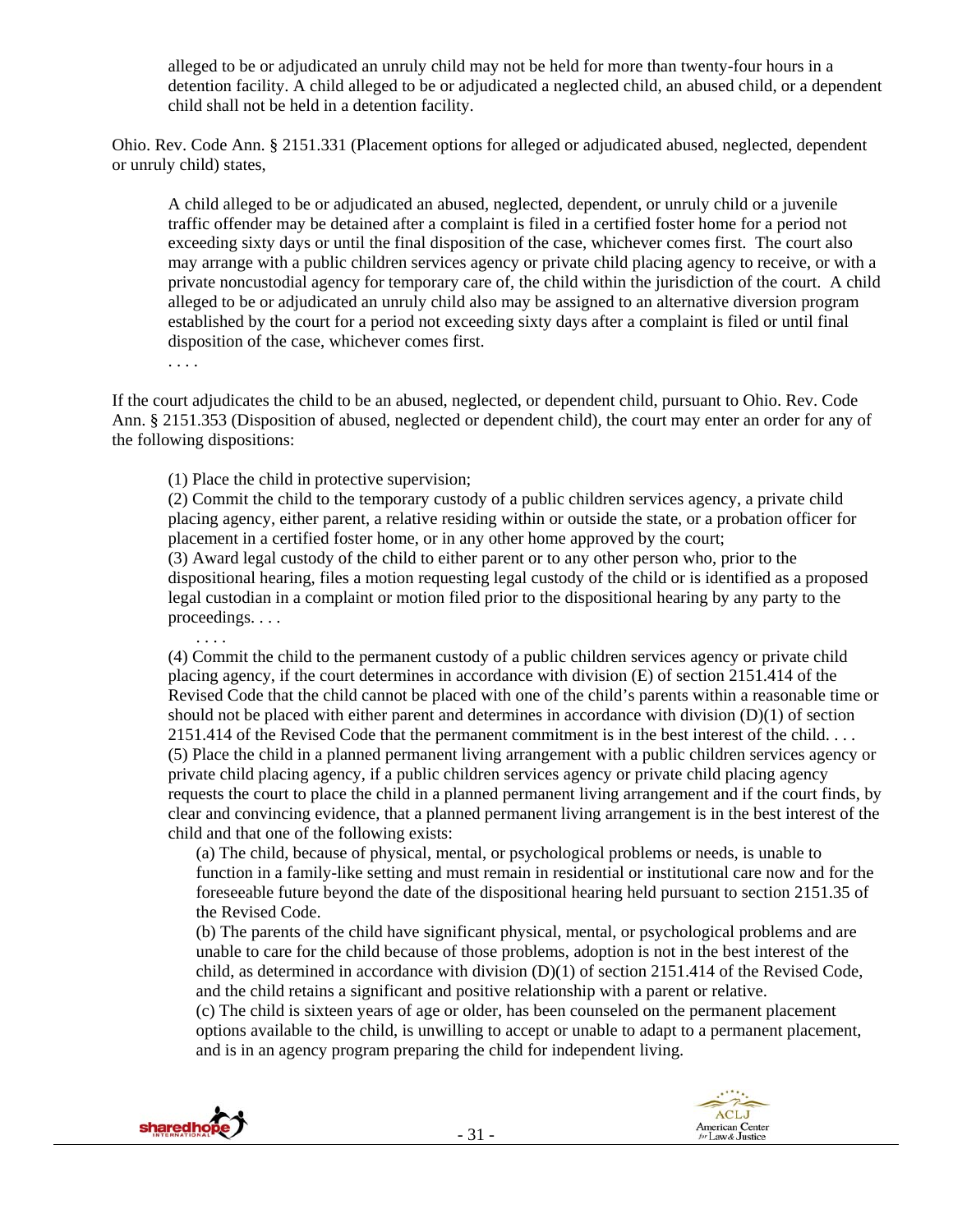alleged to be or adjudicated an unruly child may not be held for more than twenty-four hours in a detention facility. A child alleged to be or adjudicated a neglected child, an abused child, or a dependent child shall not be held in a detention facility.

Ohio. Rev. Code Ann. § 2151.331 (Placement options for alleged or adjudicated abused, neglected, dependent or unruly child) states,

> A child alleged to be or adjudicated an abused, neglected, dependent, or unruly child or a juvenile traffic offender may be detained after a complaint is filed in a certified foster home for a period not exceeding sixty days or until the final disposition of the case, whichever comes first. The court also may arrange with a public children services agency or private child placing agency to receive, or with a private noncustodial agency for temporary care of, the child within the jurisdiction of the court. A child alleged to be or adjudicated an unruly child also may be assigned to an alternative diversion program established by the court for a period not exceeding sixty days after a complaint is filed or until final disposition of the case, whichever comes first.
>
> . . . .

If the court adjudicates the child to be an abused, neglected, or dependent child, pursuant to Ohio. Rev. Code Ann. § 2151.353 (Disposition of abused, neglected or dependent child), the court may enter an order for any of the following dispositions:

> (1) Place the child in protective supervision;
> (2) Commit the child to the temporary custody of a public children services agency, a private child placing agency, either parent, a relative residing within or outside the state, or a probation officer for placement in a certified foster home, or in any other home approved by the court;
> (3) Award legal custody of the child to either parent or to any other person who, prior to the dispositional hearing, files a motion requesting legal custody of the child or is identified as a proposed legal custodian in a complaint or motion filed prior to the dispositional hearing by any party to the proceedings. . . .
>
> . . . .
>
> (4) Commit the child to the permanent custody of a public children services agency or private child placing agency, if the court determines in accordance with division (E) of section 2151.414 of the Revised Code that the child cannot be placed with one of the child's parents within a reasonable time or should not be placed with either parent and determines in accordance with division (D)(1) of section 2151.414 of the Revised Code that the permanent commitment is in the best interest of the child. . . .
> (5) Place the child in a planned permanent living arrangement with a public children services agency or private child placing agency, if a public children services agency or private child placing agency requests the court to place the child in a planned permanent living arrangement and if the court finds, by clear and convincing evidence, that a planned permanent living arrangement is in the best interest of the child and that one of the following exists:
>
> > (a) The child, because of physical, mental, or psychological problems or needs, is unable to function in a family-like setting and must remain in residential or institutional care now and for the foreseeable future beyond the date of the dispositional hearing held pursuant to section 2151.35 of the Revised Code.
> > (b) The parents of the child have significant physical, mental, or psychological problems and are unable to care for the child because of those problems, adoption is not in the best interest of the child, as determined in accordance with division (D)(1) of section 2151.414 of the Revised Code, and the child retains a significant and positive relationship with a parent or relative.
> > (c) The child is sixteen years of age or older, has been counseled on the permanent placement options available to the child, is unwilling to accept or unable to adapt to a permanent placement, and is in an agency program preparing the child for independent living.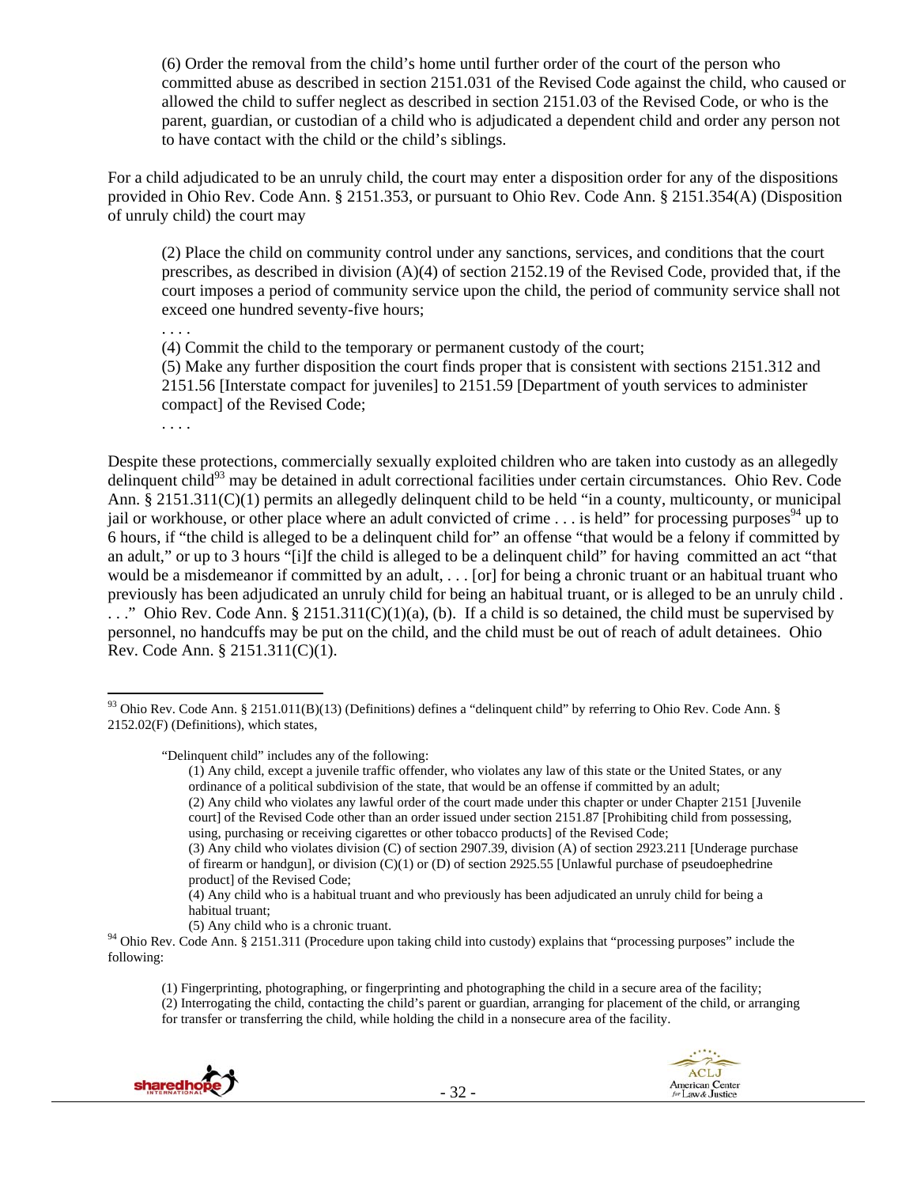(6) Order the removal from the child's home until further order of the court of the person who committed abuse as described in section 2151.031 of the Revised Code against the child, who caused or allowed the child to suffer neglect as described in section 2151.03 of the Revised Code, or who is the parent, guardian, or custodian of a child who is adjudicated a dependent child and order any person not to have contact with the child or the child's siblings.

For a child adjudicated to be an unruly child, the court may enter a disposition order for any of the dispositions provided in Ohio Rev. Code Ann. § 2151.353, or pursuant to Ohio Rev. Code Ann. § 2151.354(A) (Disposition of unruly child) the court may

> (2) Place the child on community control under any sanctions, services, and conditions that the court prescribes, as described in division (A)(4) of section 2152.19 of the Revised Code, provided that, if the court imposes a period of community service upon the child, the period of community service shall not exceed one hundred seventy-five hours;
>
> . . . .
>
> (4) Commit the child to the temporary or permanent custody of the court;
>
> (5) Make any further disposition the court finds proper that is consistent with sections 2151.312 and 2151.56 [Interstate compact for juveniles] to 2151.59 [Department of youth services to administer compact] of the Revised Code;
>
> . . . .

Despite these protections, commercially sexually exploited children who are taken into custody as an allegedly delinquent child[93] may be detained in adult correctional facilities under certain circumstances. Ohio Rev. Code Ann. § 2151.311(C)(1) permits an allegedly delinquent child to be held "in a county, multicounty, or municipal jail or workhouse, or other place where an adult convicted of crime . . . is held" for processing purposes[94] up to 6 hours, if "the child is alleged to be a delinquent child for" an offense "that would be a felony if committed by an adult," or up to 3 hours "[i]f the child is alleged to be a delinquent child" for having committed an act "that would be a misdemeanor if committed by an adult, . . . [or] for being a chronic truant or an habitual truant who previously has been adjudicated an unruly child for being an habitual truant, or is alleged to be an unruly child . . . ." Ohio Rev. Code Ann. § 2151.311(C)(1)(a), (b). If a child is so detained, the child must be supervised by personnel, no handcuffs may be put on the child, and the child must be out of reach of adult detainees. Ohio Rev. Code Ann. § 2151.311(C)(1).

---

[93] Ohio Rev. Code Ann. § 2151.011(B)(13) (Definitions) defines a "delinquent child" by referring to Ohio Rev. Code Ann. § 2152.02(F) (Definitions), which states,

> "Delinquent child" includes any of the following:
>
> (1) Any child, except a juvenile traffic offender, who violates any law of this state or the United States, or any ordinance of a political subdivision of the state, that would be an offense if committed by an adult;
>
> (2) Any child who violates any lawful order of the court made under this chapter or under Chapter 2151 [Juvenile court] of the Revised Code other than an order issued under section 2151.87 [Prohibiting child from possessing, using, purchasing or receiving cigarettes or other tobacco products] of the Revised Code;
>
> (3) Any child who violates division (C) of section 2907.39, division (A) of section 2923.211 [Underage purchase of firearm or handgun], or division (C)(1) or (D) of section 2925.55 [Unlawful purchase of pseudoephedrine product] of the Revised Code;
>
> (4) Any child who is a habitual truant and who previously has been adjudicated an unruly child for being a habitual truant;
>
> (5) Any child who is a chronic truant.

[94] Ohio Rev. Code Ann. § 2151.311 (Procedure upon taking child into custody) explains that "processing purposes" include the following:

> (1) Fingerprinting, photographing, or fingerprinting and photographing the child in a secure area of the facility;
>
> (2) Interrogating the child, contacting the child's parent or guardian, arranging for placement of the child, or arranging for transfer or transferring the child, while holding the child in a nonsecure area of the facility.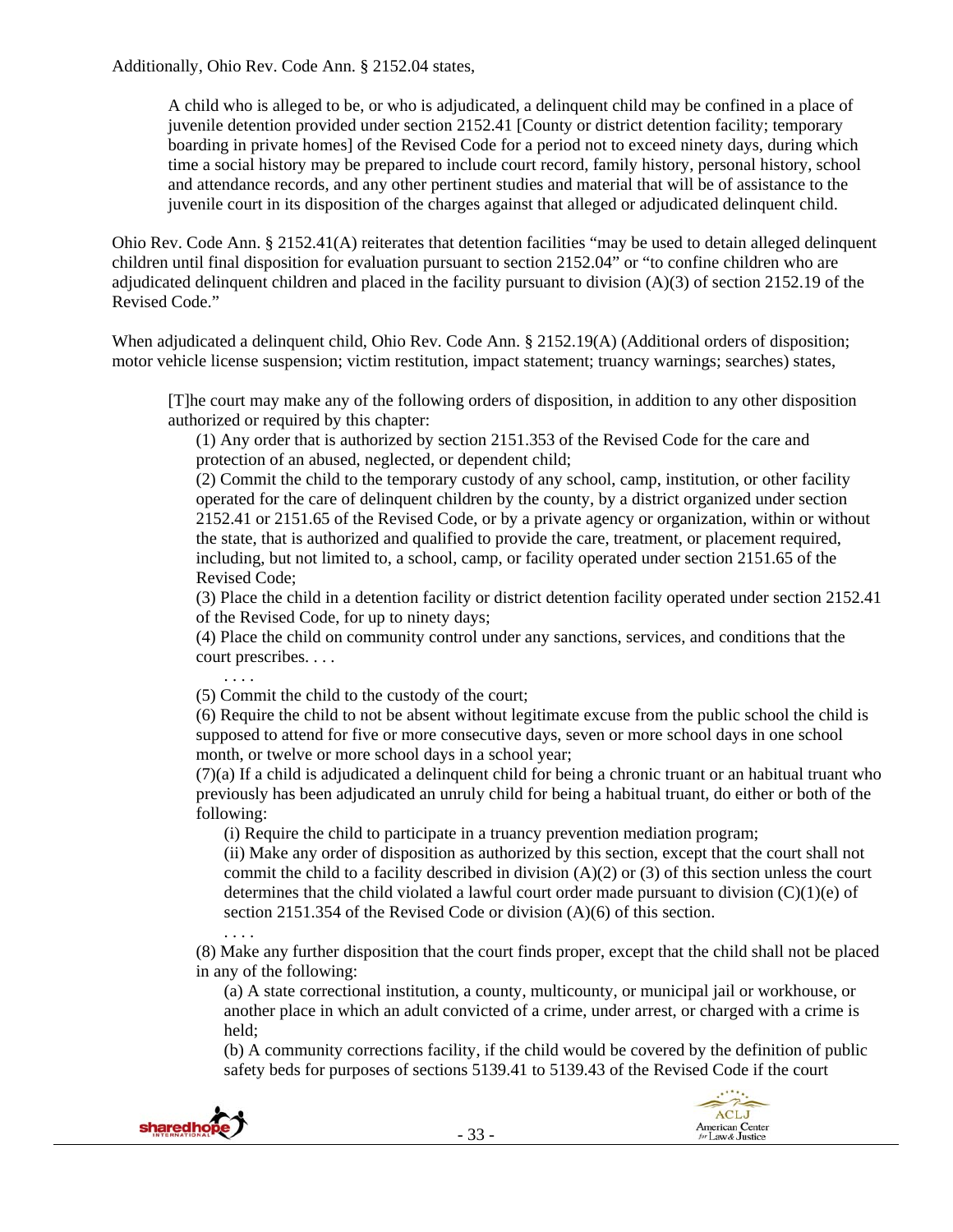Additionally, Ohio Rev. Code Ann. § 2152.04 states,

> A child who is alleged to be, or who is adjudicated, a delinquent child may be confined in a place of juvenile detention provided under section 2152.41 [County or district detention facility; temporary boarding in private homes] of the Revised Code for a period not to exceed ninety days, during which time a social history may be prepared to include court record, family history, personal history, school and attendance records, and any other pertinent studies and material that will be of assistance to the juvenile court in its disposition of the charges against that alleged or adjudicated delinquent child.

Ohio Rev. Code Ann. § 2152.41(A) reiterates that detention facilities "may be used to detain alleged delinquent children until final disposition for evaluation pursuant to section 2152.04" or "to confine children who are adjudicated delinquent children and placed in the facility pursuant to division (A)(3) of section 2152.19 of the Revised Code."

When adjudicated a delinquent child, Ohio Rev. Code Ann. § 2152.19(A) (Additional orders of disposition; motor vehicle license suspension; victim restitution, impact statement; truancy warnings; searches) states,

> [T]he court may make any of the following orders of disposition, in addition to any other disposition authorized or required by this chapter:
>
> (1) Any order that is authorized by section 2151.353 of the Revised Code for the care and protection of an abused, neglected, or dependent child;
>
> (2) Commit the child to the temporary custody of any school, camp, institution, or other facility operated for the care of delinquent children by the county, by a district organized under section 2152.41 or 2151.65 of the Revised Code, or by a private agency or organization, within or without the state, that is authorized and qualified to provide the care, treatment, or placement required, including, but not limited to, a school, camp, or facility operated under section 2151.65 of the Revised Code;
>
> (3) Place the child in a detention facility or district detention facility operated under section 2152.41 of the Revised Code, for up to ninety days;
>
> (4) Place the child on community control under any sanctions, services, and conditions that the court prescribes. . . .
>
> . . . .
>
> (5) Commit the child to the custody of the court;
>
> (6) Require the child to not be absent without legitimate excuse from the public school the child is supposed to attend for five or more consecutive days, seven or more school days in one school month, or twelve or more school days in a school year;
>
> (7)(a) If a child is adjudicated a delinquent child for being a chronic truant or an habitual truant who previously has been adjudicated an unruly child for being a habitual truant, do either or both of the following:
>
> (i) Require the child to participate in a truancy prevention mediation program;
>
> (ii) Make any order of disposition as authorized by this section, except that the court shall not commit the child to a facility described in division (A)(2) or (3) of this section unless the court determines that the child violated a lawful court order made pursuant to division (C)(1)(e) of section 2151.354 of the Revised Code or division (A)(6) of this section.
>
> . . . .
>
> (8) Make any further disposition that the court finds proper, except that the child shall not be placed in any of the following:
>
> (a) A state correctional institution, a county, multicounty, or municipal jail or workhouse, or another place in which an adult convicted of a crime, under arrest, or charged with a crime is held;
>
> (b) A community corrections facility, if the child would be covered by the definition of public safety beds for purposes of sections 5139.41 to 5139.43 of the Revised Code if the court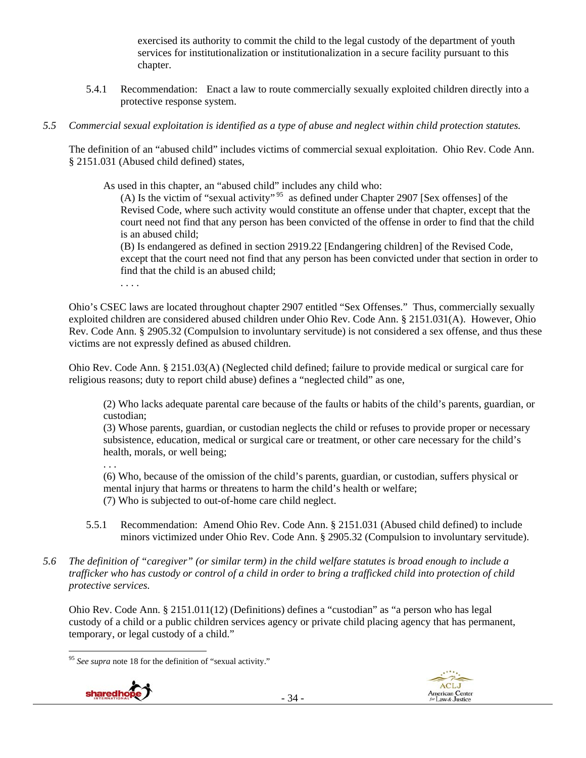exercised its authority to commit the child to the legal custody of the department of youth services for institutionalization or institutionalization in a secure facility pursuant to this chapter.

5.4.1 Recommendation: Enact a law to route commercially sexually exploited children directly into a protective response system.

*5.5 Commercial sexual exploitation is identified as a type of abuse and neglect within child protection statutes.*

The definition of an "abused child" includes victims of commercial sexual exploitation. Ohio Rev. Code Ann. § 2151.031 (Abused child defined) states,

> As used in this chapter, an "abused child" includes any child who:
>
> (A) Is the victim of "sexual activity"[95] as defined under Chapter 2907 [Sex offenses] of the Revised Code, where such activity would constitute an offense under that chapter, except that the court need not find that any person has been convicted of the offense in order to find that the child is an abused child;
>
> (B) Is endangered as defined in section 2919.22 [Endangering children] of the Revised Code, except that the court need not find that any person has been convicted under that section in order to find that the child is an abused child;
>
> . . . .

Ohio's CSEC laws are located throughout chapter 2907 entitled "Sex Offenses." Thus, commercially sexually exploited children are considered abused children under Ohio Rev. Code Ann. § 2151.031(A). However, Ohio Rev. Code Ann. § 2905.32 (Compulsion to involuntary servitude) is not considered a sex offense, and thus these victims are not expressly defined as abused children.

Ohio Rev. Code Ann. § 2151.03(A) (Neglected child defined; failure to provide medical or surgical care for religious reasons; duty to report child abuse) defines a "neglected child" as one,

> (2) Who lacks adequate parental care because of the faults or habits of the child's parents, guardian, or custodian;
>
> (3) Whose parents, guardian, or custodian neglects the child or refuses to provide proper or necessary subsistence, education, medical or surgical care or treatment, or other care necessary for the child's health, morals, or well being;
>
> . . .
>
> (6) Who, because of the omission of the child's parents, guardian, or custodian, suffers physical or mental injury that harms or threatens to harm the child's health or welfare;
>
> (7) Who is subjected to out-of-home care child neglect.

5.5.1 Recommendation: Amend Ohio Rev. Code Ann. § 2151.031 (Abused child defined) to include minors victimized under Ohio Rev. Code Ann. § 2905.32 (Compulsion to involuntary servitude).

*5.6 The definition of "caregiver" (or similar term) in the child welfare statutes is broad enough to include a trafficker who has custody or control of a child in order to bring a trafficked child into protection of child protective services.*

Ohio Rev. Code Ann. § 2151.011(12) (Definitions) defines a "custodian" as "a person who has legal custody of a child or a public children services agency or private child placing agency that has permanent, temporary, or legal custody of a child."

---

[95] *See supra* note 18 for the definition of "sexual activity."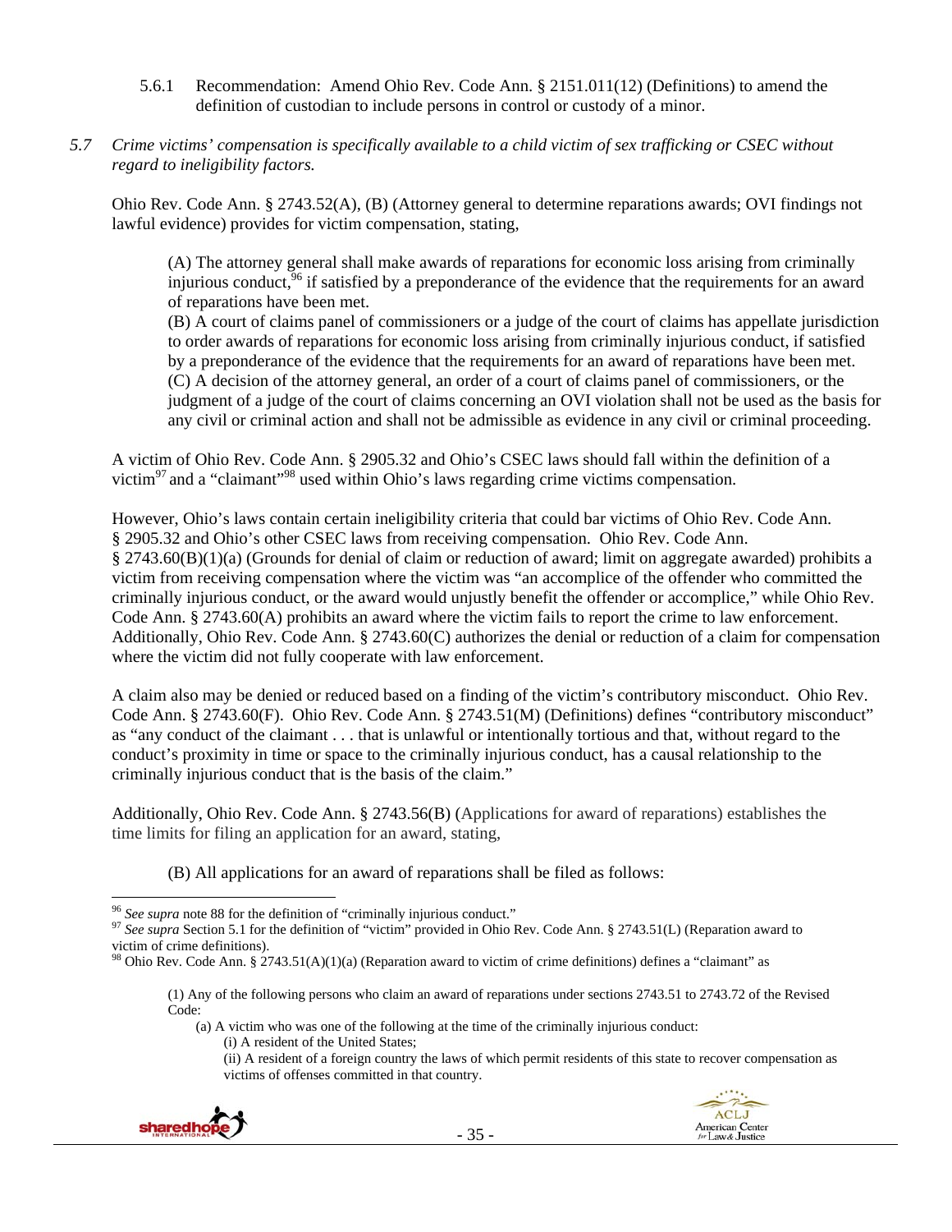5.6.1 Recommendation: Amend Ohio Rev. Code Ann. § 2151.011(12) (Definitions) to amend the definition of custodian to include persons in control or custody of a minor.

*5.7 Crime victims' compensation is specifically available to a child victim of sex trafficking or CSEC without regard to ineligibility factors.*

Ohio Rev. Code Ann. § 2743.52(A), (B) (Attorney general to determine reparations awards; OVI findings not lawful evidence) provides for victim compensation, stating,

> (A) The attorney general shall make awards of reparations for economic loss arising from criminally injurious conduct,[96] if satisfied by a preponderance of the evidence that the requirements for an award of reparations have been met.
> (B) A court of claims panel of commissioners or a judge of the court of claims has appellate jurisdiction to order awards of reparations for economic loss arising from criminally injurious conduct, if satisfied by a preponderance of the evidence that the requirements for an award of reparations have been met.
> (C) A decision of the attorney general, an order of a court of claims panel of commissioners, or the judgment of a judge of the court of claims concerning an OVI violation shall not be used as the basis for any civil or criminal action and shall not be admissible as evidence in any civil or criminal proceeding.

A victim of Ohio Rev. Code Ann. § 2905.32 and Ohio's CSEC laws should fall within the definition of a victim[97] and a "claimant"[98] used within Ohio's laws regarding crime victims compensation.

However, Ohio's laws contain certain ineligibility criteria that could bar victims of Ohio Rev. Code Ann. § 2905.32 and Ohio's other CSEC laws from receiving compensation. Ohio Rev. Code Ann. § 2743.60(B)(1)(a) (Grounds for denial of claim or reduction of award; limit on aggregate awarded) prohibits a victim from receiving compensation where the victim was "an accomplice of the offender who committed the criminally injurious conduct, or the award would unjustly benefit the offender or accomplice," while Ohio Rev. Code Ann. § 2743.60(A) prohibits an award where the victim fails to report the crime to law enforcement. Additionally, Ohio Rev. Code Ann. § 2743.60(C) authorizes the denial or reduction of a claim for compensation where the victim did not fully cooperate with law enforcement.

A claim also may be denied or reduced based on a finding of the victim's contributory misconduct. Ohio Rev. Code Ann. § 2743.60(F). Ohio Rev. Code Ann. § 2743.51(M) (Definitions) defines "contributory misconduct" as "any conduct of the claimant . . . that is unlawful or intentionally tortious and that, without regard to the conduct's proximity in time or space to the criminally injurious conduct, has a causal relationship to the criminally injurious conduct that is the basis of the claim."

Additionally, Ohio Rev. Code Ann. § 2743.56(B) (Applications for award of reparations) establishes the time limits for filing an application for an award, stating,

> (B) All applications for an award of reparations shall be filed as follows:

---

[96] *See supra* note 88 for the definition of "criminally injurious conduct."

[97] *See supra* Section 5.1 for the definition of "victim" provided in Ohio Rev. Code Ann. § 2743.51(L) (Reparation award to victim of crime definitions).

[98] Ohio Rev. Code Ann. § 2743.51(A)(1)(a) (Reparation award to victim of crime definitions) defines a "claimant" as

> (1) Any of the following persons who claim an award of reparations under sections 2743.51 to 2743.72 of the Revised Code:
> (a) A victim who was one of the following at the time of the criminally injurious conduct:
> (i) A resident of the United States;
> (ii) A resident of a foreign country the laws of which permit residents of this state to recover compensation as victims of offenses committed in that country.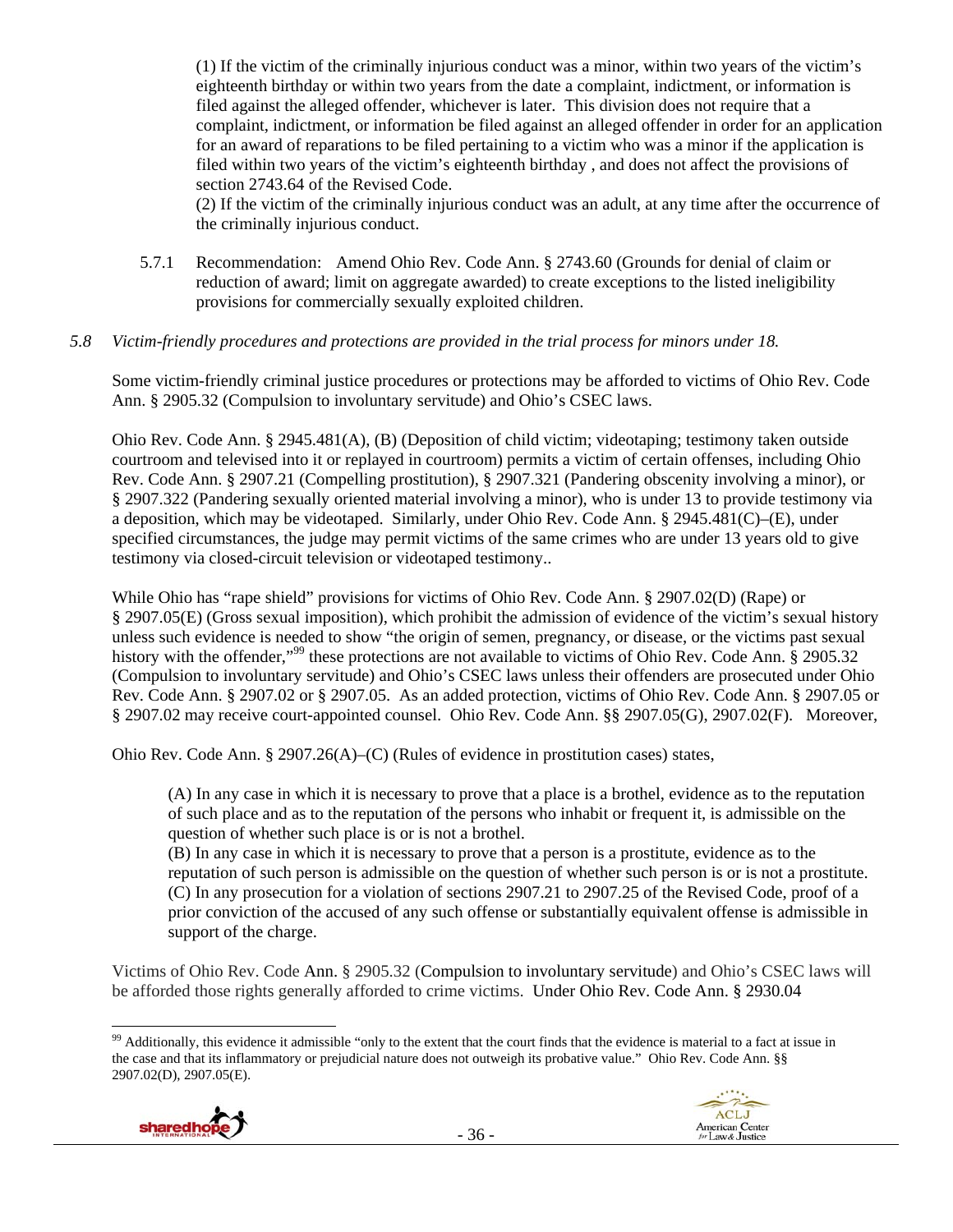(1) If the victim of the criminally injurious conduct was a minor, within two years of the victim's eighteenth birthday or within two years from the date a complaint, indictment, or information is filed against the alleged offender, whichever is later. This division does not require that a complaint, indictment, or information be filed against an alleged offender in order for an application for an award of reparations to be filed pertaining to a victim who was a minor if the application is filed within two years of the victim's eighteenth birthday , and does not affect the provisions of section 2743.64 of the Revised Code.

(2) If the victim of the criminally injurious conduct was an adult, at any time after the occurrence of the criminally injurious conduct.

5.7.1 Recommendation: Amend Ohio Rev. Code Ann. § 2743.60 (Grounds for denial of claim or reduction of award; limit on aggregate awarded) to create exceptions to the listed ineligibility provisions for commercially sexually exploited children.

*5.8 Victim-friendly procedures and protections are provided in the trial process for minors under 18.*

Some victim-friendly criminal justice procedures or protections may be afforded to victims of Ohio Rev. Code Ann. § 2905.32 (Compulsion to involuntary servitude) and Ohio's CSEC laws.

Ohio Rev. Code Ann. § 2945.481(A), (B) (Deposition of child victim; videotaping; testimony taken outside courtroom and televised into it or replayed in courtroom) permits a victim of certain offenses, including Ohio Rev. Code Ann. § 2907.21 (Compelling prostitution), § 2907.321 (Pandering obscenity involving a minor), or § 2907.322 (Pandering sexually oriented material involving a minor), who is under 13 to provide testimony via a deposition, which may be videotaped. Similarly, under Ohio Rev. Code Ann. § 2945.481(C)–(E), under specified circumstances, the judge may permit victims of the same crimes who are under 13 years old to give testimony via closed-circuit television or videotaped testimony..

While Ohio has "rape shield" provisions for victims of Ohio Rev. Code Ann. § 2907.02(D) (Rape) or § 2907.05(E) (Gross sexual imposition), which prohibit the admission of evidence of the victim's sexual history unless such evidence is needed to show "the origin of semen, pregnancy, or disease, or the victims past sexual history with the offender,"[99] these protections are not available to victims of Ohio Rev. Code Ann. § 2905.32 (Compulsion to involuntary servitude) and Ohio's CSEC laws unless their offenders are prosecuted under Ohio Rev. Code Ann. § 2907.02 or § 2907.05. As an added protection, victims of Ohio Rev. Code Ann. § 2907.05 or § 2907.02 may receive court-appointed counsel. Ohio Rev. Code Ann. §§ 2907.05(G), 2907.02(F). Moreover,

Ohio Rev. Code Ann. § 2907.26(A)–(C) (Rules of evidence in prostitution cases) states,

(A) In any case in which it is necessary to prove that a place is a brothel, evidence as to the reputation of such place and as to the reputation of the persons who inhabit or frequent it, is admissible on the question of whether such place is or is not a brothel.

(B) In any case in which it is necessary to prove that a person is a prostitute, evidence as to the reputation of such person is admissible on the question of whether such person is or is not a prostitute.

(C) In any prosecution for a violation of sections 2907.21 to 2907.25 of the Revised Code, proof of a prior conviction of the accused of any such offense or substantially equivalent offense is admissible in support of the charge.

Victims of Ohio Rev. Code Ann. § 2905.32 (Compulsion to involuntary servitude) and Ohio's CSEC laws will be afforded those rights generally afforded to crime victims. Under Ohio Rev. Code Ann. § 2930.04

---

[99] Additionally, this evidence it admissible "only to the extent that the court finds that the evidence is material to a fact at issue in the case and that its inflammatory or prejudicial nature does not outweigh its probative value." Ohio Rev. Code Ann. §§ 2907.02(D), 2907.05(E).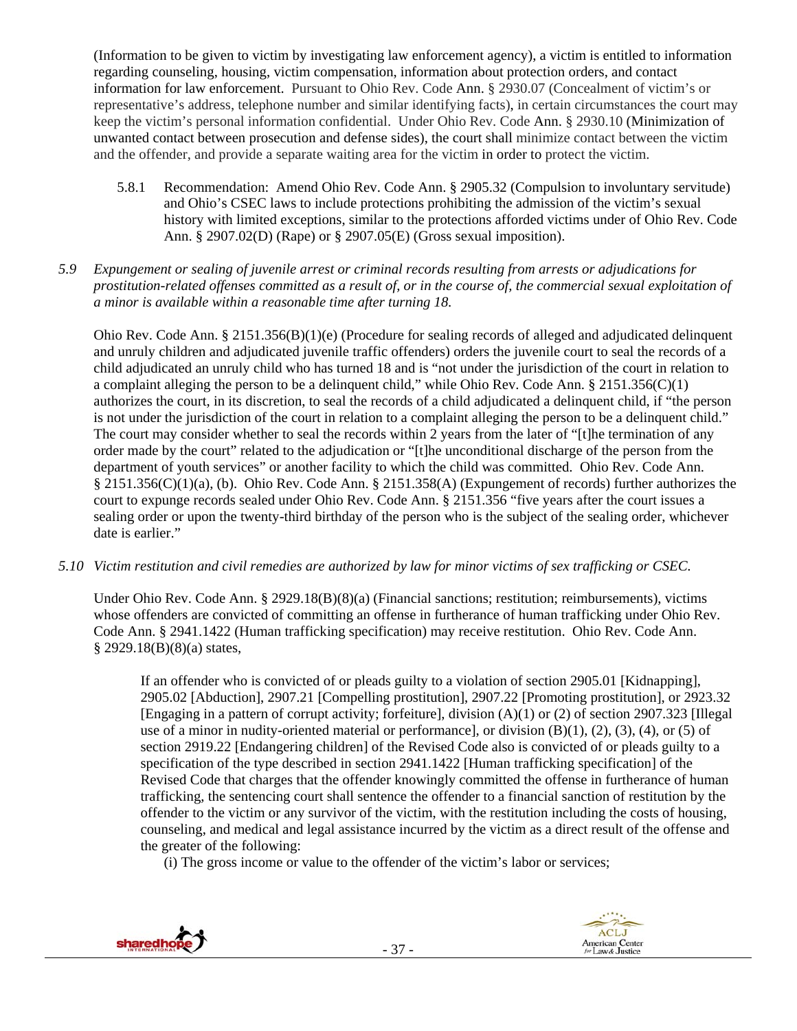(Information to be given to victim by investigating law enforcement agency), a victim is entitled to information regarding counseling, housing, victim compensation, information about protection orders, and contact information for law enforcement. Pursuant to Ohio Rev. Code Ann. § 2930.07 (Concealment of victim's or representative's address, telephone number and similar identifying facts), in certain circumstances the court may keep the victim's personal information confidential. Under Ohio Rev. Code Ann. § 2930.10 (Minimization of unwanted contact between prosecution and defense sides), the court shall minimize contact between the victim and the offender, and provide a separate waiting area for the victim in order to protect the victim.

5.8.1 Recommendation: Amend Ohio Rev. Code Ann. § 2905.32 (Compulsion to involuntary servitude) and Ohio's CSEC laws to include protections prohibiting the admission of the victim's sexual history with limited exceptions, similar to the protections afforded victims under of Ohio Rev. Code Ann. § 2907.02(D) (Rape) or § 2907.05(E) (Gross sexual imposition).

*5.9 Expungement or sealing of juvenile arrest or criminal records resulting from arrests or adjudications for prostitution-related offenses committed as a result of, or in the course of, the commercial sexual exploitation of a minor is available within a reasonable time after turning 18.*

Ohio Rev. Code Ann. § 2151.356(B)(1)(e) (Procedure for sealing records of alleged and adjudicated delinquent and unruly children and adjudicated juvenile traffic offenders) orders the juvenile court to seal the records of a child adjudicated an unruly child who has turned 18 and is "not under the jurisdiction of the court in relation to a complaint alleging the person to be a delinquent child," while Ohio Rev. Code Ann. § 2151.356(C)(1) authorizes the court, in its discretion, to seal the records of a child adjudicated a delinquent child, if "the person is not under the jurisdiction of the court in relation to a complaint alleging the person to be a delinquent child." The court may consider whether to seal the records within 2 years from the later of "[t]he termination of any order made by the court" related to the adjudication or "[t]he unconditional discharge of the person from the department of youth services" or another facility to which the child was committed. Ohio Rev. Code Ann. § 2151.356(C)(1)(a), (b). Ohio Rev. Code Ann. § 2151.358(A) (Expungement of records) further authorizes the court to expunge records sealed under Ohio Rev. Code Ann. § 2151.356 "five years after the court issues a sealing order or upon the twenty-third birthday of the person who is the subject of the sealing order, whichever date is earlier."

*5.10 Victim restitution and civil remedies are authorized by law for minor victims of sex trafficking or CSEC.*

Under Ohio Rev. Code Ann. § 2929.18(B)(8)(a) (Financial sanctions; restitution; reimbursements), victims whose offenders are convicted of committing an offense in furtherance of human trafficking under Ohio Rev. Code Ann. § 2941.1422 (Human trafficking specification) may receive restitution. Ohio Rev. Code Ann. § 2929.18(B)(8)(a) states,

> If an offender who is convicted of or pleads guilty to a violation of section 2905.01 [Kidnapping], 2905.02 [Abduction], 2907.21 [Compelling prostitution], 2907.22 [Promoting prostitution], or 2923.32 [Engaging in a pattern of corrupt activity; forfeiture], division (A)(1) or (2) of section 2907.323 [Illegal use of a minor in nudity-oriented material or performance], or division (B)(1), (2), (3), (4), or (5) of section 2919.22 [Endangering children] of the Revised Code also is convicted of or pleads guilty to a specification of the type described in section 2941.1422 [Human trafficking specification] of the Revised Code that charges that the offender knowingly committed the offense in furtherance of human trafficking, the sentencing court shall sentence the offender to a financial sanction of restitution by the offender to the victim or any survivor of the victim, with the restitution including the costs of housing, counseling, and medical and legal assistance incurred by the victim as a direct result of the offense and the greater of the following:
>
> (i) The gross income or value to the offender of the victim's labor or services;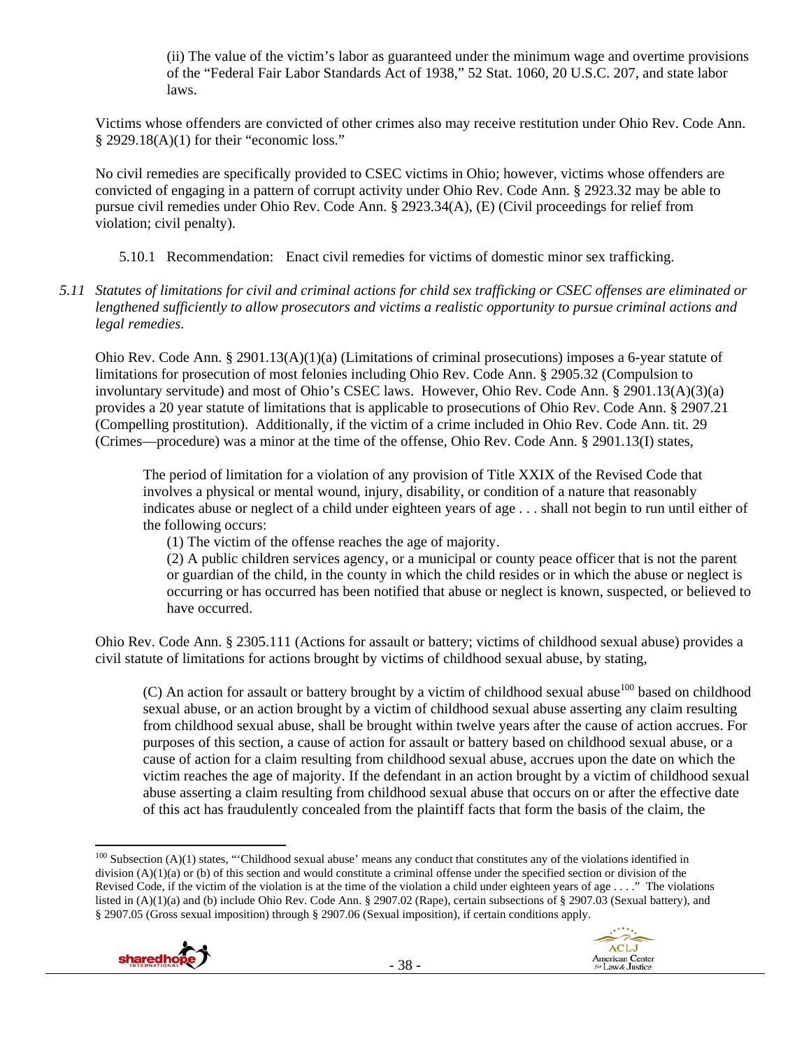(ii) The value of the victim's labor as guaranteed under the minimum wage and overtime provisions of the "Federal Fair Labor Standards Act of 1938," 52 Stat. 1060, 20 U.S.C. 207, and state labor laws.

Victims whose offenders are convicted of other crimes also may receive restitution under Ohio Rev. Code Ann. § 2929.18(A)(1) for their "economic loss."

No civil remedies are specifically provided to CSEC victims in Ohio; however, victims whose offenders are convicted of engaging in a pattern of corrupt activity under Ohio Rev. Code Ann. § 2923.32 may be able to pursue civil remedies under Ohio Rev. Code Ann. § 2923.34(A), (E) (Civil proceedings for relief from violation; civil penalty).

5.10.1 Recommendation: Enact civil remedies for victims of domestic minor sex trafficking.

*5.11 Statutes of limitations for civil and criminal actions for child sex trafficking or CSEC offenses are eliminated or lengthened sufficiently to allow prosecutors and victims a realistic opportunity to pursue criminal actions and legal remedies.*

Ohio Rev. Code Ann. § 2901.13(A)(1)(a) (Limitations of criminal prosecutions) imposes a 6-year statute of limitations for prosecution of most felonies including Ohio Rev. Code Ann. § 2905.32 (Compulsion to involuntary servitude) and most of Ohio's CSEC laws. However, Ohio Rev. Code Ann. § 2901.13(A)(3)(a) provides a 20 year statute of limitations that is applicable to prosecutions of Ohio Rev. Code Ann. § 2907.21 (Compelling prostitution). Additionally, if the victim of a crime included in Ohio Rev. Code Ann. tit. 29 (Crimes—procedure) was a minor at the time of the offense, Ohio Rev. Code Ann. § 2901.13(I) states,

> The period of limitation for a violation of any provision of Title XXIX of the Revised Code that involves a physical or mental wound, injury, disability, or condition of a nature that reasonably indicates abuse or neglect of a child under eighteen years of age . . . shall not begin to run until either of the following occurs:
>
> (1) The victim of the offense reaches the age of majority.
>
> (2) A public children services agency, or a municipal or county peace officer that is not the parent or guardian of the child, in the county in which the child resides or in which the abuse or neglect is occurring or has occurred has been notified that abuse or neglect is known, suspected, or believed to have occurred.

Ohio Rev. Code Ann. § 2305.111 (Actions for assault or battery; victims of childhood sexual abuse) provides a civil statute of limitations for actions brought by victims of childhood sexual abuse, by stating,

> (C) An action for assault or battery brought by a victim of childhood sexual abuse[100] based on childhood sexual abuse, or an action brought by a victim of childhood sexual abuse asserting any claim resulting from childhood sexual abuse, shall be brought within twelve years after the cause of action accrues. For purposes of this section, a cause of action for assault or battery based on childhood sexual abuse, or a cause of action for a claim resulting from childhood sexual abuse, accrues upon the date on which the victim reaches the age of majority. If the defendant in an action brought by a victim of childhood sexual abuse asserting a claim resulting from childhood sexual abuse that occurs on or after the effective date of this act has fraudulently concealed from the plaintiff facts that form the basis of the claim, the

---

[100] Subsection (A)(1) states, "'Childhood sexual abuse' means any conduct that constitutes any of the violations identified in division (A)(1)(a) or (b) of this section and would constitute a criminal offense under the specified section or division of the Revised Code, if the victim of the violation is at the time of the violation a child under eighteen years of age . . . ." The violations listed in (A)(1)(a) and (b) include Ohio Rev. Code Ann. § 2907.02 (Rape), certain subsections of § 2907.03 (Sexual battery), and § 2907.05 (Gross sexual imposition) through § 2907.06 (Sexual imposition), if certain conditions apply.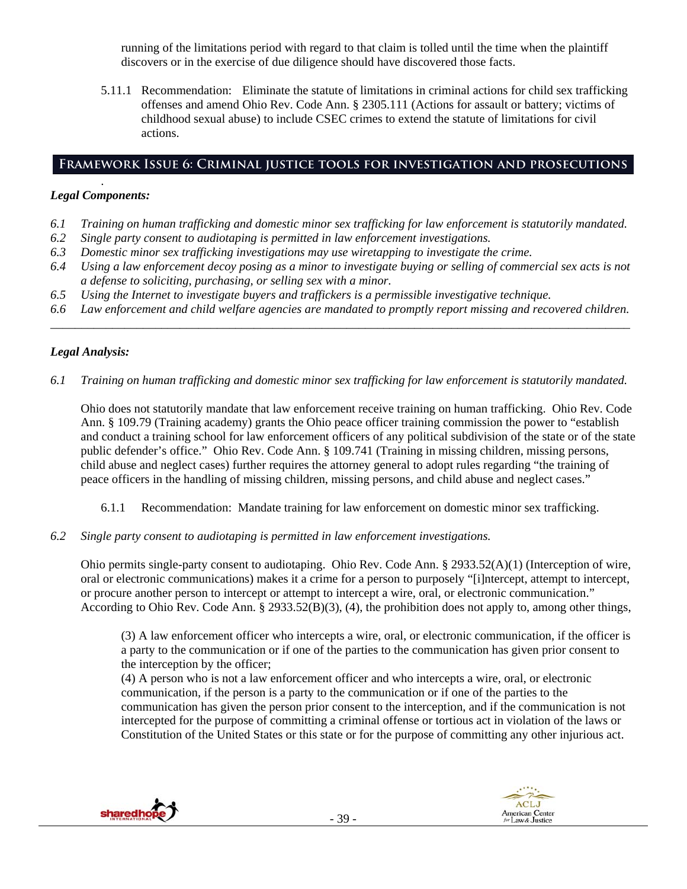running of the limitations period with regard to that claim is tolled until the time when the plaintiff discovers or in the exercise of due diligence should have discovered those facts.

5.11.1 Recommendation: Eliminate the statute of limitations in criminal actions for child sex trafficking offenses and amend Ohio Rev. Code Ann. § 2305.111 (Actions for assault or battery; victims of childhood sexual abuse) to include CSEC crimes to extend the statute of limitations for civil actions.

## Framework Issue 6: Criminal justice tools for investigation and prosecutions

### *Legal Components:*

*6.1 Training on human trafficking and domestic minor sex trafficking for law enforcement is statutorily mandated.*
*6.2 Single party consent to audiotaping is permitted in law enforcement investigations.*
*6.3 Domestic minor sex trafficking investigations may use wiretapping to investigate the crime.*
*6.4 Using a law enforcement decoy posing as a minor to investigate buying or selling of commercial sex acts is not a defense to soliciting, purchasing, or selling sex with a minor.*
*6.5 Using the Internet to investigate buyers and traffickers is a permissible investigative technique.*
*6.6 Law enforcement and child welfare agencies are mandated to promptly report missing and recovered children.*

---

### *Legal Analysis:*

*6.1 Training on human trafficking and domestic minor sex trafficking for law enforcement is statutorily mandated.*

Ohio does not statutorily mandate that law enforcement receive training on human trafficking. Ohio Rev. Code Ann. § 109.79 (Training academy) grants the Ohio peace officer training commission the power to "establish and conduct a training school for law enforcement officers of any political subdivision of the state or of the state public defender's office." Ohio Rev. Code Ann. § 109.741 (Training in missing children, missing persons, child abuse and neglect cases) further requires the attorney general to adopt rules regarding "the training of peace officers in the handling of missing children, missing persons, and child abuse and neglect cases."

6.1.1 Recommendation: Mandate training for law enforcement on domestic minor sex trafficking.

*6.2 Single party consent to audiotaping is permitted in law enforcement investigations.*

Ohio permits single-party consent to audiotaping. Ohio Rev. Code Ann. § 2933.52(A)(1) (Interception of wire, oral or electronic communications) makes it a crime for a person to purposely "[i]ntercept, attempt to intercept, or procure another person to intercept or attempt to intercept a wire, oral, or electronic communication." According to Ohio Rev. Code Ann. § 2933.52(B)(3), (4), the prohibition does not apply to, among other things,

> (3) A law enforcement officer who intercepts a wire, oral, or electronic communication, if the officer is a party to the communication or if one of the parties to the communication has given prior consent to the interception by the officer;
> (4) A person who is not a law enforcement officer and who intercepts a wire, oral, or electronic communication, if the person is a party to the communication or if one of the parties to the communication has given the person prior consent to the interception, and if the communication is not intercepted for the purpose of committing a criminal offense or tortious act in violation of the laws or Constitution of the United States or this state or for the purpose of committing any other injurious act.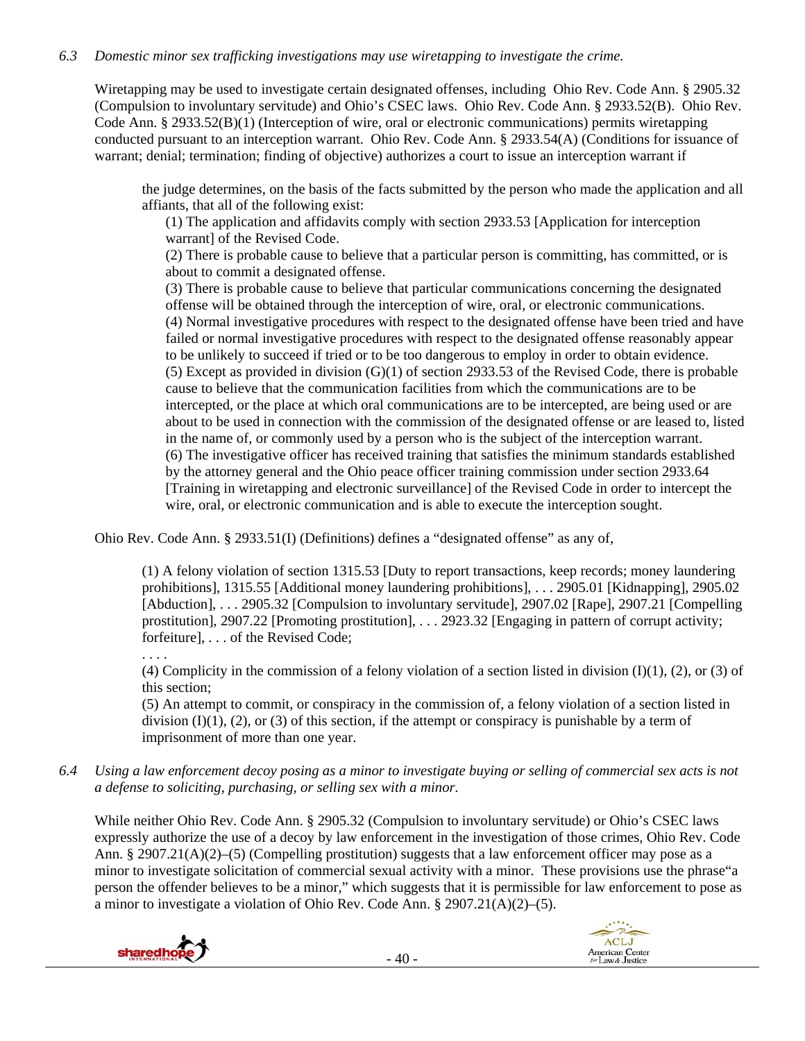*6.3 Domestic minor sex trafficking investigations may use wiretapping to investigate the crime.*

Wiretapping may be used to investigate certain designated offenses, including Ohio Rev. Code Ann. § 2905.32 (Compulsion to involuntary servitude) and Ohio's CSEC laws. Ohio Rev. Code Ann. § 2933.52(B). Ohio Rev. Code Ann. § 2933.52(B)(1) (Interception of wire, oral or electronic communications) permits wiretapping conducted pursuant to an interception warrant. Ohio Rev. Code Ann. § 2933.54(A) (Conditions for issuance of warrant; denial; termination; finding of objective) authorizes a court to issue an interception warrant if

> the judge determines, on the basis of the facts submitted by the person who made the application and all affiants, that all of the following exist:
>
> (1) The application and affidavits comply with section 2933.53 [Application for interception warrant] of the Revised Code.
>
> (2) There is probable cause to believe that a particular person is committing, has committed, or is about to commit a designated offense.
>
> (3) There is probable cause to believe that particular communications concerning the designated offense will be obtained through the interception of wire, oral, or electronic communications.
>
> (4) Normal investigative procedures with respect to the designated offense have been tried and have failed or normal investigative procedures with respect to the designated offense reasonably appear to be unlikely to succeed if tried or to be too dangerous to employ in order to obtain evidence.
>
> (5) Except as provided in division (G)(1) of section 2933.53 of the Revised Code, there is probable cause to believe that the communication facilities from which the communications are to be intercepted, or the place at which oral communications are to be intercepted, are being used or are about to be used in connection with the commission of the designated offense or are leased to, listed in the name of, or commonly used by a person who is the subject of the interception warrant.
>
> (6) The investigative officer has received training that satisfies the minimum standards established by the attorney general and the Ohio peace officer training commission under section 2933.64 [Training in wiretapping and electronic surveillance] of the Revised Code in order to intercept the wire, oral, or electronic communication and is able to execute the interception sought.

Ohio Rev. Code Ann. § 2933.51(I) (Definitions) defines a "designated offense" as any of,

> (1) A felony violation of section 1315.53 [Duty to report transactions, keep records; money laundering prohibitions], 1315.55 [Additional money laundering prohibitions], . . . 2905.01 [Kidnapping], 2905.02 [Abduction], . . . 2905.32 [Compulsion to involuntary servitude], 2907.02 [Rape], 2907.21 [Compelling prostitution], 2907.22 [Promoting prostitution], . . . 2923.32 [Engaging in pattern of corrupt activity; forfeiture], . . . of the Revised Code;
>
> . . . .
>
> (4) Complicity in the commission of a felony violation of a section listed in division (I)(1), (2), or (3) of this section;
>
> (5) An attempt to commit, or conspiracy in the commission of, a felony violation of a section listed in division (I)(1), (2), or (3) of this section, if the attempt or conspiracy is punishable by a term of imprisonment of more than one year.

*6.4 Using a law enforcement decoy posing as a minor to investigate buying or selling of commercial sex acts is not a defense to soliciting, purchasing, or selling sex with a minor.*

While neither Ohio Rev. Code Ann. § 2905.32 (Compulsion to involuntary servitude) or Ohio's CSEC laws expressly authorize the use of a decoy by law enforcement in the investigation of those crimes, Ohio Rev. Code Ann. § 2907.21(A)(2)–(5) (Compelling prostitution) suggests that a law enforcement officer may pose as a minor to investigate solicitation of commercial sexual activity with a minor. These provisions use the phrase"a person the offender believes to be a minor," which suggests that it is permissible for law enforcement to pose as a minor to investigate a violation of Ohio Rev. Code Ann. § 2907.21(A)(2)–(5).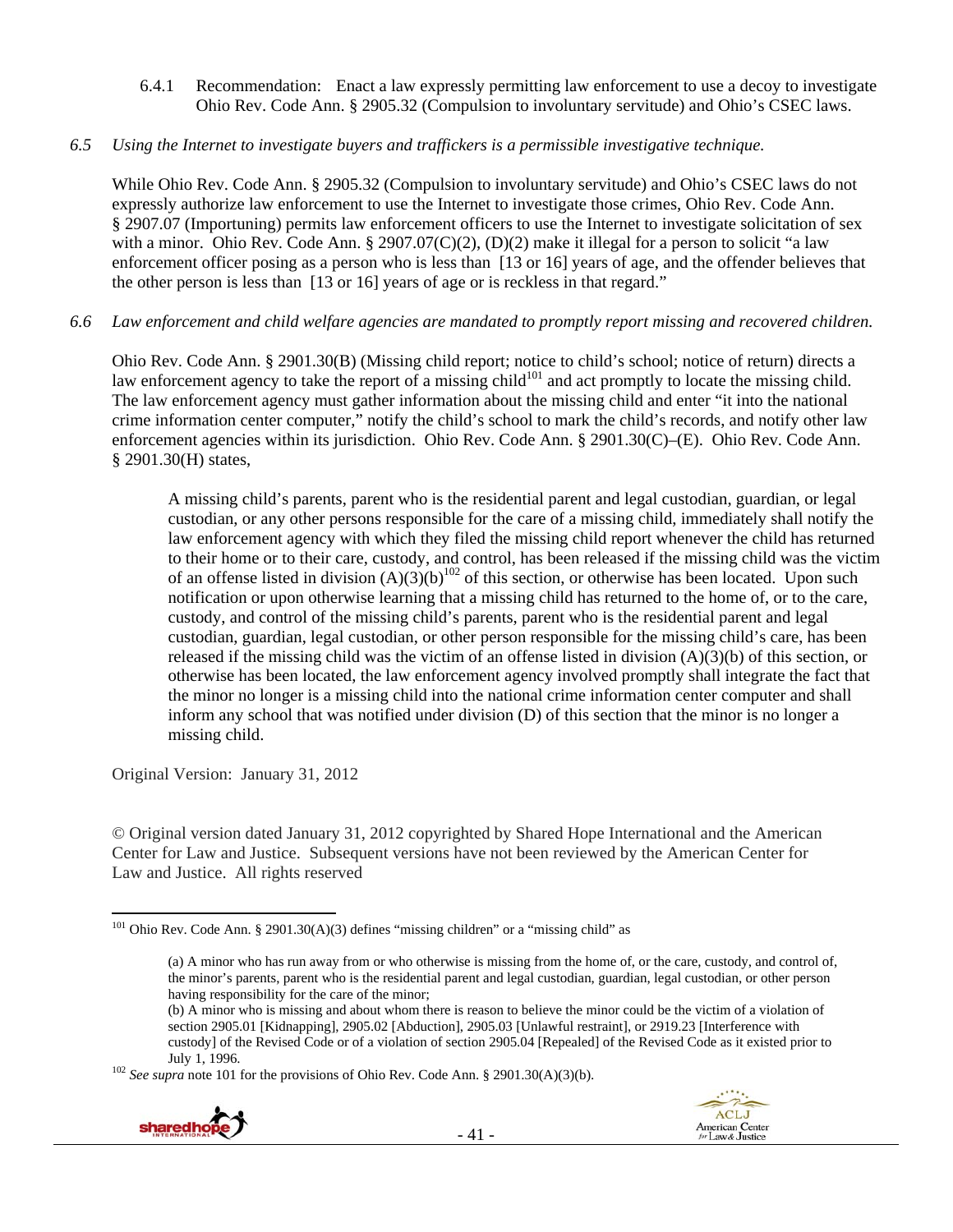6.4.1 Recommendation: Enact a law expressly permitting law enforcement to use a decoy to investigate Ohio Rev. Code Ann. § 2905.32 (Compulsion to involuntary servitude) and Ohio's CSEC laws.

*6.5 Using the Internet to investigate buyers and traffickers is a permissible investigative technique.*

While Ohio Rev. Code Ann. § 2905.32 (Compulsion to involuntary servitude) and Ohio's CSEC laws do not expressly authorize law enforcement to use the Internet to investigate those crimes, Ohio Rev. Code Ann. § 2907.07 (Importuning) permits law enforcement officers to use the Internet to investigate solicitation of sex with a minor. Ohio Rev. Code Ann. § 2907.07(C)(2), (D)(2) make it illegal for a person to solicit "a law enforcement officer posing as a person who is less than [13 or 16] years of age, and the offender believes that the other person is less than [13 or 16] years of age or is reckless in that regard."

*6.6 Law enforcement and child welfare agencies are mandated to promptly report missing and recovered children.*

Ohio Rev. Code Ann. § 2901.30(B) (Missing child report; notice to child's school; notice of return) directs a law enforcement agency to take the report of a missing child[101] and act promptly to locate the missing child. The law enforcement agency must gather information about the missing child and enter "it into the national crime information center computer," notify the child's school to mark the child's records, and notify other law enforcement agencies within its jurisdiction. Ohio Rev. Code Ann. § 2901.30(C)–(E). Ohio Rev. Code Ann. § 2901.30(H) states,

> A missing child's parents, parent who is the residential parent and legal custodian, guardian, or legal custodian, or any other persons responsible for the care of a missing child, immediately shall notify the law enforcement agency with which they filed the missing child report whenever the child has returned to their home or to their care, custody, and control, has been released if the missing child was the victim of an offense listed in division (A)(3)(b)[102] of this section, or otherwise has been located. Upon such notification or upon otherwise learning that a missing child has returned to the home of, or to the care, custody, and control of the missing child's parents, parent who is the residential parent and legal custodian, guardian, legal custodian, or other person responsible for the missing child's care, has been released if the missing child was the victim of an offense listed in division (A)(3)(b) of this section, or otherwise has been located, the law enforcement agency involved promptly shall integrate the fact that the minor no longer is a missing child into the national crime information center computer and shall inform any school that was notified under division (D) of this section that the minor is no longer a missing child.

Original Version: January 31, 2012

© Original version dated January 31, 2012 copyrighted by Shared Hope International and the American Center for Law and Justice. Subsequent versions have not been reviewed by the American Center for Law and Justice. All rights reserved

---

[101] Ohio Rev. Code Ann. § 2901.30(A)(3) defines "missing children" or a "missing child" as

> (a) A minor who has run away from or who otherwise is missing from the home of, or the care, custody, and control of, the minor's parents, parent who is the residential parent and legal custodian, guardian, legal custodian, or other person having responsibility for the care of the minor;
>
> (b) A minor who is missing and about whom there is reason to believe the minor could be the victim of a violation of section 2905.01 [Kidnapping], 2905.02 [Abduction], 2905.03 [Unlawful restraint], or 2919.23 [Interference with custody] of the Revised Code or of a violation of section 2905.04 [Repealed] of the Revised Code as it existed prior to July 1, 1996.

[102] *See supra* note 101 for the provisions of Ohio Rev. Code Ann. § 2901.30(A)(3)(b).